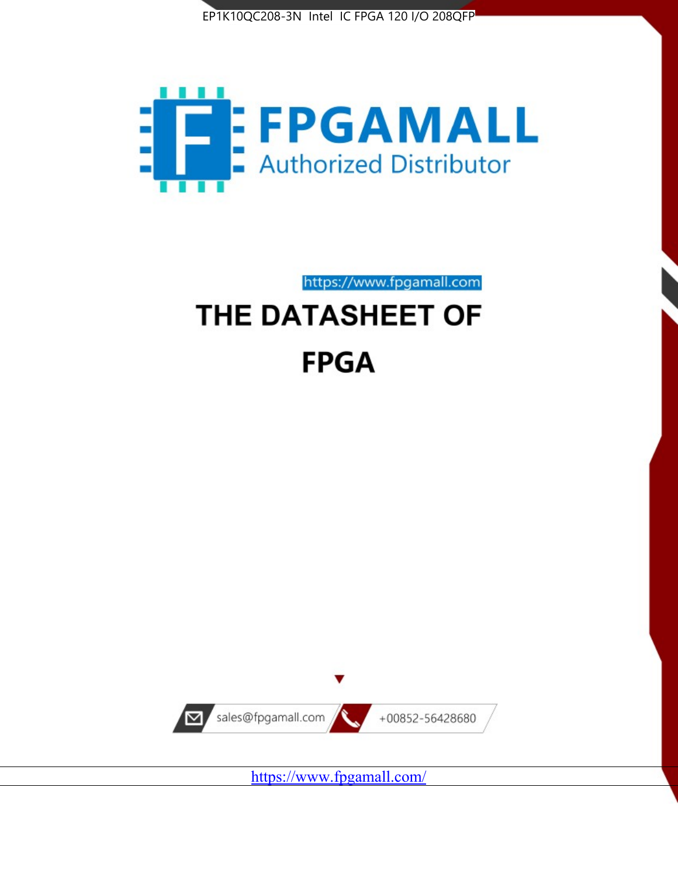EP1K10QC208-3N Intel IC FPGA 120 I/O 208QFP

FPGAMALL

Authorized Distributor

https://www.fpgamall.com

# THE DATASHEET OF

# FPGA

sales@fpgamall.com

+00852-56428680

https://www.fpgamall.com/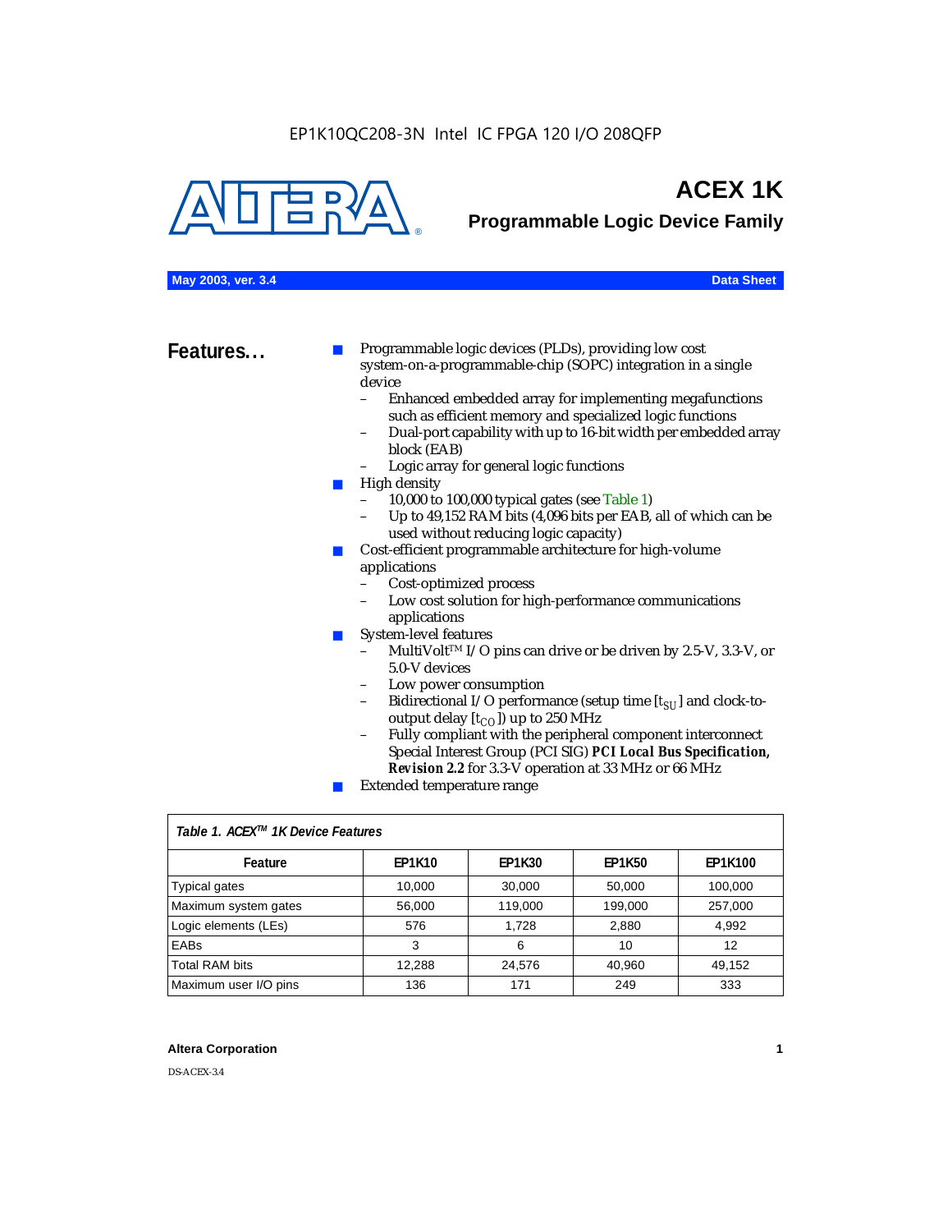EP1K10QC208-3N Intel IC FPGA 120 I/O 208QFP

# ACEX 1K

## Programmable Logic Device Family

May 2003, ver. 3.4 — Data Sheet

## Features...

- Programmable logic devices (PLDs), providing low cost system-on-a-programmable-chip (SOPC) integration in a single device
  - Enhanced embedded array for implementing megafunctions such as efficient memory and specialized logic functions
  - Dual-port capability with up to 16-bit width per embedded array block (EAB)
  - Logic array for general logic functions
- High density
  - 10,000 to 100,000 typical gates (see Table 1)
  - Up to 49,152 RAM bits (4,096 bits per EAB, all of which can be used without reducing logic capacity)
- Cost-efficient programmable architecture for high-volume applications
  - Cost-optimized process
  - Low cost solution for high-performance communications applications
- System-level features
  - MultiVolt™ I/O pins can drive or be driven by 2.5-V, 3.3-V, or 5.0-V devices
  - Low power consumption
  - Bidirectional I/O performance (setup time [$t_{SU}$] and clock-to-output delay [$t_{CO}$]) up to 250 MHz
  - Fully compliant with the peripheral component interconnect Special Interest Group (PCI SIG) ***PCI Local Bus Specification, Revision 2.2*** for 3.3-V operation at 33 MHz or 66 MHz
- Extended temperature range

*Table 1. ACEX™ 1K Device Features*

| Feature | EP1K10 | EP1K30 | EP1K50 | EP1K100 |
|---|---|---|---|---|
| Typical gates | 10,000 | 30,000 | 50,000 | 100,000 |
| Maximum system gates | 56,000 | 119,000 | 199,000 | 257,000 |
| Logic elements (LEs) | 576 | 1,728 | 2,880 | 4,992 |
| EABs | 3 | 6 | 10 | 12 |
| Total RAM bits | 12,288 | 24,576 | 40,960 | 49,152 |
| Maximum user I/O pins | 136 | 171 | 249 | 333 |

Altera Corporation

DS-ACEX-3.4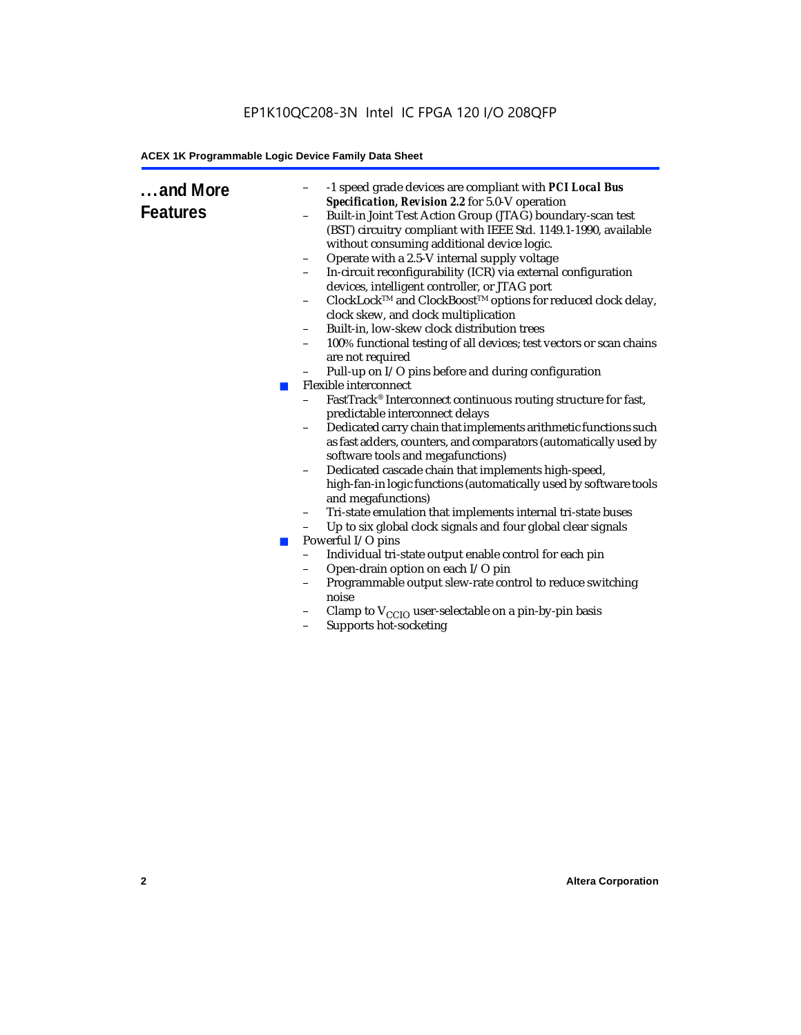## ...and More Features

- -1 speed grade devices are compliant with ***PCI Local Bus Specification, Revision 2.2*** for 5.0-V operation
- Built-in Joint Test Action Group (JTAG) boundary-scan test (BST) circuitry compliant with IEEE Std. 1149.1-1990, available without consuming additional device logic.
- Operate with a 2.5-V internal supply voltage
- In-circuit reconfigurability (ICR) via external configuration devices, intelligent controller, or JTAG port
- ClockLock™ and ClockBoost™ options for reduced clock delay, clock skew, and clock multiplication
- Built-in, low-skew clock distribution trees
- 100% functional testing of all devices; test vectors or scan chains are not required
- Pull-up on I/O pins before and during configuration

- Flexible interconnect
  - FastTrack® Interconnect continuous routing structure for fast, predictable interconnect delays
  - Dedicated carry chain that implements arithmetic functions such as fast adders, counters, and comparators (automatically used by software tools and megafunctions)
  - Dedicated cascade chain that implements high-speed, high-fan-in logic functions (automatically used by software tools and megafunctions)
  - Tri-state emulation that implements internal tri-state buses
  - Up to six global clock signals and four global clear signals
- Powerful I/O pins
  - Individual tri-state output enable control for each pin
  - Open-drain option on each I/O pin
  - Programmable output slew-rate control to reduce switching noise
  - Clamp to $V_{CCIO}$ user-selectable on a pin-by-pin basis
  - Supports hot-socketing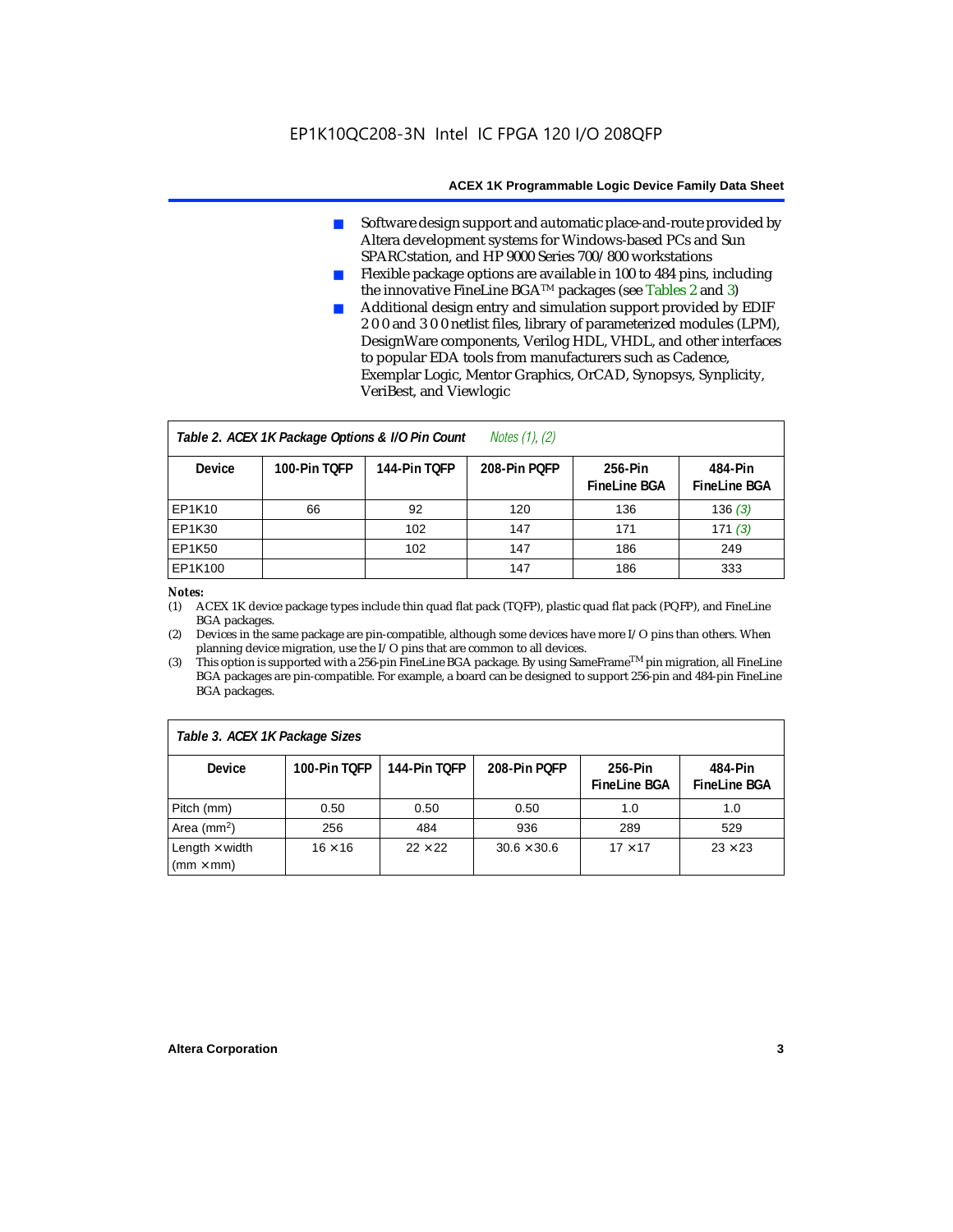- Software design support and automatic place-and-route provided by Altera development systems for Windows-based PCs and Sun SPARCstation, and HP 9000 Series 700/800 workstations
- Flexible package options are available in 100 to 484 pins, including the innovative FineLine BGA™ packages (see Tables 2 and 3)
- Additional design entry and simulation support provided by EDIF 2 0 0 and 3 0 0 netlist files, library of parameterized modules (LPM), DesignWare components, Verilog HDL, VHDL, and other interfaces to popular EDA tools from manufacturers such as Cadence, Exemplar Logic, Mentor Graphics, OrCAD, Synopsys, Synplicity, VeriBest, and Viewlogic

**Table 2. ACEX 1K Package Options & I/O Pin Count** *Notes (1), (2)*

| Device | 100-Pin TQFP | 144-Pin TQFP | 208-Pin PQFP | 256-Pin FineLine BGA | 484-Pin FineLine BGA |
|---|---|---|---|---|---|
| EP1K10 | 66 | 92 | 120 | 136 | 136 *(3)* |
| EP1K30 | | 102 | 147 | 171 | 171 *(3)* |
| EP1K50 | | 102 | 147 | 186 | 249 |
| EP1K100 | | | 147 | 186 | 333 |

*Notes:*

(1) ACEX 1K device package types include thin quad flat pack (TQFP), plastic quad flat pack (PQFP), and FineLine BGA packages.

(2) Devices in the same package are pin-compatible, although some devices have more I/O pins than others. When planning device migration, use the I/O pins that are common to all devices.

(3) This option is supported with a 256-pin FineLine BGA package. By using SameFrame™ pin migration, all FineLine BGA packages are pin-compatible. For example, a board can be designed to support 256-pin and 484-pin FineLine BGA packages.

**Table 3. ACEX 1K Package Sizes**

| Device | 100-Pin TQFP | 144-Pin TQFP | 208-Pin PQFP | 256-Pin FineLine BGA | 484-Pin FineLine BGA |
|---|---|---|---|---|---|
| Pitch (mm) | 0.50 | 0.50 | 0.50 | 1.0 | 1.0 |
| Area (mm$^2$) | 256 | 484 | 936 | 289 | 529 |
| Length × width (mm × mm) | 16 × 16 | 22 × 22 | 30.6 × 30.6 | 17 × 17 | 23 × 23 |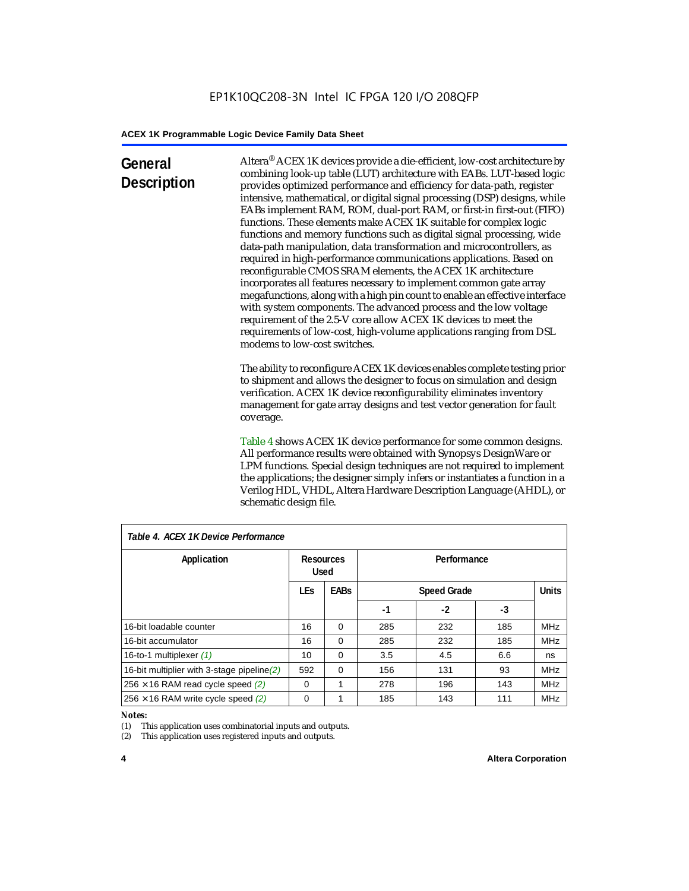## General Description

Altera® ACEX 1K devices provide a die-efficient, low-cost architecture by combining look-up table (LUT) architecture with EABs. LUT-based logic provides optimized performance and efficiency for data-path, register intensive, mathematical, or digital signal processing (DSP) designs, while EABs implement RAM, ROM, dual-port RAM, or first-in first-out (FIFO) functions. These elements make ACEX 1K suitable for complex logic functions and memory functions such as digital signal processing, wide data-path manipulation, data transformation and microcontrollers, as required in high-performance communications applications. Based on reconfigurable CMOS SRAM elements, the ACEX 1K architecture incorporates all features necessary to implement common gate array megafunctions, along with a high pin count to enable an effective interface with system components. The advanced process and the low voltage requirement of the 2.5-V core allow ACEX 1K devices to meet the requirements of low-cost, high-volume applications ranging from DSL modems to low-cost switches.

The ability to reconfigure ACEX 1K devices enables complete testing prior to shipment and allows the designer to focus on simulation and design verification. ACEX 1K device reconfigurability eliminates inventory management for gate array designs and test vector generation for fault coverage.

Table 4 shows ACEX 1K device performance for some common designs. All performance results were obtained with Synopsys DesignWare or LPM functions. Special design techniques are not required to implement the applications; the designer simply infers or instantiates a function in a Verilog HDL, VHDL, Altera Hardware Description Language (AHDL), or schematic design file.

*Table 4. ACEX 1K Device Performance*

| Application | Resources Used | | Performance | | | |
|---|---|---|---|---|---|---|
| | LEs | EABs | Speed Grade | | | Units |
| | | | -1 | -2 | -3 | |
| 16-bit loadable counter | 16 | 0 | 285 | 232 | 185 | MHz |
| 16-bit accumulator | 16 | 0 | 285 | 232 | 185 | MHz |
| 16-to-1 multiplexer *(1)* | 10 | 0 | 3.5 | 4.5 | 6.6 | ns |
| 16-bit multiplier with 3-stage pipeline *(2)* | 592 | 0 | 156 | 131 | 93 | MHz |
| 256 × 16 RAM read cycle speed *(2)* | 0 | 1 | 278 | 196 | 143 | MHz |
| 256 × 16 RAM write cycle speed *(2)* | 0 | 1 | 185 | 143 | 111 | MHz |

*Notes:*

(1) This application uses combinatorial inputs and outputs.

(2) This application uses registered inputs and outputs.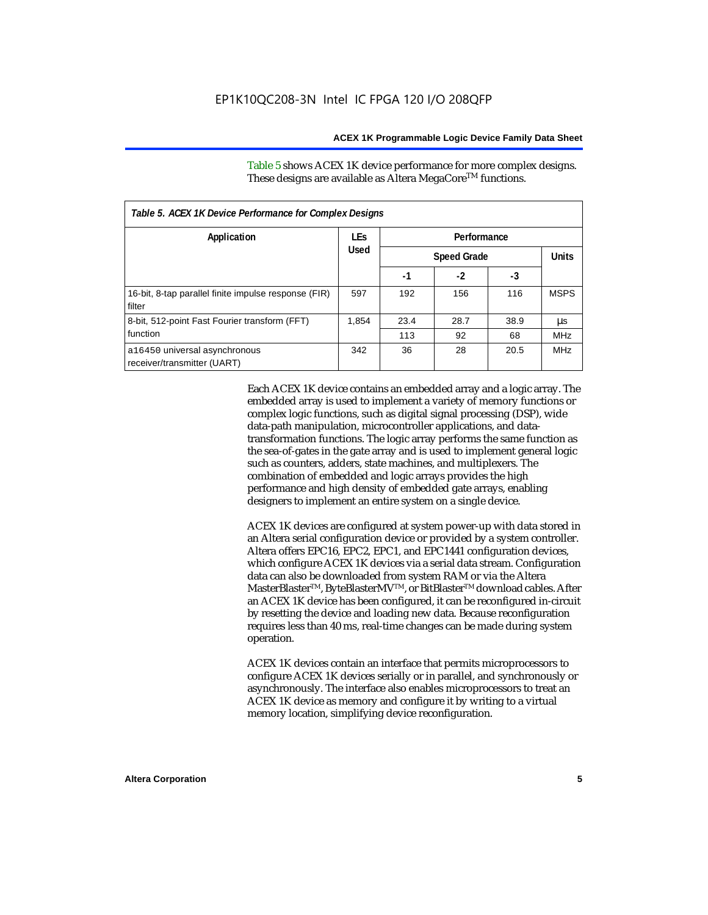Table 5 shows ACEX 1K device performance for more complex designs. These designs are available as Altera MegaCore™ functions.

| *Table 5. ACEX 1K Device Performance for Complex Designs* | | | | | |
|---|---|---|---|---|---|
| **Application** | **LEs Used** | **Performance** | | | |
| | | **Speed Grade** | | | **Units** |
| | | **-1** | **-2** | **-3** | |
| 16-bit, 8-tap parallel finite impulse response (FIR) filter | 597 | 192 | 156 | 116 | MSPS |
| 8-bit, 512-point Fast Fourier transform (FFT) function | 1,854 | 23.4 | 28.7 | 38.9 | µs |
| | | 113 | 92 | 68 | MHz |
| a16450 universal asynchronous receiver/transmitter (UART) | 342 | 36 | 28 | 20.5 | MHz |

Each ACEX 1K device contains an embedded array and a logic array. The embedded array is used to implement a variety of memory functions or complex logic functions, such as digital signal processing (DSP), wide data-path manipulation, microcontroller applications, and data-transformation functions. The logic array performs the same function as the sea-of-gates in the gate array and is used to implement general logic such as counters, adders, state machines, and multiplexers. The combination of embedded and logic arrays provides the high performance and high density of embedded gate arrays, enabling designers to implement an entire system on a single device.

ACEX 1K devices are configured at system power-up with data stored in an Altera serial configuration device or provided by a system controller. Altera offers EPC16, EPC2, EPC1, and EPC1441 configuration devices, which configure ACEX 1K devices via a serial data stream. Configuration data can also be downloaded from system RAM or via the Altera MasterBlaster™, ByteBlasterMV™, or BitBlaster™ download cables. After an ACEX 1K device has been configured, it can be reconfigured in-circuit by resetting the device and loading new data. Because reconfiguration requires less than 40 ms, real-time changes can be made during system operation.

ACEX 1K devices contain an interface that permits microprocessors to configure ACEX 1K devices serially or in parallel, and synchronously or asynchronously. The interface also enables microprocessors to treat an ACEX 1K device as memory and configure it by writing to a virtual memory location, simplifying device reconfiguration.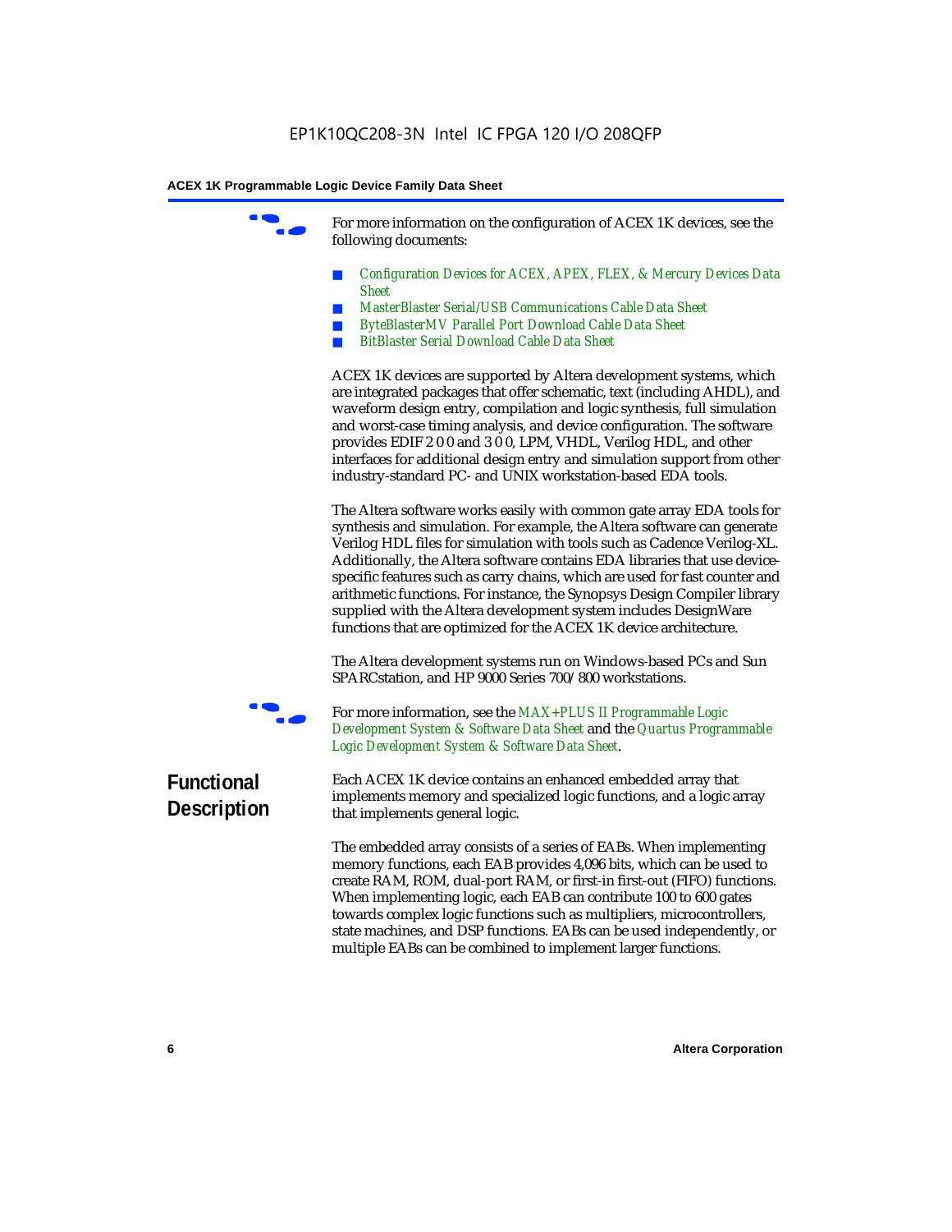For more information on the configuration of ACEX 1K devices, see the following documents:

- *Configuration Devices for ACEX, APEX, FLEX, & Mercury Devices Data Sheet*
- *MasterBlaster Serial/USB Communications Cable Data Sheet*
- *ByteBlasterMV Parallel Port Download Cable Data Sheet*
- *BitBlaster Serial Download Cable Data Sheet*

ACEX 1K devices are supported by Altera development systems, which are integrated packages that offer schematic, text (including AHDL), and waveform design entry, compilation and logic synthesis, full simulation and worst-case timing analysis, and device configuration. The software provides EDIF 2 0 0 and 3 0 0, LPM, VHDL, Verilog HDL, and other interfaces for additional design entry and simulation support from other industry-standard PC- and UNIX workstation-based EDA tools.

The Altera software works easily with common gate array EDA tools for synthesis and simulation. For example, the Altera software can generate Verilog HDL files for simulation with tools such as Cadence Verilog-XL. Additionally, the Altera software contains EDA libraries that use device-specific features such as carry chains, which are used for fast counter and arithmetic functions. For instance, the Synopsys Design Compiler library supplied with the Altera development system includes DesignWare functions that are optimized for the ACEX 1K device architecture.

The Altera development systems run on Windows-based PCs and Sun SPARCstation, and HP 9000 Series 700/800 workstations.

For more information, see the *MAX+PLUS II Programmable Logic Development System & Software Data Sheet* and the *Quartus Programmable Logic Development System & Software Data Sheet*.

## Functional Description

Each ACEX 1K device contains an enhanced embedded array that implements memory and specialized logic functions, and a logic array that implements general logic.

The embedded array consists of a series of EABs. When implementing memory functions, each EAB provides 4,096 bits, which can be used to create RAM, ROM, dual-port RAM, or first-in first-out (FIFO) functions. When implementing logic, each EAB can contribute 100 to 600 gates towards complex logic functions such as multipliers, microcontrollers, state machines, and DSP functions. EABs can be used independently, or multiple EABs can be combined to implement larger functions.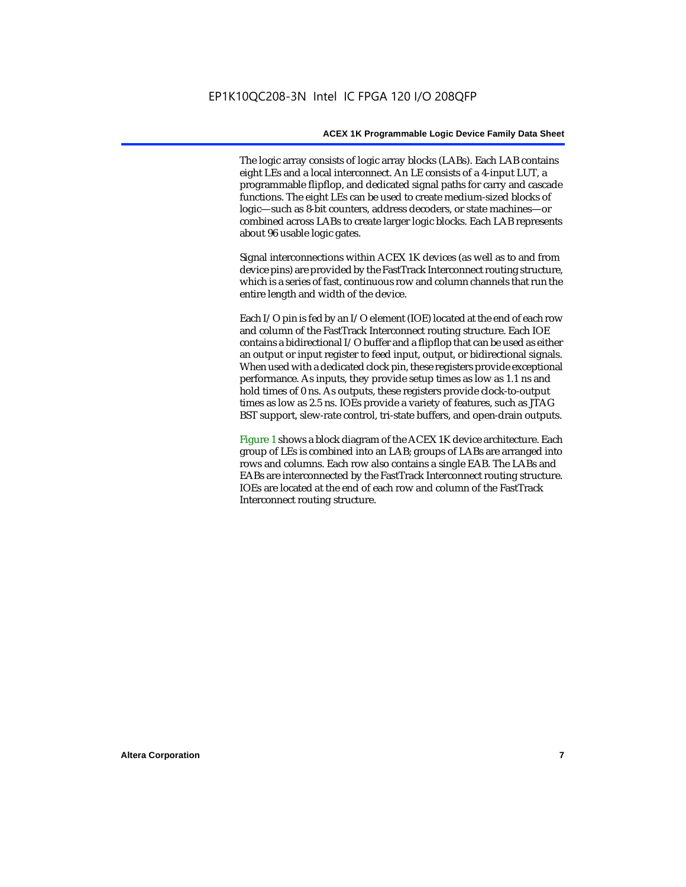The logic array consists of logic array blocks (LABs). Each LAB contains eight LEs and a local interconnect. An LE consists of a 4-input LUT, a programmable flipflop, and dedicated signal paths for carry and cascade functions. The eight LEs can be used to create medium-sized blocks of logic—such as 8-bit counters, address decoders, or state machines—or combined across LABs to create larger logic blocks. Each LAB represents about 96 usable logic gates.

Signal interconnections within ACEX 1K devices (as well as to and from device pins) are provided by the FastTrack Interconnect routing structure, which is a series of fast, continuous row and column channels that run the entire length and width of the device.

Each I/O pin is fed by an I/O element (IOE) located at the end of each row and column of the FastTrack Interconnect routing structure. Each IOE contains a bidirectional I/O buffer and a flipflop that can be used as either an output or input register to feed input, output, or bidirectional signals. When used with a dedicated clock pin, these registers provide exceptional performance. As inputs, they provide setup times as low as 1.1 ns and hold times of 0 ns. As outputs, these registers provide clock-to-output times as low as 2.5 ns. IOEs provide a variety of features, such as JTAG BST support, slew-rate control, tri-state buffers, and open-drain outputs.

Figure 1 shows a block diagram of the ACEX 1K device architecture. Each group of LEs is combined into an LAB; groups of LABs are arranged into rows and columns. Each row also contains a single EAB. The LABs and EABs are interconnected by the FastTrack Interconnect routing structure. IOEs are located at the end of each row and column of the FastTrack Interconnect routing structure.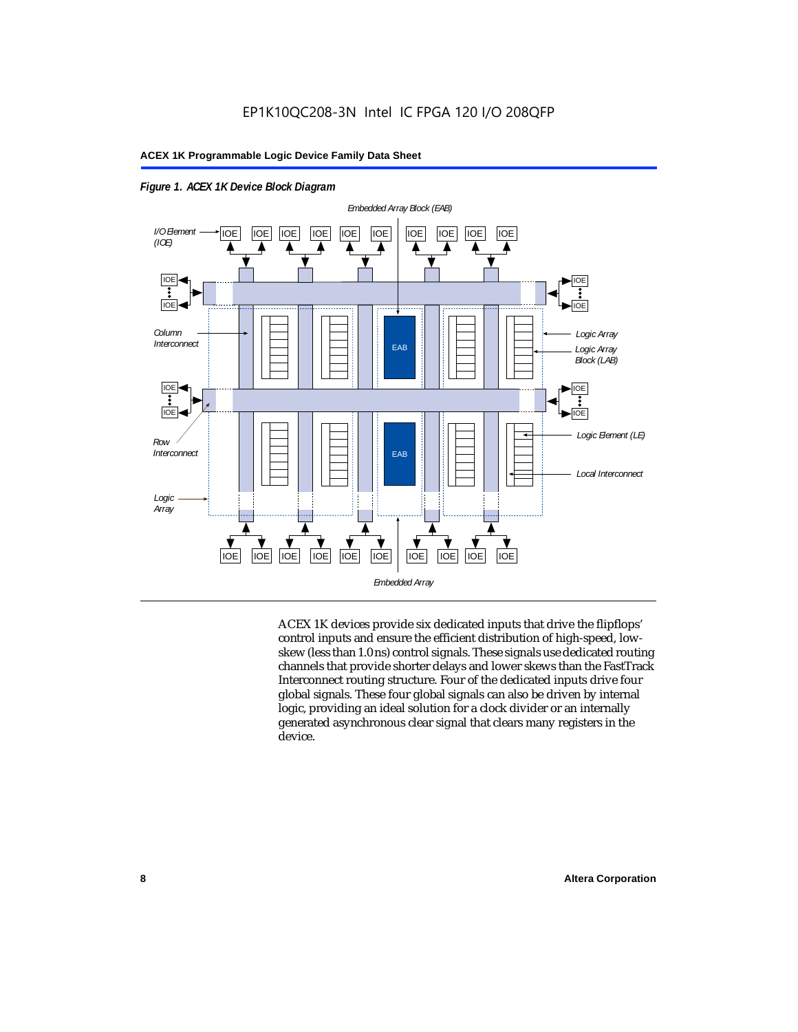**Figure 1. ACEX 1K Device Block Diagram**

ACEX 1K devices provide six dedicated inputs that drive the flipflops' control inputs and ensure the efficient distribution of high-speed, low-skew (less than 1.0 ns) control signals. These signals use dedicated routing channels that provide shorter delays and lower skews than the FastTrack Interconnect routing structure. Four of the dedicated inputs drive four global signals. These four global signals can also be driven by internal logic, providing an ideal solution for a clock divider or an internally generated asynchronous clear signal that clears many registers in the device.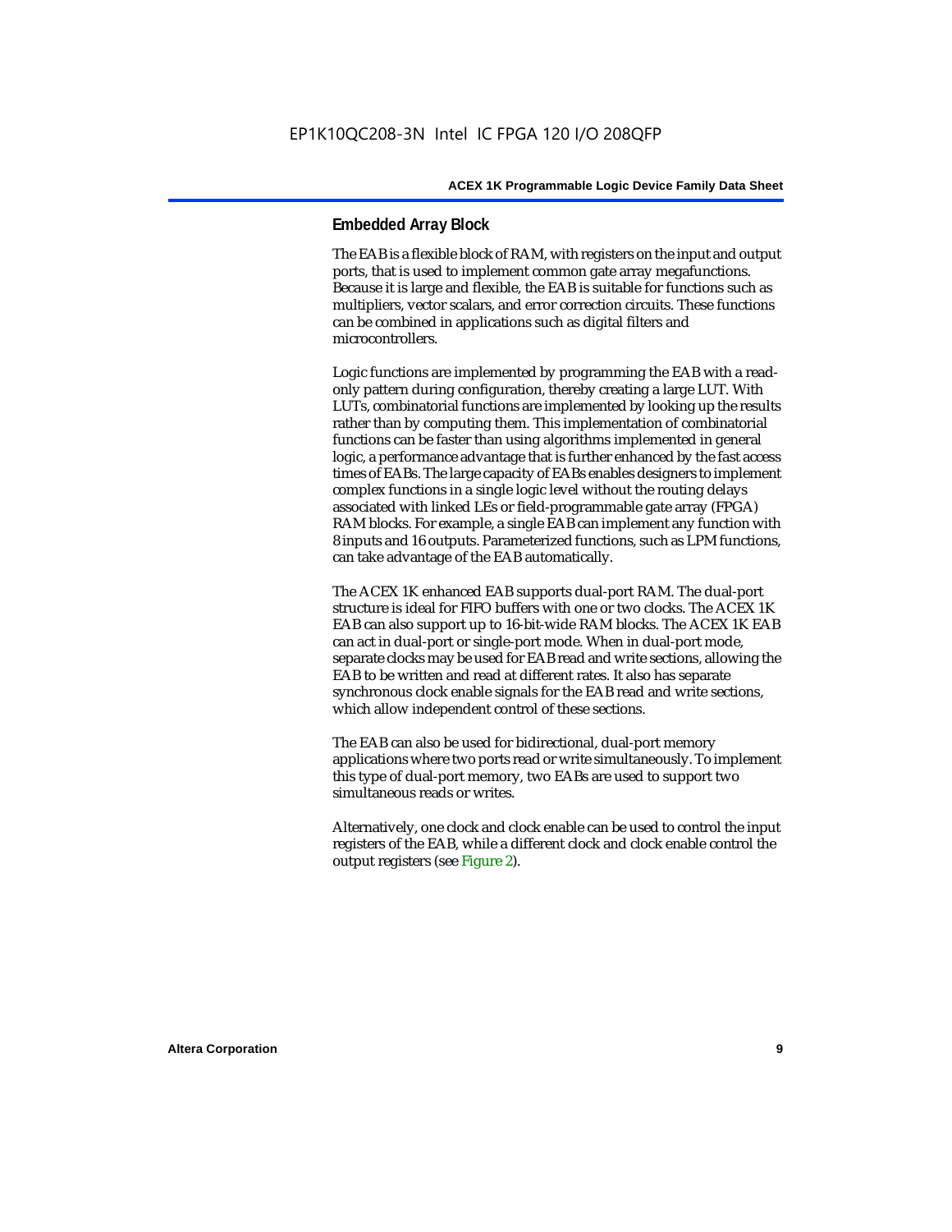## Embedded Array Block

The EAB is a flexible block of RAM, with registers on the input and output ports, that is used to implement common gate array megafunctions. Because it is large and flexible, the EAB is suitable for functions such as multipliers, vector scalars, and error correction circuits. These functions can be combined in applications such as digital filters and microcontrollers.

Logic functions are implemented by programming the EAB with a read-only pattern during configuration, thereby creating a large LUT. With LUTs, combinatorial functions are implemented by looking up the results rather than by computing them. This implementation of combinatorial functions can be faster than using algorithms implemented in general logic, a performance advantage that is further enhanced by the fast access times of EABs. The large capacity of EABs enables designers to implement complex functions in a single logic level without the routing delays associated with linked LEs or field-programmable gate array (FPGA) RAM blocks. For example, a single EAB can implement any function with 8 inputs and 16 outputs. Parameterized functions, such as LPM functions, can take advantage of the EAB automatically.

The ACEX 1K enhanced EAB supports dual-port RAM. The dual-port structure is ideal for FIFO buffers with one or two clocks. The ACEX 1K EAB can also support up to 16-bit-wide RAM blocks. The ACEX 1K EAB can act in dual-port or single-port mode. When in dual-port mode, separate clocks may be used for EAB read and write sections, allowing the EAB to be written and read at different rates. It also has separate synchronous clock enable signals for the EAB read and write sections, which allow independent control of these sections.

The EAB can also be used for bidirectional, dual-port memory applications where two ports read or write simultaneously. To implement this type of dual-port memory, two EABs are used to support two simultaneous reads or writes.

Alternatively, one clock and clock enable can be used to control the input registers of the EAB, while a different clock and clock enable control the output registers (see Figure 2).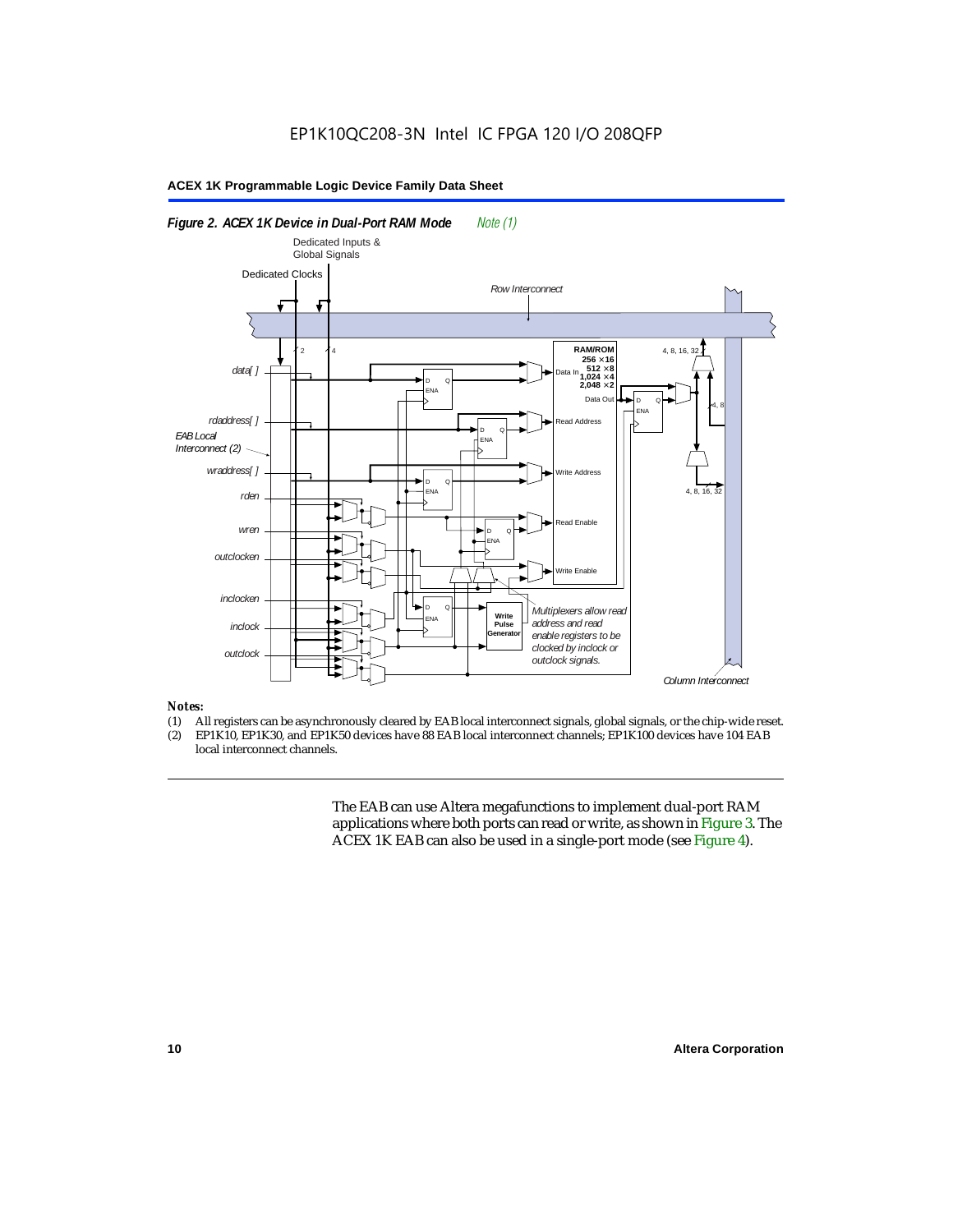*Figure 2. ACEX 1K Device in Dual-Port RAM Mode* *Note (1)*

*Notes:*

(1) All registers can be asynchronously cleared by EAB local interconnect signals, global signals, or the chip-wide reset.
(2) EP1K10, EP1K30, and EP1K50 devices have 88 EAB local interconnect channels; EP1K100 devices have 104 EAB local interconnect channels.

The EAB can use Altera megafunctions to implement dual-port RAM applications where both ports can read or write, as shown in Figure 3. The ACEX 1K EAB can also be used in a single-port mode (see Figure 4).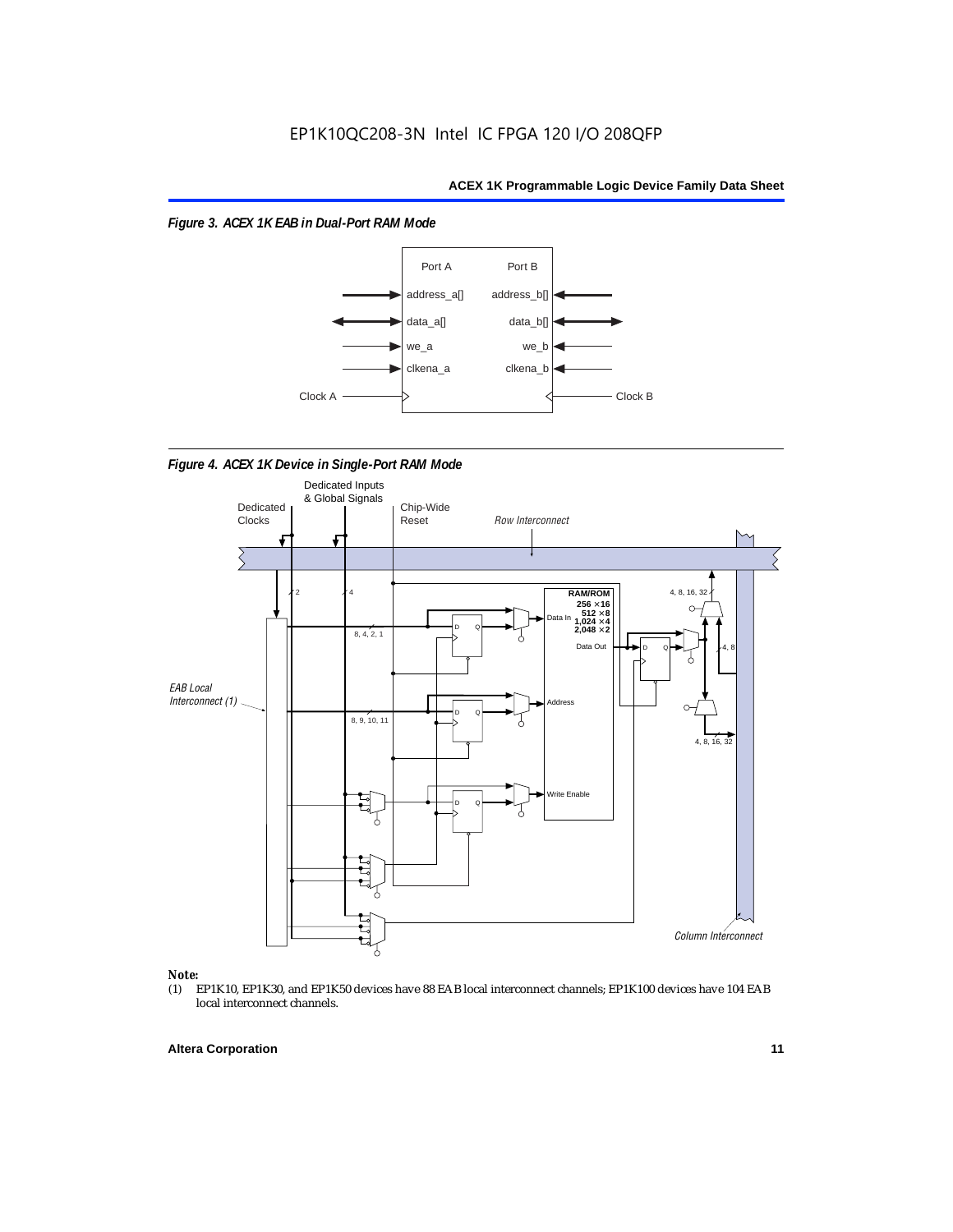*Figure 3. ACEX 1K EAB in Dual-Port RAM Mode*

Port A

address_a[]

data_a[]

we_a

clkena_a

Clock A

Port B

address_b[]

data_b[]

we_b

clkena_b

Clock B

*Figure 4. ACEX 1K Device in Single-Port RAM Mode*

Dedicated Clocks

Dedicated Inputs & Global Signals

Chip-Wide Reset

*Row Interconnect*

RAM/ROM
256 × 16
512 × 8
1,024 × 4
2,048 × 2

Data In

Data Out

Address

Write Enable

*EAB Local Interconnect (1)*

*Column Interconnect*

**Note:**

(1) EP1K10, EP1K30, and EP1K50 devices have 88 EAB local interconnect channels; EP1K100 devices have 104 EAB local interconnect channels.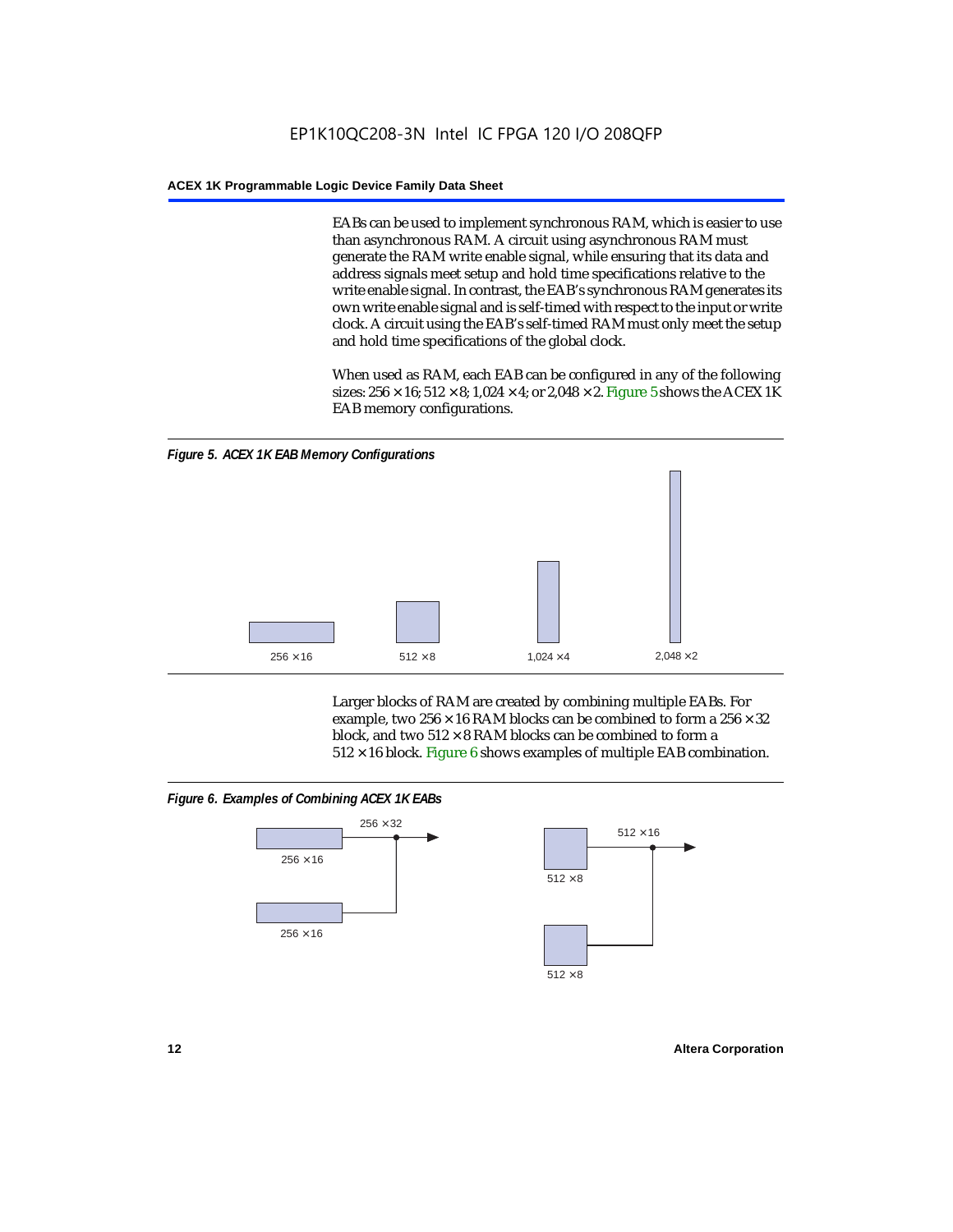EABs can be used to implement synchronous RAM, which is easier to use than asynchronous RAM. A circuit using asynchronous RAM must generate the RAM write enable signal, while ensuring that its data and address signals meet setup and hold time specifications relative to the write enable signal. In contrast, the EAB's synchronous RAM generates its own write enable signal and is self-timed with respect to the input or write clock. A circuit using the EAB's self-timed RAM must only meet the setup and hold time specifications of the global clock.

When used as RAM, each EAB can be configured in any of the following sizes: 256 × 16; 512 × 8; 1,024 × 4; or 2,048 × 2. Figure 5 shows the ACEX 1K EAB memory configurations.

*Figure 5. ACEX 1K EAB Memory Configurations*

256 × 16 &nbsp;&nbsp; 512 × 8 &nbsp;&nbsp; 1,024 × 4 &nbsp;&nbsp; 2,048 × 2

Larger blocks of RAM are created by combining multiple EABs. For example, two 256 × 16 RAM blocks can be combined to form a 256 × 32 block, and two 512 × 8 RAM blocks can be combined to form a 512 × 16 block. Figure 6 shows examples of multiple EAB combination.

*Figure 6. Examples of Combining ACEX 1K EABs*

256 × 16, 256 × 16 → 256 × 32

512 × 8, 512 × 8 → 512 × 16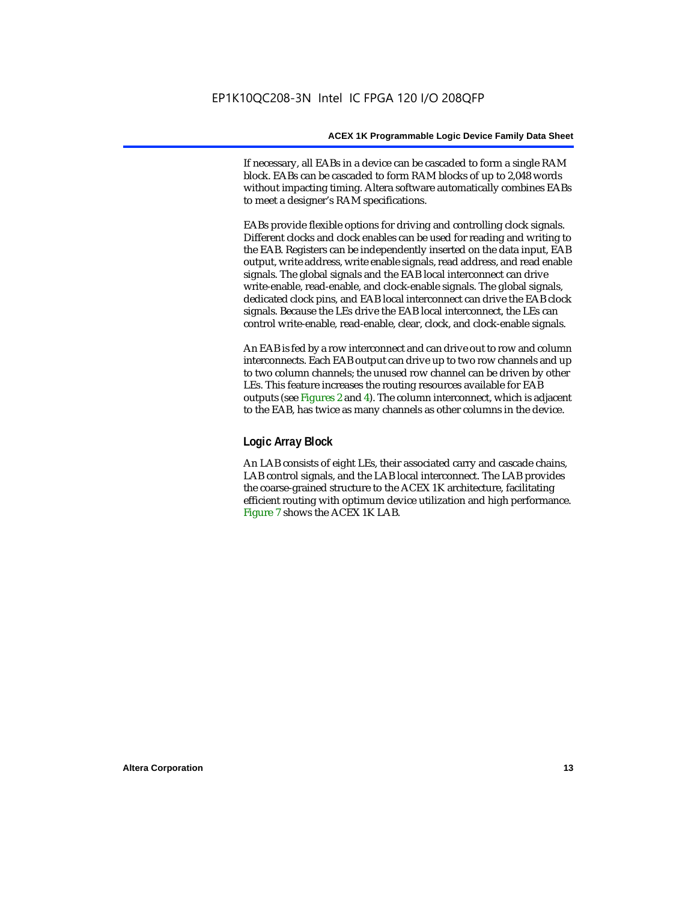If necessary, all EABs in a device can be cascaded to form a single RAM block. EABs can be cascaded to form RAM blocks of up to 2,048 words without impacting timing. Altera software automatically combines EABs to meet a designer's RAM specifications.

EABs provide flexible options for driving and controlling clock signals. Different clocks and clock enables can be used for reading and writing to the EAB. Registers can be independently inserted on the data input, EAB output, write address, write enable signals, read address, and read enable signals. The global signals and the EAB local interconnect can drive write-enable, read-enable, and clock-enable signals. The global signals, dedicated clock pins, and EAB local interconnect can drive the EAB clock signals. Because the LEs drive the EAB local interconnect, the LEs can control write-enable, read-enable, clear, clock, and clock-enable signals.

An EAB is fed by a row interconnect and can drive out to row and column interconnects. Each EAB output can drive up to two row channels and up to two column channels; the unused row channel can be driven by other LEs. This feature increases the routing resources available for EAB outputs (see Figures 2 and 4). The column interconnect, which is adjacent to the EAB, has twice as many channels as other columns in the device.

## Logic Array Block

An LAB consists of eight LEs, their associated carry and cascade chains, LAB control signals, and the LAB local interconnect. The LAB provides the coarse-grained structure to the ACEX 1K architecture, facilitating efficient routing with optimum device utilization and high performance. Figure 7 shows the ACEX 1K LAB.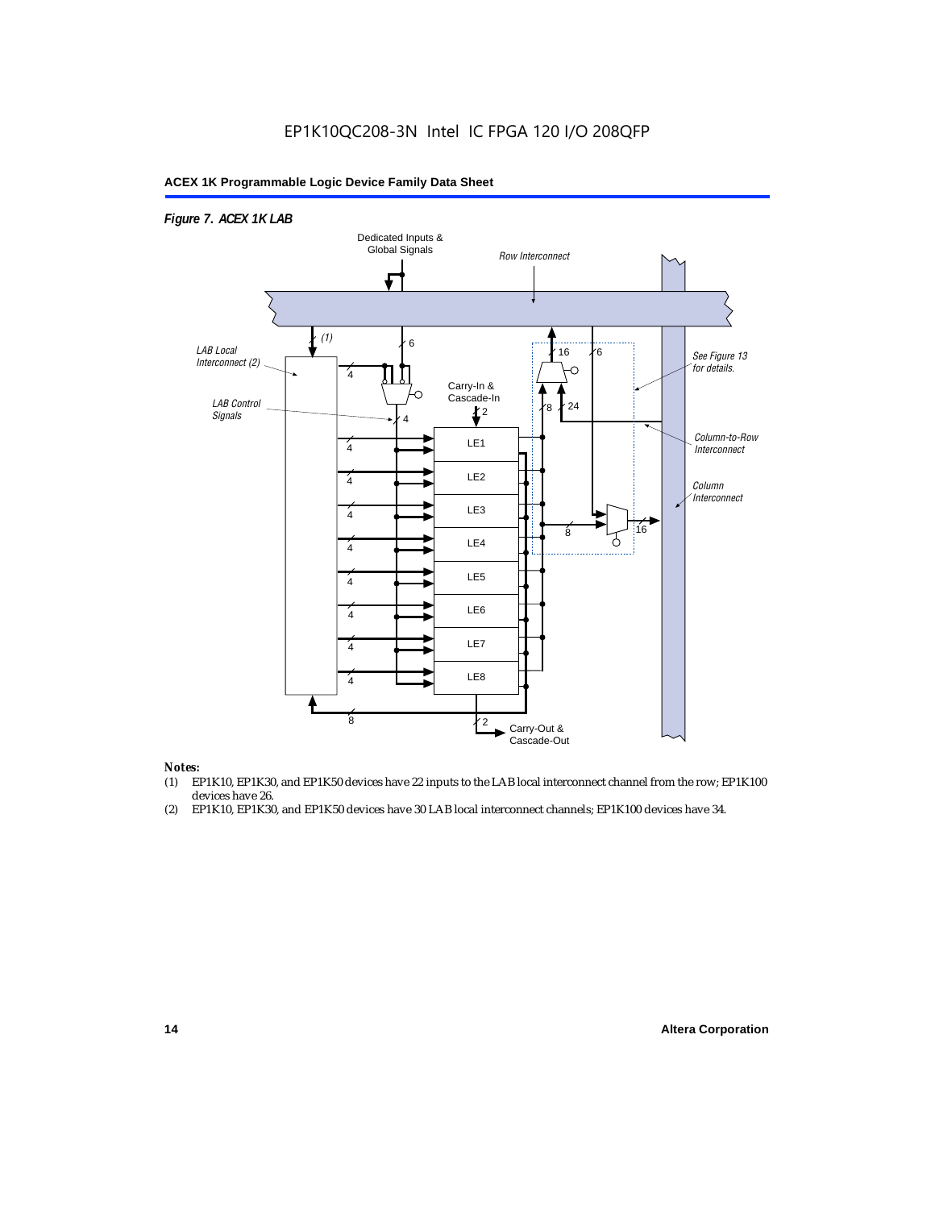*Figure 7. ACEX 1K LAB*

Dedicated Inputs & Global Signals

Row Interconnect

LAB Local Interconnect (2)

LAB Control Signals

Carry-In & Cascade-In

See Figure 13 for details.

Column-to-Row Interconnect

Column Interconnect

Carry-Out & Cascade-Out

*Notes:*

(1) EP1K10, EP1K30, and EP1K50 devices have 22 inputs to the LAB local interconnect channel from the row; EP1K100 devices have 26.

(2) EP1K10, EP1K30, and EP1K50 devices have 30 LAB local interconnect channels; EP1K100 devices have 34.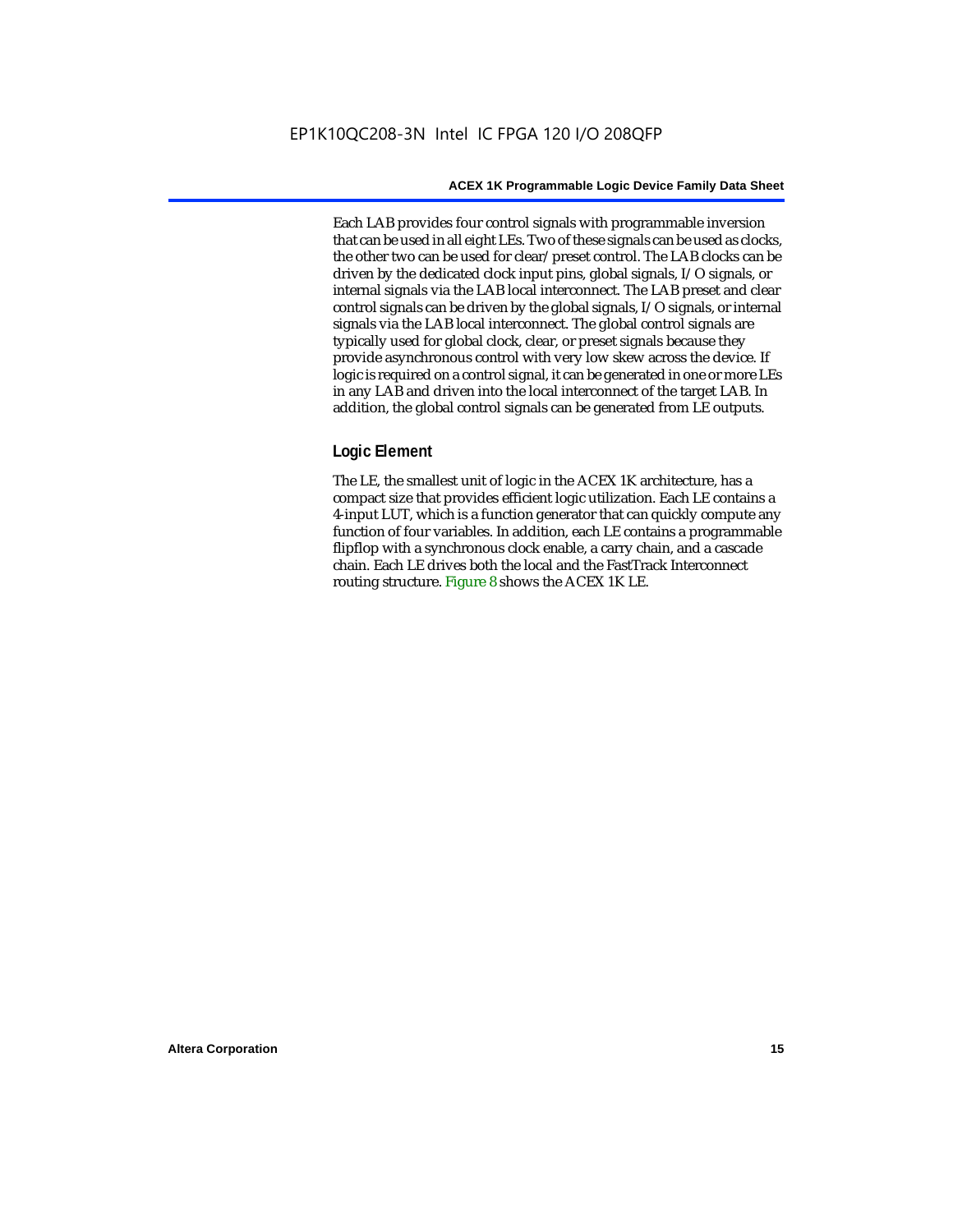Each LAB provides four control signals with programmable inversion that can be used in all eight LEs. Two of these signals can be used as clocks, the other two can be used for clear/preset control. The LAB clocks can be driven by the dedicated clock input pins, global signals, I/O signals, or internal signals via the LAB local interconnect. The LAB preset and clear control signals can be driven by the global signals, I/O signals, or internal signals via the LAB local interconnect. The global control signals are typically used for global clock, clear, or preset signals because they provide asynchronous control with very low skew across the device. If logic is required on a control signal, it can be generated in one or more LEs in any LAB and driven into the local interconnect of the target LAB. In addition, the global control signals can be generated from LE outputs.

### Logic Element

The LE, the smallest unit of logic in the ACEX 1K architecture, has a compact size that provides efficient logic utilization. Each LE contains a 4-input LUT, which is a function generator that can quickly compute any function of four variables. In addition, each LE contains a programmable flipflop with a synchronous clock enable, a carry chain, and a cascade chain. Each LE drives both the local and the FastTrack Interconnect routing structure. Figure 8 shows the ACEX 1K LE.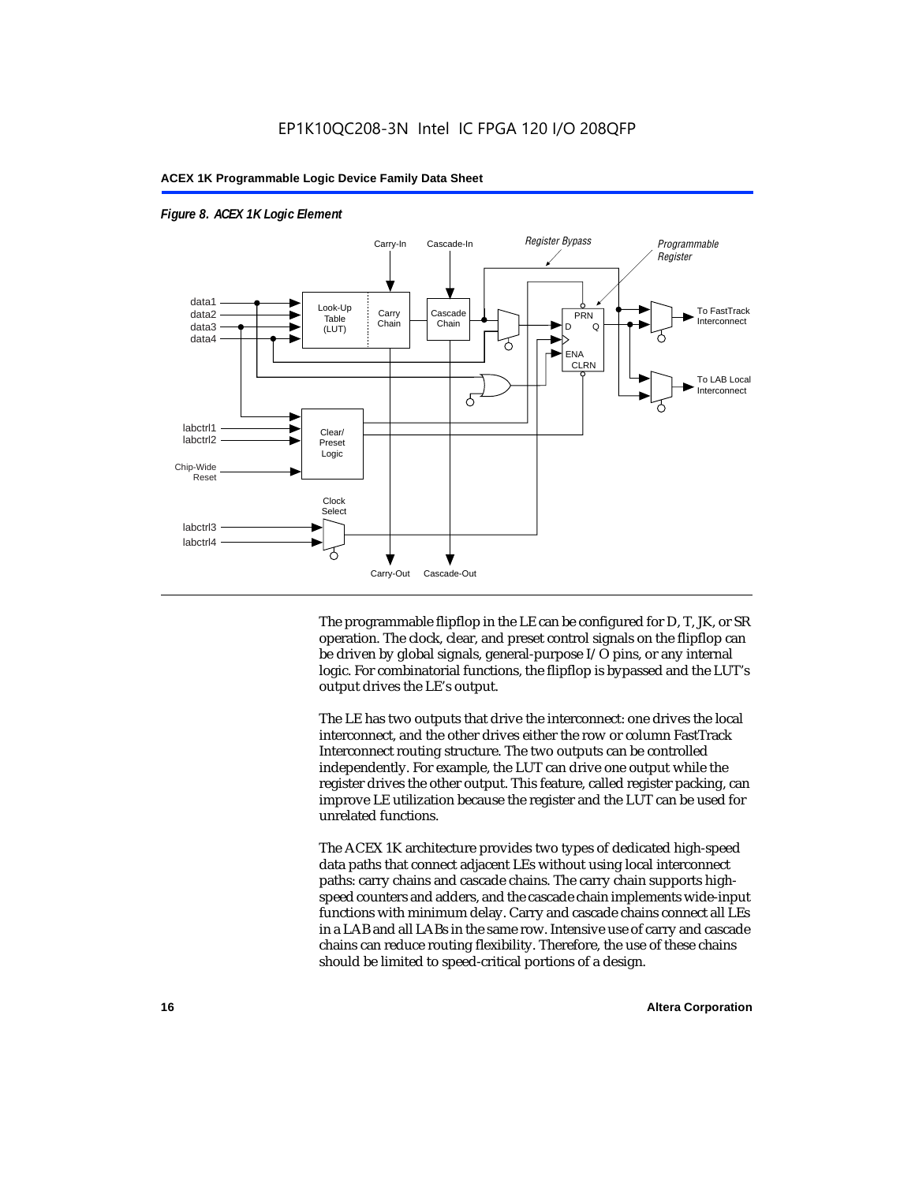*Figure 8. ACEX 1K Logic Element*

The programmable flipflop in the LE can be configured for D, T, JK, or SR operation. The clock, clear, and preset control signals on the flipflop can be driven by global signals, general-purpose I/O pins, or any internal logic. For combinatorial functions, the flipflop is bypassed and the LUT's output drives the LE's output.

The LE has two outputs that drive the interconnect: one drives the local interconnect, and the other drives either the row or column FastTrack Interconnect routing structure. The two outputs can be controlled independently. For example, the LUT can drive one output while the register drives the other output. This feature, called register packing, can improve LE utilization because the register and the LUT can be used for unrelated functions.

The ACEX 1K architecture provides two types of dedicated high-speed data paths that connect adjacent LEs without using local interconnect paths: carry chains and cascade chains. The carry chain supports high-speed counters and adders, and the cascade chain implements wide-input functions with minimum delay. Carry and cascade chains connect all LEs in a LAB and all LABs in the same row. Intensive use of carry and cascade chains can reduce routing flexibility. Therefore, the use of these chains should be limited to speed-critical portions of a design.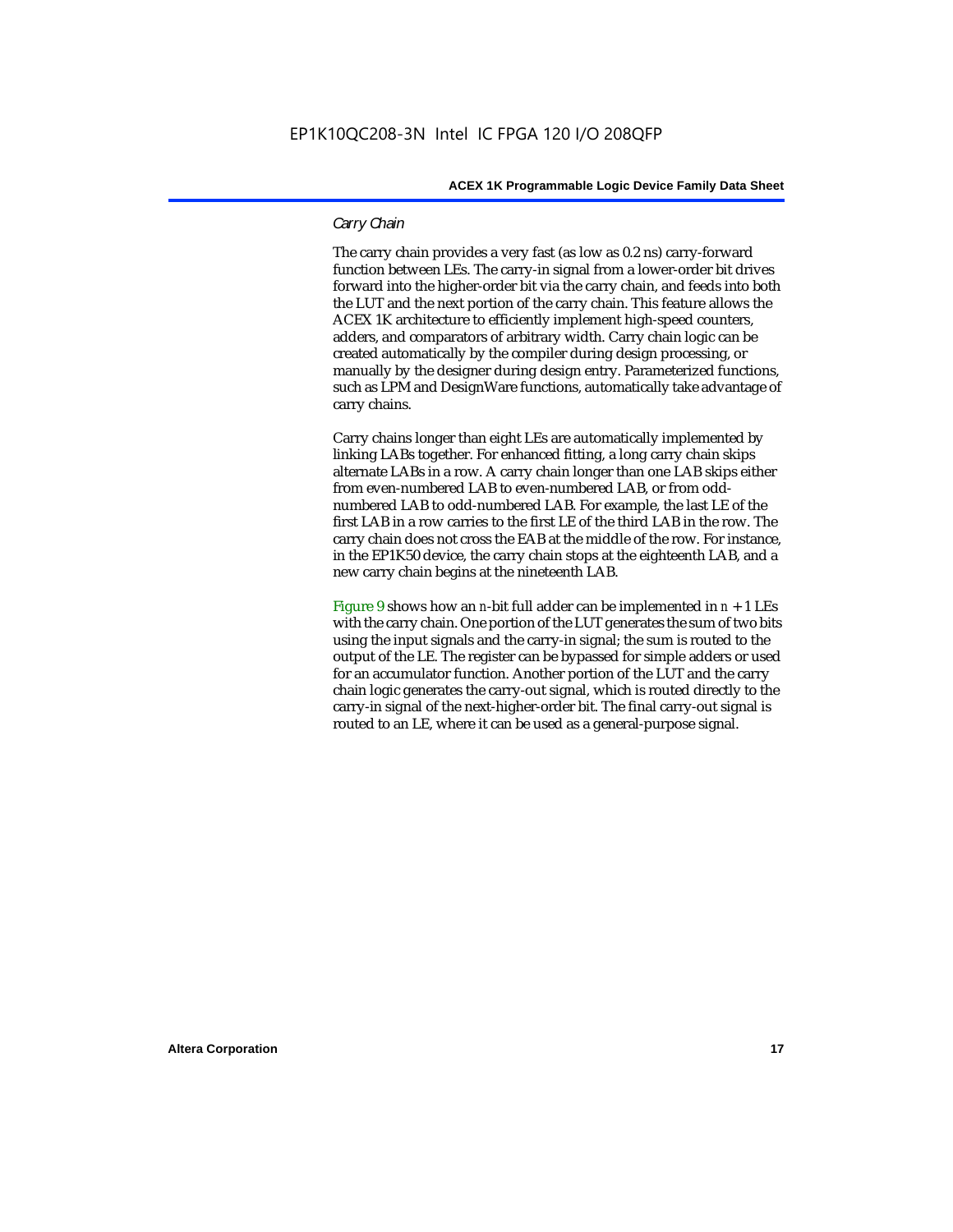### *Carry Chain*

The carry chain provides a very fast (as low as 0.2 ns) carry-forward function between LEs. The carry-in signal from a lower-order bit drives forward into the higher-order bit via the carry chain, and feeds into both the LUT and the next portion of the carry chain. This feature allows the ACEX 1K architecture to efficiently implement high-speed counters, adders, and comparators of arbitrary width. Carry chain logic can be created automatically by the compiler during design processing, or manually by the designer during design entry. Parameterized functions, such as LPM and DesignWare functions, automatically take advantage of carry chains.

Carry chains longer than eight LEs are automatically implemented by linking LABs together. For enhanced fitting, a long carry chain skips alternate LABs in a row. A carry chain longer than one LAB skips either from even-numbered LAB to even-numbered LAB, or from odd-numbered LAB to odd-numbered LAB. For example, the last LE of the first LAB in a row carries to the first LE of the third LAB in the row. The carry chain does not cross the EAB at the middle of the row. For instance, in the EP1K50 device, the carry chain stops at the eighteenth LAB, and a new carry chain begins at the nineteenth LAB.

Figure 9 shows how an $n$-bit full adder can be implemented in $n + 1$ LEs with the carry chain. One portion of the LUT generates the sum of two bits using the input signals and the carry-in signal; the sum is routed to the output of the LE. The register can be bypassed for simple adders or used for an accumulator function. Another portion of the LUT and the carry chain logic generates the carry-out signal, which is routed directly to the carry-in signal of the next-higher-order bit. The final carry-out signal is routed to an LE, where it can be used as a general-purpose signal.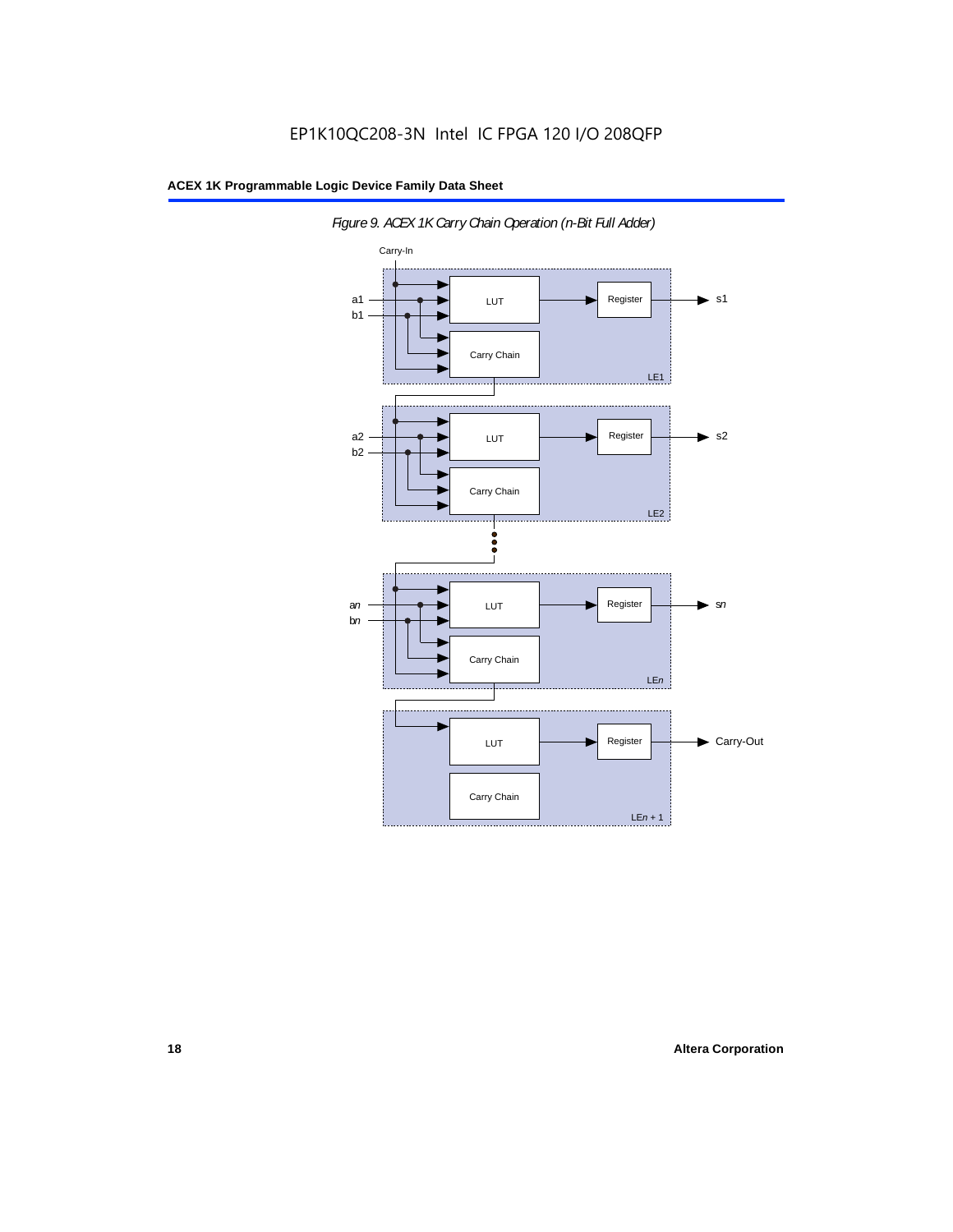*Figure 9. ACEX 1K Carry Chain Operation (n-Bit Full Adder)*

Carry-In

a1

b1

LUT

Register

s1

Carry Chain

LE1

a2

b2

LUT

Register

s2

Carry Chain

LE2

a*n*

b*n*

LUT

Register

s*n*

Carry Chain

LE*n*

LUT

Register

Carry-Out

Carry Chain

LE*n* + 1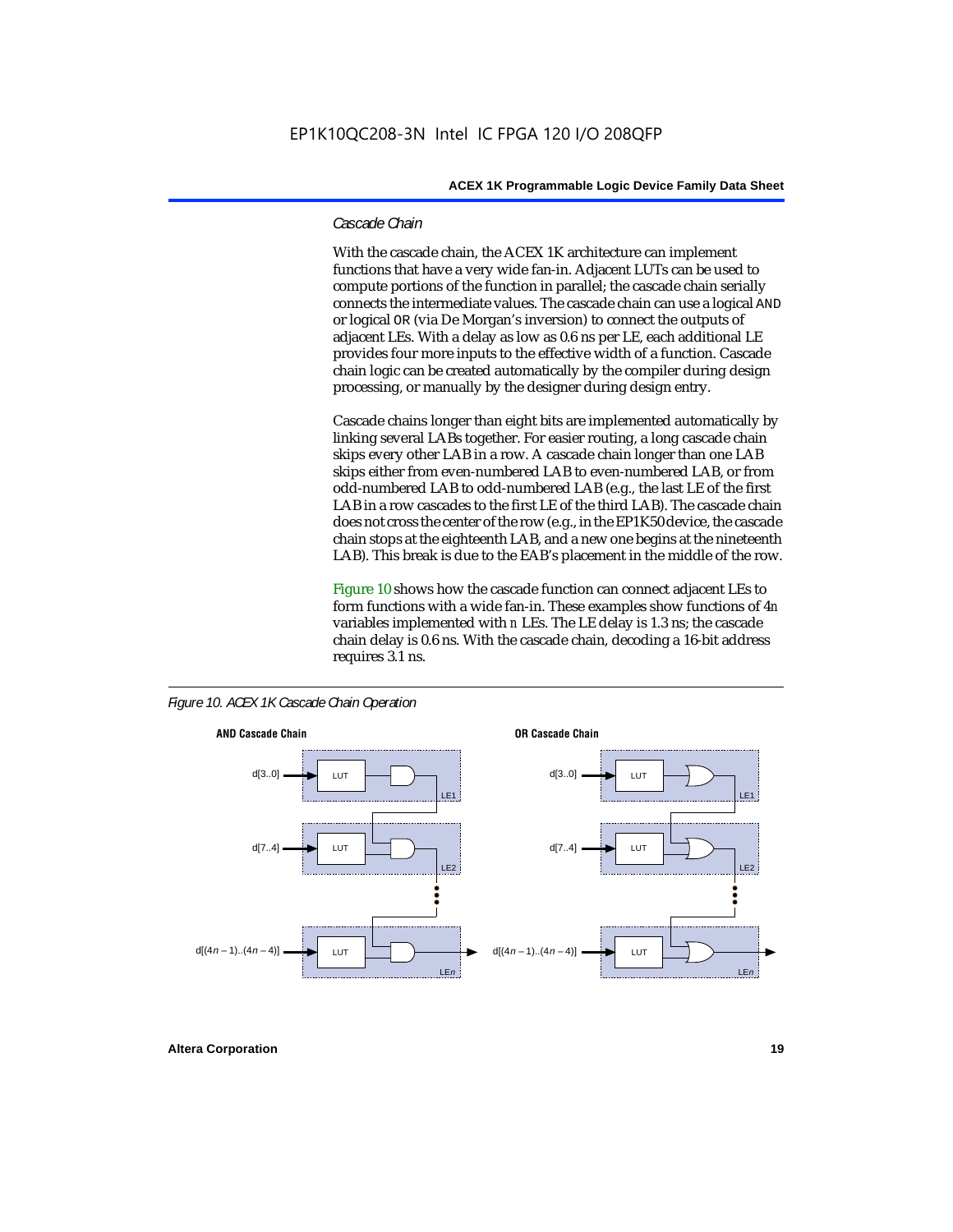### *Cascade Chain*

With the cascade chain, the ACEX 1K architecture can implement functions that have a very wide fan-in. Adjacent LUTs can be used to compute portions of the function in parallel; the cascade chain serially connects the intermediate values. The cascade chain can use a logical AND or logical OR (via De Morgan's inversion) to connect the outputs of adjacent LEs. With a delay as low as 0.6 ns per LE, each additional LE provides four more inputs to the effective width of a function. Cascade chain logic can be created automatically by the compiler during design processing, or manually by the designer during design entry.

Cascade chains longer than eight bits are implemented automatically by linking several LABs together. For easier routing, a long cascade chain skips every other LAB in a row. A cascade chain longer than one LAB skips either from even-numbered LAB to even-numbered LAB, or from odd-numbered LAB to odd-numbered LAB (e.g., the last LE of the first LAB in a row cascades to the first LE of the third LAB). The cascade chain does not cross the center of the row (e.g., in the EP1K50 device, the cascade chain stops at the eighteenth LAB, and a new one begins at the nineteenth LAB). This break is due to the EAB's placement in the middle of the row.

Figure 10 shows how the cascade function can connect adjacent LEs to form functions with a wide fan-in. These examples show functions of $4n$ variables implemented with $n$ LEs. The LE delay is 1.3 ns; the cascade chain delay is 0.6 ns. With the cascade chain, decoding a 16-bit address requires 3.1 ns.

*Figure 10. ACEX 1K Cascade Chain Operation*

**AND Cascade Chain**

d[3..0] → LUT → AND (LE1)
d[7..4] → LUT → AND (LE2)
d[(4n – 1)..(4n – 4)] → LUT → AND (LEn) →

**OR Cascade Chain**

d[3..0] → LUT → OR (LE1)
d[7..4] → LUT → OR (LE2)
d[(4n – 1)..(4n – 4)] → LUT → OR (LEn) →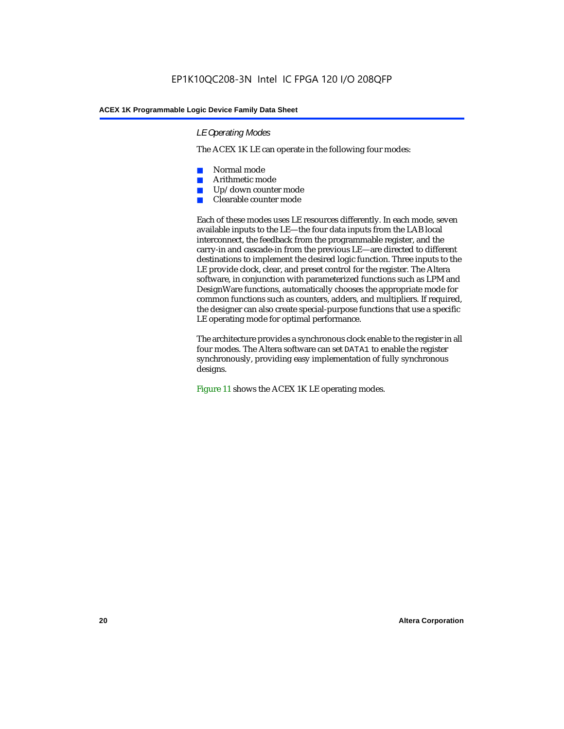### LE Operating Modes

The ACEX 1K LE can operate in the following four modes:

- Normal mode
- Arithmetic mode
- Up/down counter mode
- Clearable counter mode

Each of these modes uses LE resources differently. In each mode, seven available inputs to the LE—the four data inputs from the LAB local interconnect, the feedback from the programmable register, and the carry-in and cascade-in from the previous LE—are directed to different destinations to implement the desired logic function. Three inputs to the LE provide clock, clear, and preset control for the register. The Altera software, in conjunction with parameterized functions such as LPM and DesignWare functions, automatically chooses the appropriate mode for common functions such as counters, adders, and multipliers. If required, the designer can also create special-purpose functions that use a specific LE operating mode for optimal performance.

The architecture provides a synchronous clock enable to the register in all four modes. The Altera software can set `DATA1` to enable the register synchronously, providing easy implementation of fully synchronous designs.

Figure 11 shows the ACEX 1K LE operating modes.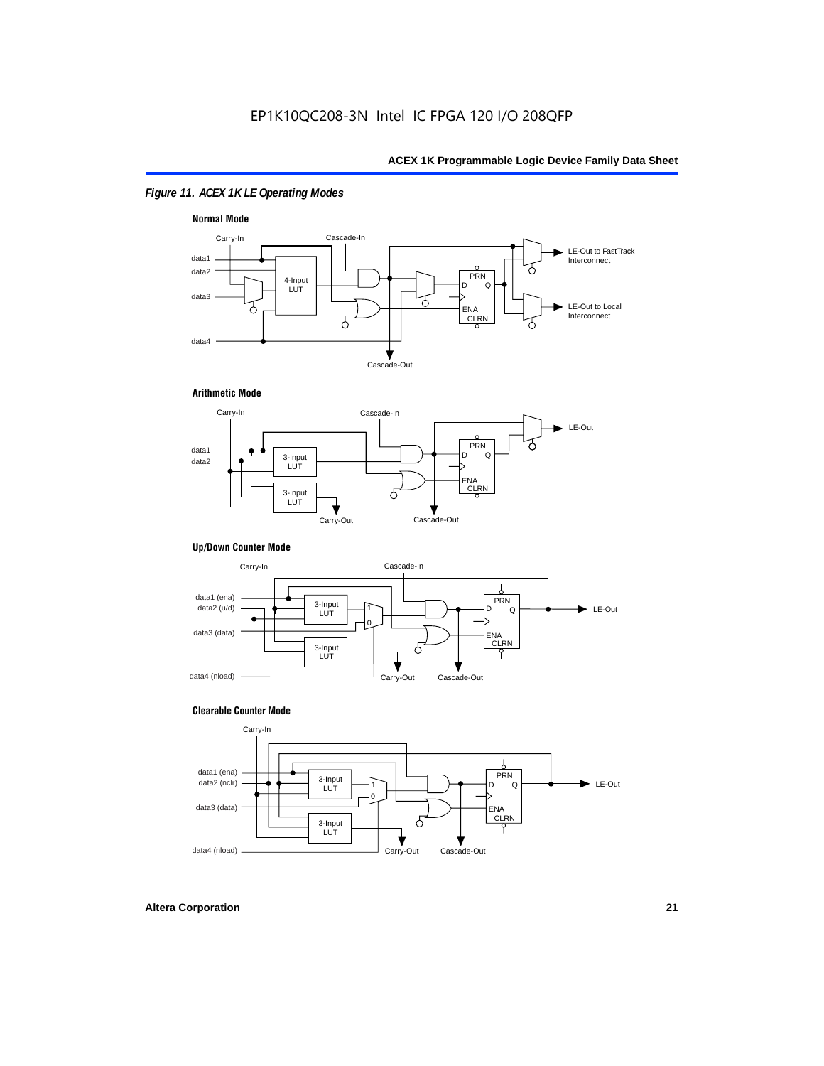*Figure 11. ACEX 1K LE Operating Modes*

**Normal Mode**

Carry-In, Cascade-In, data1, data2, data3, data4, 4-Input LUT, PRN, D, Q, ENA, CLRN, LE-Out to FastTrack Interconnect, LE-Out to Local Interconnect, Cascade-Out

**Arithmetic Mode**

Carry-In, Cascade-In, data1, data2, 3-Input LUT, 3-Input LUT, PRN, D, Q, ENA, CLRN, LE-Out, Carry-Out, Cascade-Out

**Up/Down Counter Mode**

Carry-In, Cascade-In, data1 (ena), data2 (u/d), data3 (data), data4 (nload), 3-Input LUT, 3-Input LUT, 1, 0, PRN, D, Q, ENA, CLRN, LE-Out, Carry-Out, Cascade-Out

**Clearable Counter Mode**

Carry-In, data1 (ena), data2 (nclr), data3 (data), data4 (nload), 3-Input LUT, 3-Input LUT, 1, 0, PRN, D, Q, ENA, CLRN, LE-Out, Carry-Out, Cascade-Out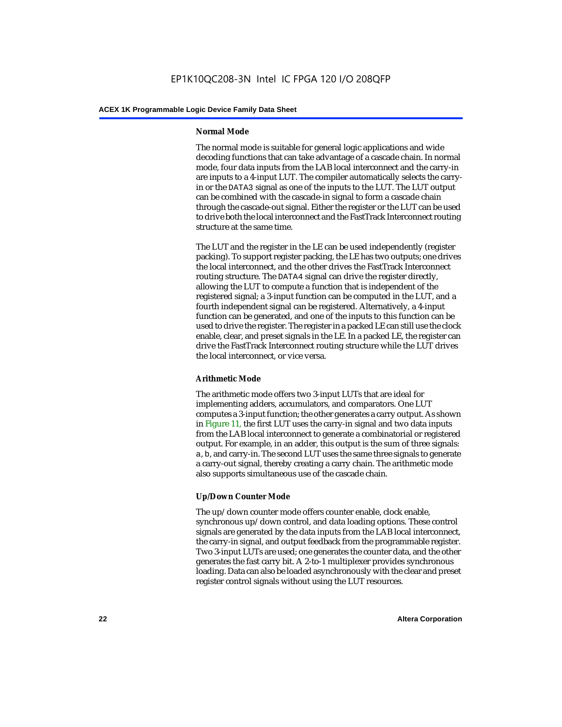#### Normal Mode

The normal mode is suitable for general logic applications and wide decoding functions that can take advantage of a cascade chain. In normal mode, four data inputs from the LAB local interconnect and the carry-in are inputs to a 4-input LUT. The compiler automatically selects the carry-in or the `DATA3` signal as one of the inputs to the LUT. The LUT output can be combined with the cascade-in signal to form a cascade chain through the cascade-out signal. Either the register or the LUT can be used to drive both the local interconnect and the FastTrack Interconnect routing structure at the same time.

The LUT and the register in the LE can be used independently (register packing). To support register packing, the LE has two outputs; one drives the local interconnect, and the other drives the FastTrack Interconnect routing structure. The `DATA4` signal can drive the register directly, allowing the LUT to compute a function that is independent of the registered signal; a 3-input function can be computed in the LUT, and a fourth independent signal can be registered. Alternatively, a 4-input function can be generated, and one of the inputs to this function can be used to drive the register. The register in a packed LE can still use the clock enable, clear, and preset signals in the LE. In a packed LE, the register can drive the FastTrack Interconnect routing structure while the LUT drives the local interconnect, or vice versa.

#### Arithmetic Mode

The arithmetic mode offers two 3-input LUTs that are ideal for implementing adders, accumulators, and comparators. One LUT computes a 3-input function; the other generates a carry output. As shown in Figure 11, the first LUT uses the carry-in signal and two data inputs from the LAB local interconnect to generate a combinatorial or registered output. For example, in an adder, this output is the sum of three signals: `a`, `b`, and carry-in. The second LUT uses the same three signals to generate a carry-out signal, thereby creating a carry chain. The arithmetic mode also supports simultaneous use of the cascade chain.

#### Up/Down Counter Mode

The up/down counter mode offers counter enable, clock enable, synchronous up/down control, and data loading options. These control signals are generated by the data inputs from the LAB local interconnect, the carry-in signal, and output feedback from the programmable register. Two 3-input LUTs are used; one generates the counter data, and the other generates the fast carry bit. A 2-to-1 multiplexer provides synchronous loading. Data can also be loaded asynchronously with the clear and preset register control signals without using the LUT resources.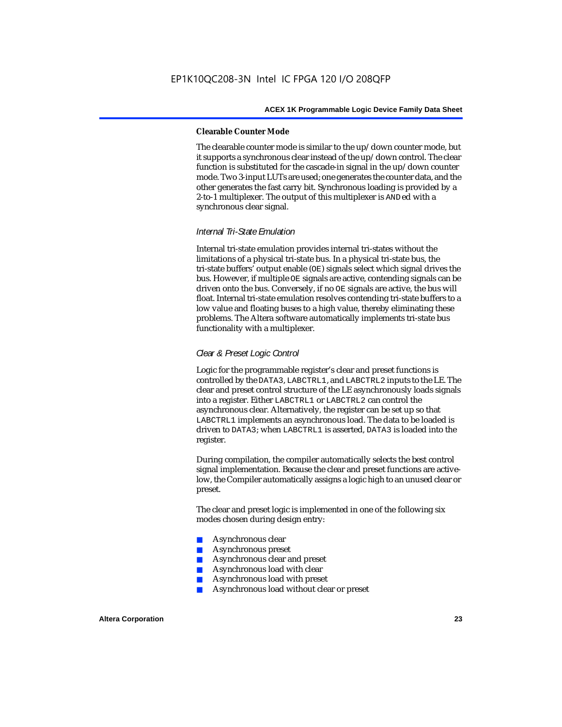#### Clearable Counter Mode

The clearable counter mode is similar to the up/down counter mode, but it supports a synchronous clear instead of the up/down control. The clear function is substituted for the cascade-in signal in the up/down counter mode. Two 3-input LUTs are used; one generates the counter data, and the other generates the fast carry bit. Synchronous loading is provided by a 2-to-1 multiplexer. The output of this multiplexer is `AND`ed with a synchronous clear signal.

### *Internal Tri-State Emulation*

Internal tri-state emulation provides internal tri-states without the limitations of a physical tri-state bus. In a physical tri-state bus, the tri-state buffers' output enable (`OE`) signals select which signal drives the bus. However, if multiple `OE` signals are active, contending signals can be driven onto the bus. Conversely, if no `OE` signals are active, the bus will float. Internal tri-state emulation resolves contending tri-state buffers to a low value and floating buses to a high value, thereby eliminating these problems. The Altera software automatically implements tri-state bus functionality with a multiplexer.

### *Clear & Preset Logic Control*

Logic for the programmable register's clear and preset functions is controlled by the `DATA3`, `LABCTRL1`, and `LABCTRL2` inputs to the LE. The clear and preset control structure of the LE asynchronously loads signals into a register. Either `LABCTRL1` or `LABCTRL2` can control the asynchronous clear. Alternatively, the register can be set up so that `LABCTRL1` implements an asynchronous load. The data to be loaded is driven to `DATA3`; when `LABCTRL1` is asserted, `DATA3` is loaded into the register.

During compilation, the compiler automatically selects the best control signal implementation. Because the clear and preset functions are active-low, the Compiler automatically assigns a logic high to an unused clear or preset.

The clear and preset logic is implemented in one of the following six modes chosen during design entry:

- Asynchronous clear
- Asynchronous preset
- Asynchronous clear and preset
- Asynchronous load with clear
- Asynchronous load with preset
- Asynchronous load without clear or preset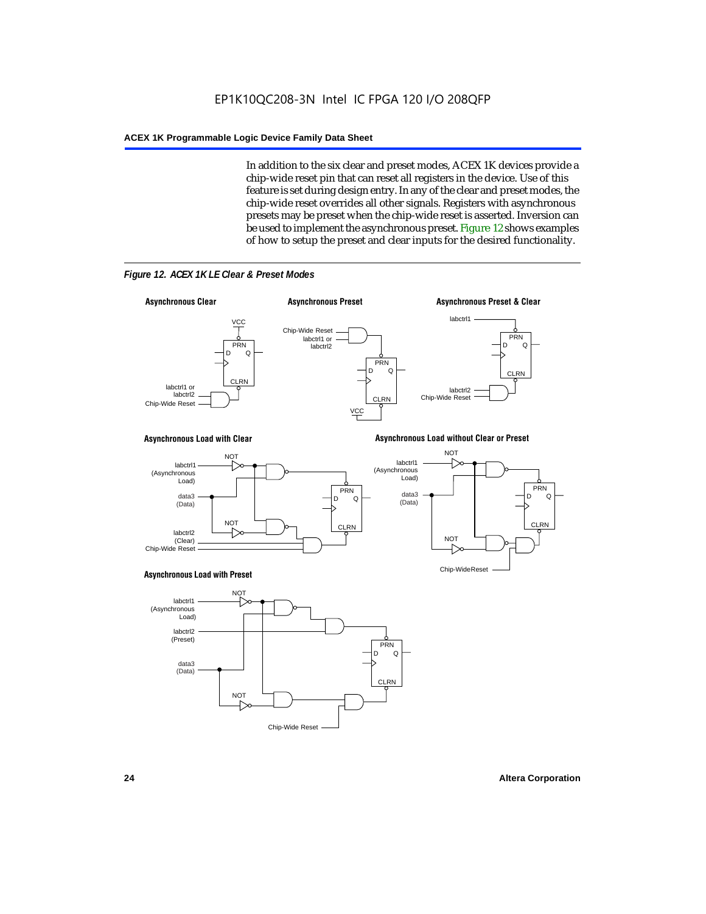In addition to the six clear and preset modes, ACEX 1K devices provide a chip-wide reset pin that can reset all registers in the device. Use of this feature is set during design entry. In any of the clear and preset modes, the chip-wide reset overrides all other signals. Registers with asynchronous presets may be preset when the chip-wide reset is asserted. Inversion can be used to implement the asynchronous preset. Figure 12 shows examples of how to setup the preset and clear inputs for the desired functionality.

*Figure 12. ACEX 1K LE Clear & Preset Modes*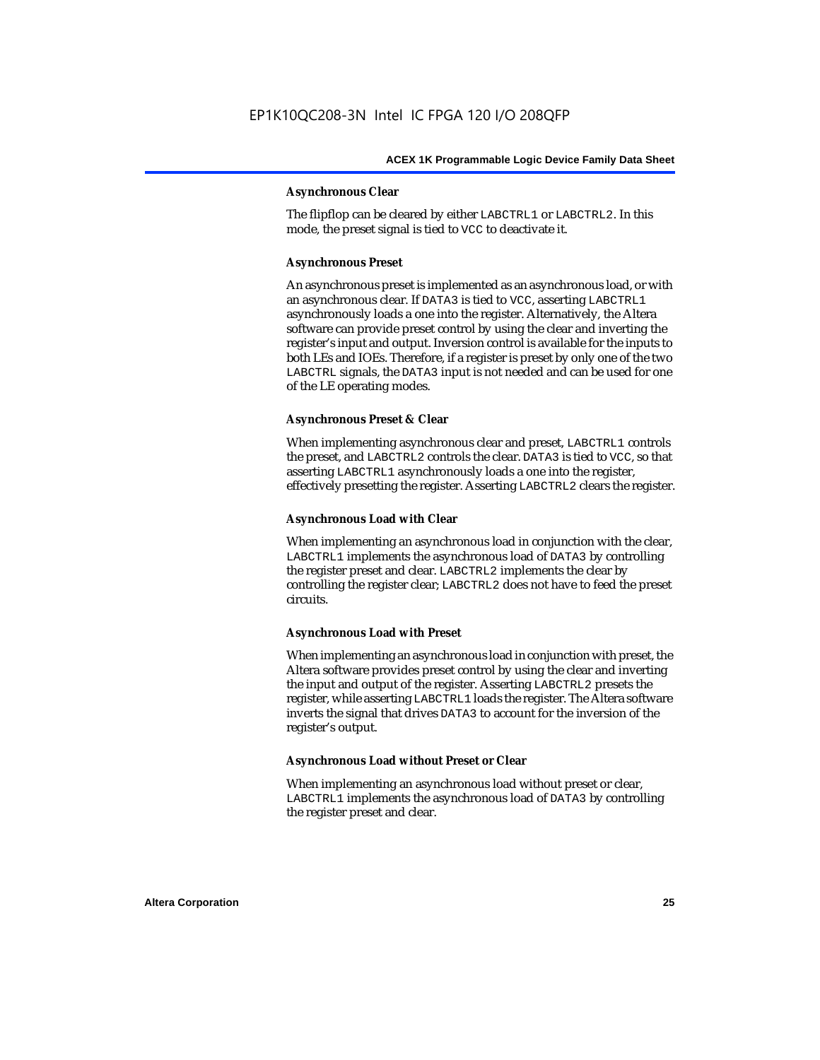#### Asynchronous Clear

The flipflop can be cleared by either LABCTRL1 or LABCTRL2. In this mode, the preset signal is tied to VCC to deactivate it.

#### Asynchronous Preset

An asynchronous preset is implemented as an asynchronous load, or with an asynchronous clear. If DATA3 is tied to VCC, asserting LABCTRL1 asynchronously loads a one into the register. Alternatively, the Altera software can provide preset control by using the clear and inverting the register's input and output. Inversion control is available for the inputs to both LEs and IOEs. Therefore, if a register is preset by only one of the two LABCTRL signals, the DATA3 input is not needed and can be used for one of the LE operating modes.

#### Asynchronous Preset & Clear

When implementing asynchronous clear and preset, LABCTRL1 controls the preset, and LABCTRL2 controls the clear. DATA3 is tied to VCC, so that asserting LABCTRL1 asynchronously loads a one into the register, effectively presetting the register. Asserting LABCTRL2 clears the register.

#### Asynchronous Load with Clear

When implementing an asynchronous load in conjunction with the clear, LABCTRL1 implements the asynchronous load of DATA3 by controlling the register preset and clear. LABCTRL2 implements the clear by controlling the register clear; LABCTRL2 does not have to feed the preset circuits.

#### Asynchronous Load with Preset

When implementing an asynchronous load in conjunction with preset, the Altera software provides preset control by using the clear and inverting the input and output of the register. Asserting LABCTRL2 presets the register, while asserting LABCTRL1 loads the register. The Altera software inverts the signal that drives DATA3 to account for the inversion of the register's output.

#### Asynchronous Load without Preset or Clear

When implementing an asynchronous load without preset or clear, LABCTRL1 implements the asynchronous load of DATA3 by controlling the register preset and clear.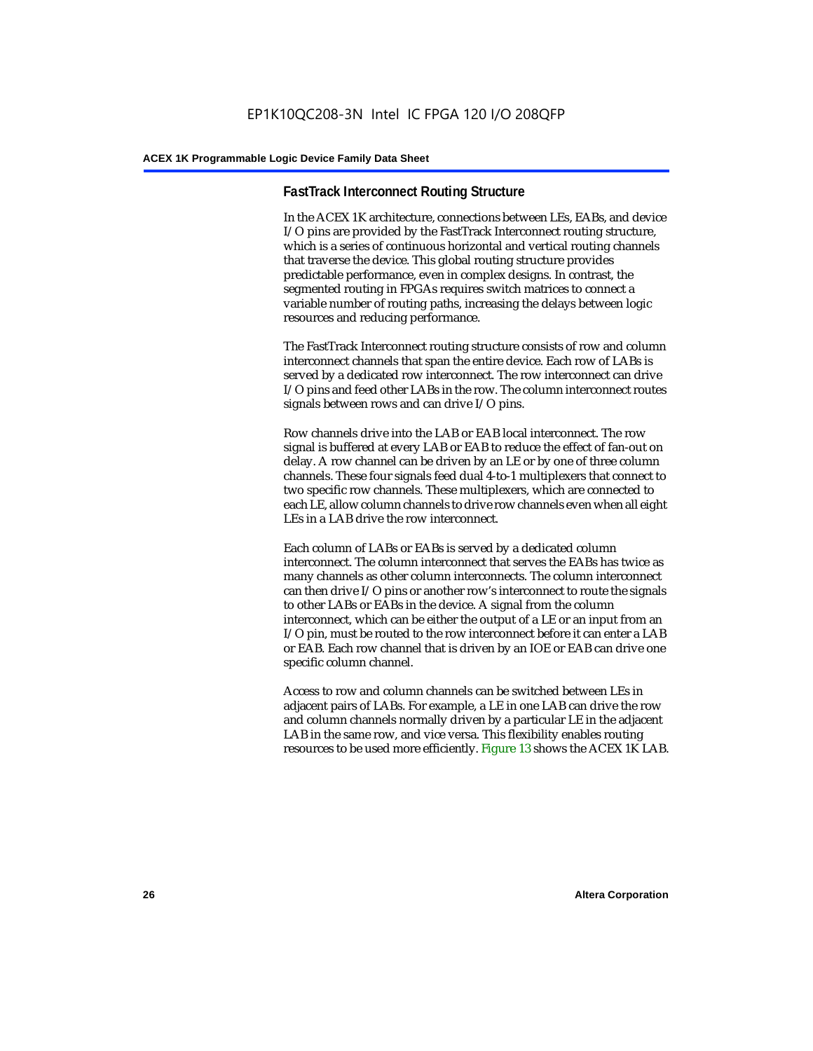### FastTrack Interconnect Routing Structure

In the ACEX 1K architecture, connections between LEs, EABs, and device I/O pins are provided by the FastTrack Interconnect routing structure, which is a series of continuous horizontal and vertical routing channels that traverse the device. This global routing structure provides predictable performance, even in complex designs. In contrast, the segmented routing in FPGAs requires switch matrices to connect a variable number of routing paths, increasing the delays between logic resources and reducing performance.

The FastTrack Interconnect routing structure consists of row and column interconnect channels that span the entire device. Each row of LABs is served by a dedicated row interconnect. The row interconnect can drive I/O pins and feed other LABs in the row. The column interconnect routes signals between rows and can drive I/O pins.

Row channels drive into the LAB or EAB local interconnect. The row signal is buffered at every LAB or EAB to reduce the effect of fan-out on delay. A row channel can be driven by an LE or by one of three column channels. These four signals feed dual 4-to-1 multiplexers that connect to two specific row channels. These multiplexers, which are connected to each LE, allow column channels to drive row channels even when all eight LEs in a LAB drive the row interconnect.

Each column of LABs or EABs is served by a dedicated column interconnect. The column interconnect that serves the EABs has twice as many channels as other column interconnects. The column interconnect can then drive I/O pins or another row's interconnect to route the signals to other LABs or EABs in the device. A signal from the column interconnect, which can be either the output of a LE or an input from an I/O pin, must be routed to the row interconnect before it can enter a LAB or EAB. Each row channel that is driven by an IOE or EAB can drive one specific column channel.

Access to row and column channels can be switched between LEs in adjacent pairs of LABs. For example, a LE in one LAB can drive the row and column channels normally driven by a particular LE in the adjacent LAB in the same row, and vice versa. This flexibility enables routing resources to be used more efficiently. Figure 13 shows the ACEX 1K LAB.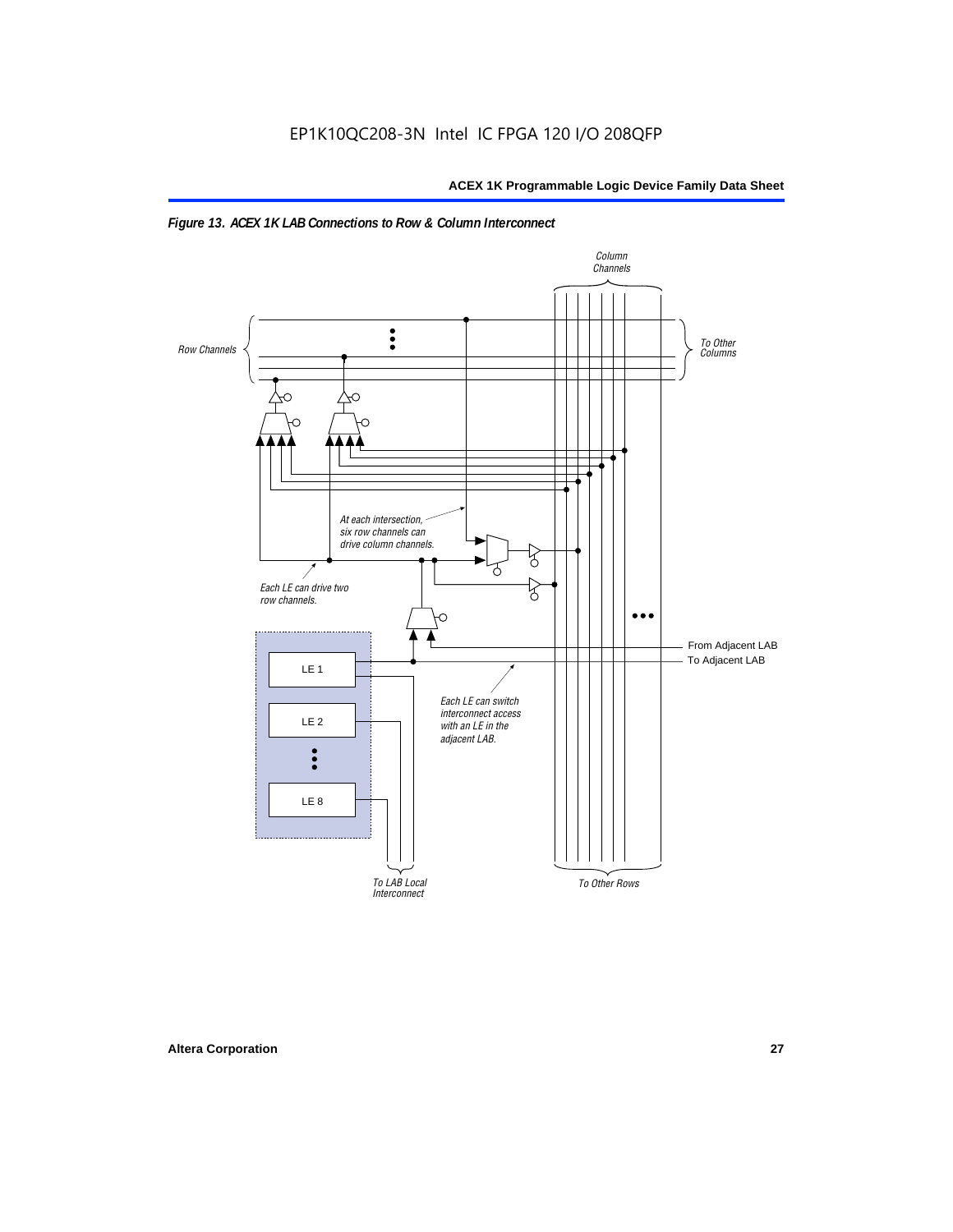*Figure 13. ACEX 1K LAB Connections to Row & Column Interconnect*

Column Channels

Row Channels

To Other Columns

At each intersection, six row channels can drive column channels.

Each LE can drive two row channels.

From Adjacent LAB

To Adjacent LAB

LE 1

LE 2

LE 8

Each LE can switch interconnect access with an LE in the adjacent LAB.

To LAB Local Interconnect

To Other Rows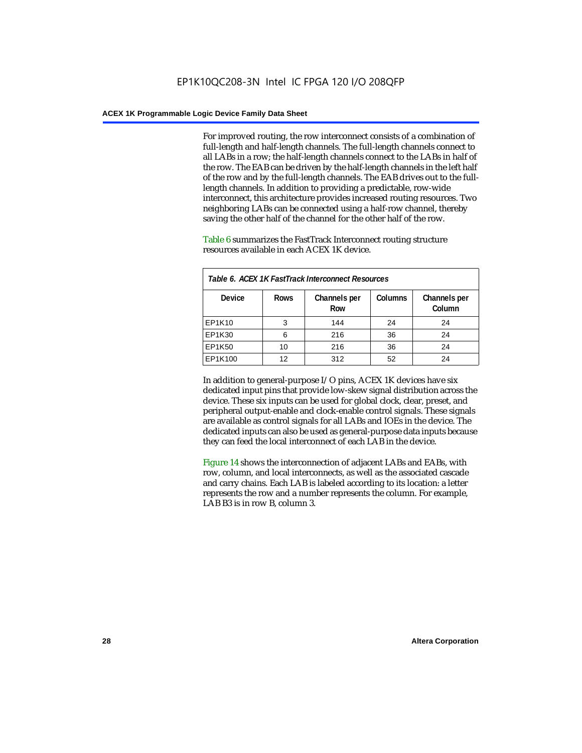For improved routing, the row interconnect consists of a combination of full-length and half-length channels. The full-length channels connect to all LABs in a row; the half-length channels connect to the LABs in half of the row. The EAB can be driven by the half-length channels in the left half of the row and by the full-length channels. The EAB drives out to the full-length channels. In addition to providing a predictable, row-wide interconnect, this architecture provides increased routing resources. Two neighboring LABs can be connected using a half-row channel, thereby saving the other half of the channel for the other half of the row.

Table 6 summarizes the FastTrack Interconnect routing structure resources available in each ACEX 1K device.

*Table 6. ACEX 1K FastTrack Interconnect Resources*

| Device | Rows | Channels per Row | Columns | Channels per Column |
|---|---|---|---|---|
| EP1K10 | 3 | 144 | 24 | 24 |
| EP1K30 | 6 | 216 | 36 | 24 |
| EP1K50 | 10 | 216 | 36 | 24 |
| EP1K100 | 12 | 312 | 52 | 24 |

In addition to general-purpose I/O pins, ACEX 1K devices have six dedicated input pins that provide low-skew signal distribution across the device. These six inputs can be used for global clock, clear, preset, and peripheral output-enable and clock-enable control signals. These signals are available as control signals for all LABs and IOEs in the device. The dedicated inputs can also be used as general-purpose data inputs because they can feed the local interconnect of each LAB in the device.

Figure 14 shows the interconnection of adjacent LABs and EABs, with row, column, and local interconnects, as well as the associated cascade and carry chains. Each LAB is labeled according to its location: a letter represents the row and a number represents the column. For example, LAB B3 is in row B, column 3.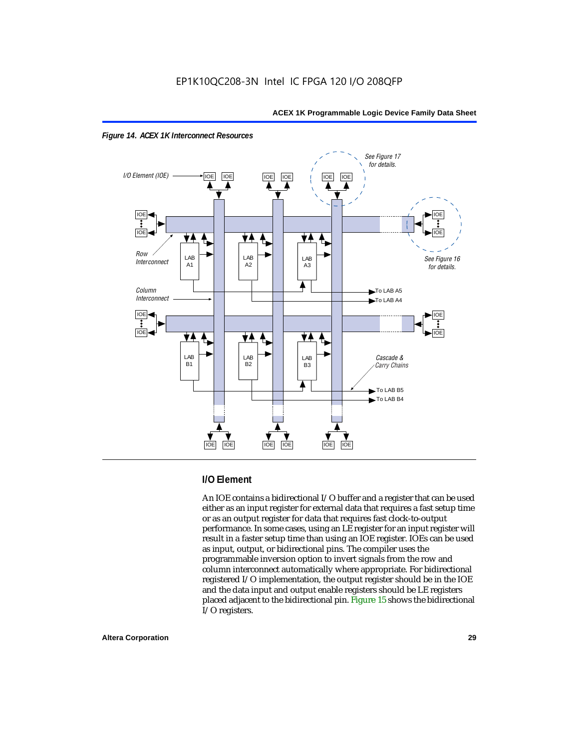*Figure 14. ACEX 1K Interconnect Resources*

## I/O Element

An IOE contains a bidirectional I/O buffer and a register that can be used either as an input register for external data that requires a fast setup time or as an output register for data that requires fast clock-to-output performance. In some cases, using an LE register for an input register will result in a faster setup time than using an IOE register. IOEs can be used as input, output, or bidirectional pins. The compiler uses the programmable inversion option to invert signals from the row and column interconnect automatically where appropriate. For bidirectional registered I/O implementation, the output register should be in the IOE and the data input and output enable registers should be LE registers placed adjacent to the bidirectional pin. Figure 15 shows the bidirectional I/O registers.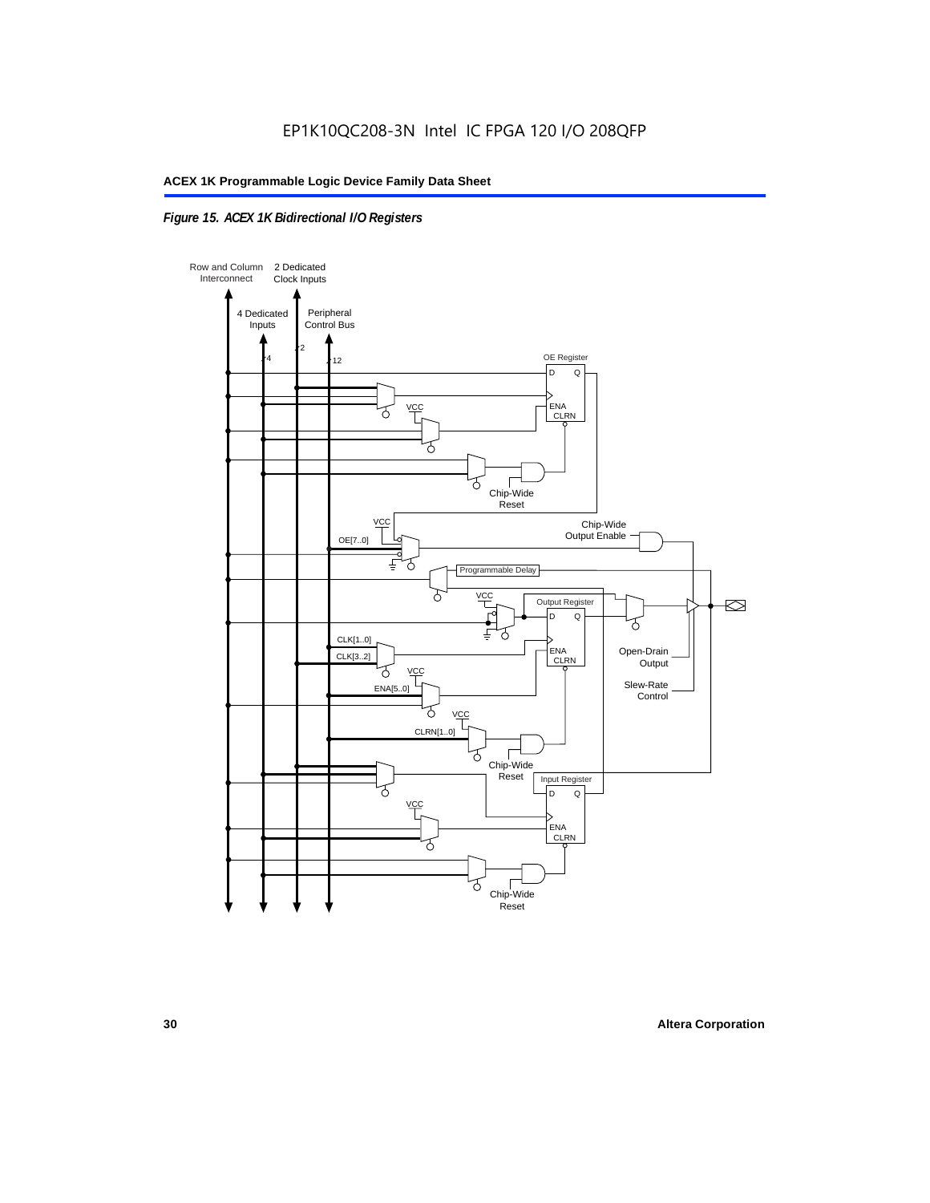*Figure 15. ACEX 1K Bidirectional I/O Registers*

Row and Column Interconnect

2 Dedicated Clock Inputs

4 Dedicated Inputs

Peripheral Control Bus

4

2

12

OE Register

D Q

ENA CLRN

VCC

Chip-Wide Reset

VCC

Chip-Wide Output Enable

OE[7..0]

Programmable Delay

VCC

Output Register

D Q

CLK[1..0]

CLK[3..2]

ENA CLRN

Open-Drain Output

VCC

ENA[5..0]

Slew-Rate Control

VCC

CLRN[1..0]

Chip-Wide Reset

Input Register

D Q

VCC

ENA CLRN

Chip-Wide Reset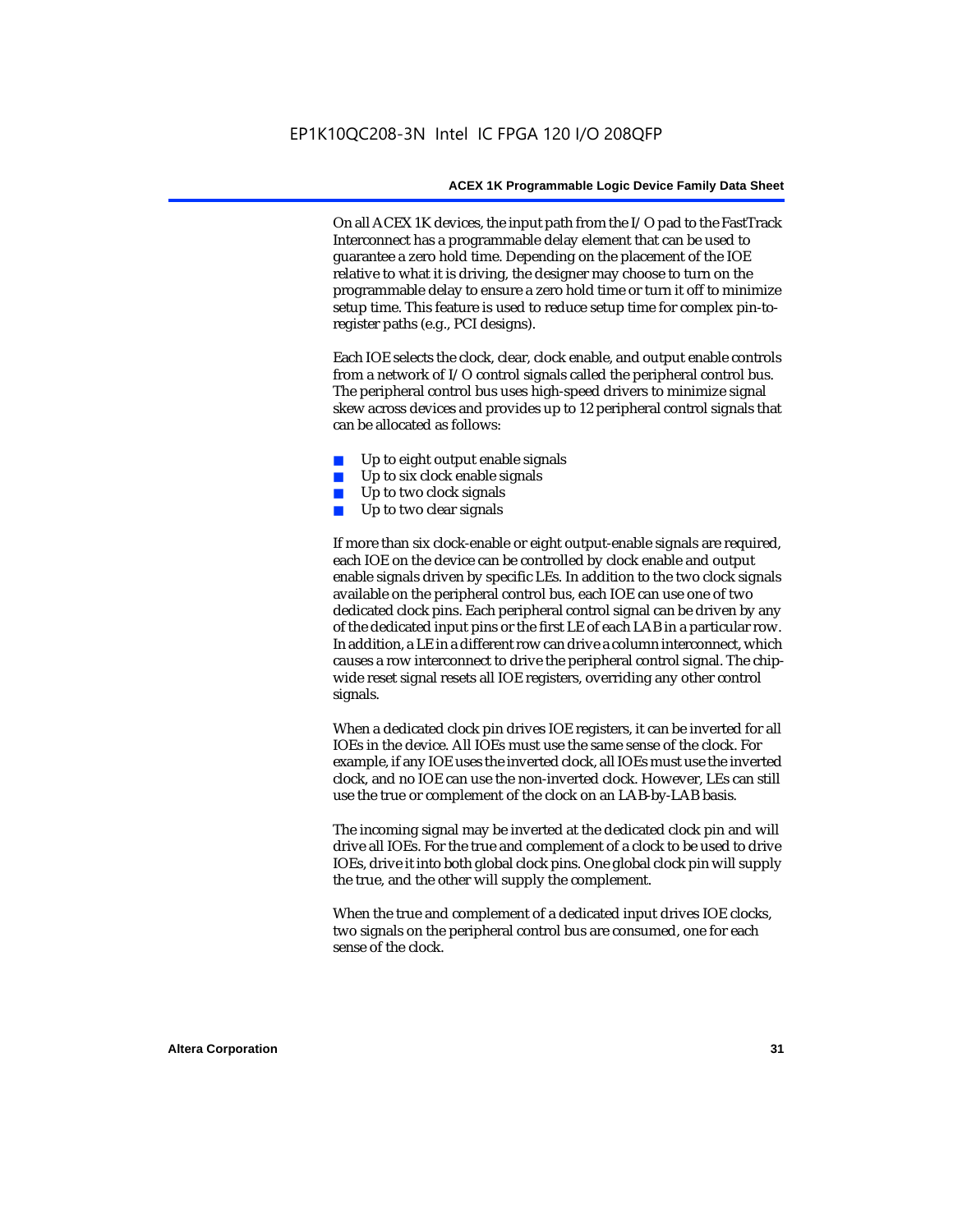On all ACEX 1K devices, the input path from the I/O pad to the FastTrack Interconnect has a programmable delay element that can be used to guarantee a zero hold time. Depending on the placement of the IOE relative to what it is driving, the designer may choose to turn on the programmable delay to ensure a zero hold time or turn it off to minimize setup time. This feature is used to reduce setup time for complex pin-to-register paths (e.g., PCI designs).

Each IOE selects the clock, clear, clock enable, and output enable controls from a network of I/O control signals called the peripheral control bus. The peripheral control bus uses high-speed drivers to minimize signal skew across devices and provides up to 12 peripheral control signals that can be allocated as follows:

- Up to eight output enable signals
- Up to six clock enable signals
- Up to two clock signals
- Up to two clear signals

If more than six clock-enable or eight output-enable signals are required, each IOE on the device can be controlled by clock enable and output enable signals driven by specific LEs. In addition to the two clock signals available on the peripheral control bus, each IOE can use one of two dedicated clock pins. Each peripheral control signal can be driven by any of the dedicated input pins or the first LE of each LAB in a particular row. In addition, a LE in a different row can drive a column interconnect, which causes a row interconnect to drive the peripheral control signal. The chip-wide reset signal resets all IOE registers, overriding any other control signals.

When a dedicated clock pin drives IOE registers, it can be inverted for all IOEs in the device. All IOEs must use the same sense of the clock. For example, if any IOE uses the inverted clock, all IOEs must use the inverted clock, and no IOE can use the non-inverted clock. However, LEs can still use the true or complement of the clock on an LAB-by-LAB basis.

The incoming signal may be inverted at the dedicated clock pin and will drive all IOEs. For the true and complement of a clock to be used to drive IOEs, drive it into both global clock pins. One global clock pin will supply the true, and the other will supply the complement.

When the true and complement of a dedicated input drives IOE clocks, two signals on the peripheral control bus are consumed, one for each sense of the clock.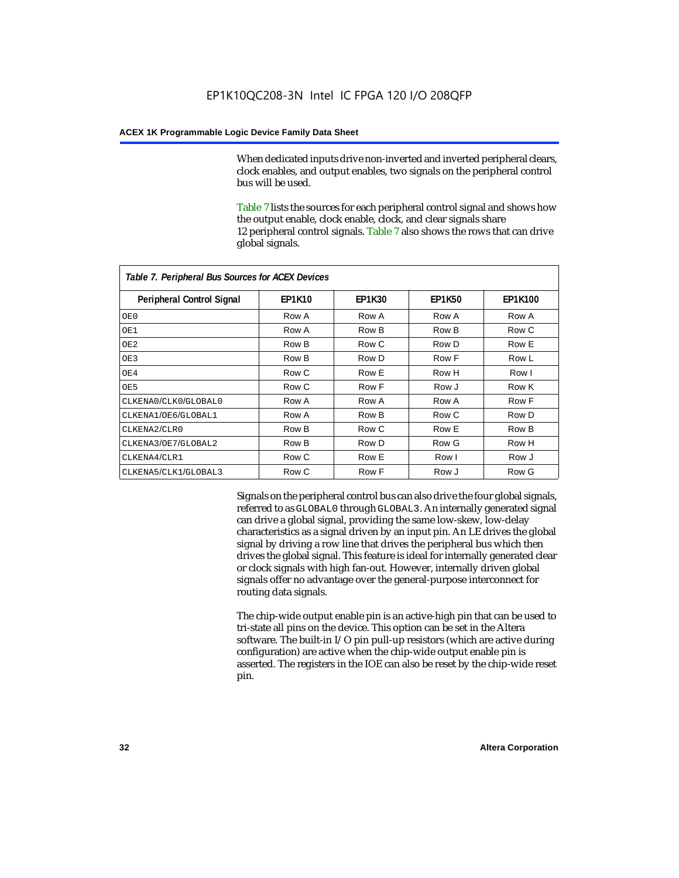When dedicated inputs drive non-inverted and inverted peripheral clears, clock enables, and output enables, two signals on the peripheral control bus will be used.

Table 7 lists the sources for each peripheral control signal and shows how the output enable, clock enable, clock, and clear signals share 12 peripheral control signals. Table 7 also shows the rows that can drive global signals.

*Table 7. Peripheral Bus Sources for ACEX Devices*

| Peripheral Control Signal | EP1K10 | EP1K30 | EP1K50 | EP1K100 |
|---|---|---|---|---|
| OE0 | Row A | Row A | Row A | Row A |
| OE1 | Row A | Row B | Row B | Row C |
| OE2 | Row B | Row C | Row D | Row E |
| OE3 | Row B | Row D | Row F | Row L |
| OE4 | Row C | Row E | Row H | Row I |
| OE5 | Row C | Row F | Row J | Row K |
| CLKENA0/CLK0/GLOBAL0 | Row A | Row A | Row A | Row F |
| CLKENA1/OE6/GLOBAL1 | Row A | Row B | Row C | Row D |
| CLKENA2/CLR0 | Row B | Row C | Row E | Row B |
| CLKENA3/OE7/GLOBAL2 | Row B | Row D | Row G | Row H |
| CLKENA4/CLR1 | Row C | Row E | Row I | Row J |
| CLKENA5/CLK1/GLOBAL3 | Row C | Row F | Row J | Row G |

Signals on the peripheral control bus can also drive the four global signals, referred to as GLOBAL0 through GLOBAL3. An internally generated signal can drive a global signal, providing the same low-skew, low-delay characteristics as a signal driven by an input pin. An LE drives the global signal by driving a row line that drives the peripheral bus which then drives the global signal. This feature is ideal for internally generated clear or clock signals with high fan-out. However, internally driven global signals offer no advantage over the general-purpose interconnect for routing data signals.

The chip-wide output enable pin is an active-high pin that can be used to tri-state all pins on the device. This option can be set in the Altera software. The built-in I/O pin pull-up resistors (which are active during configuration) are active when the chip-wide output enable pin is asserted. The registers in the IOE can also be reset by the chip-wide reset pin.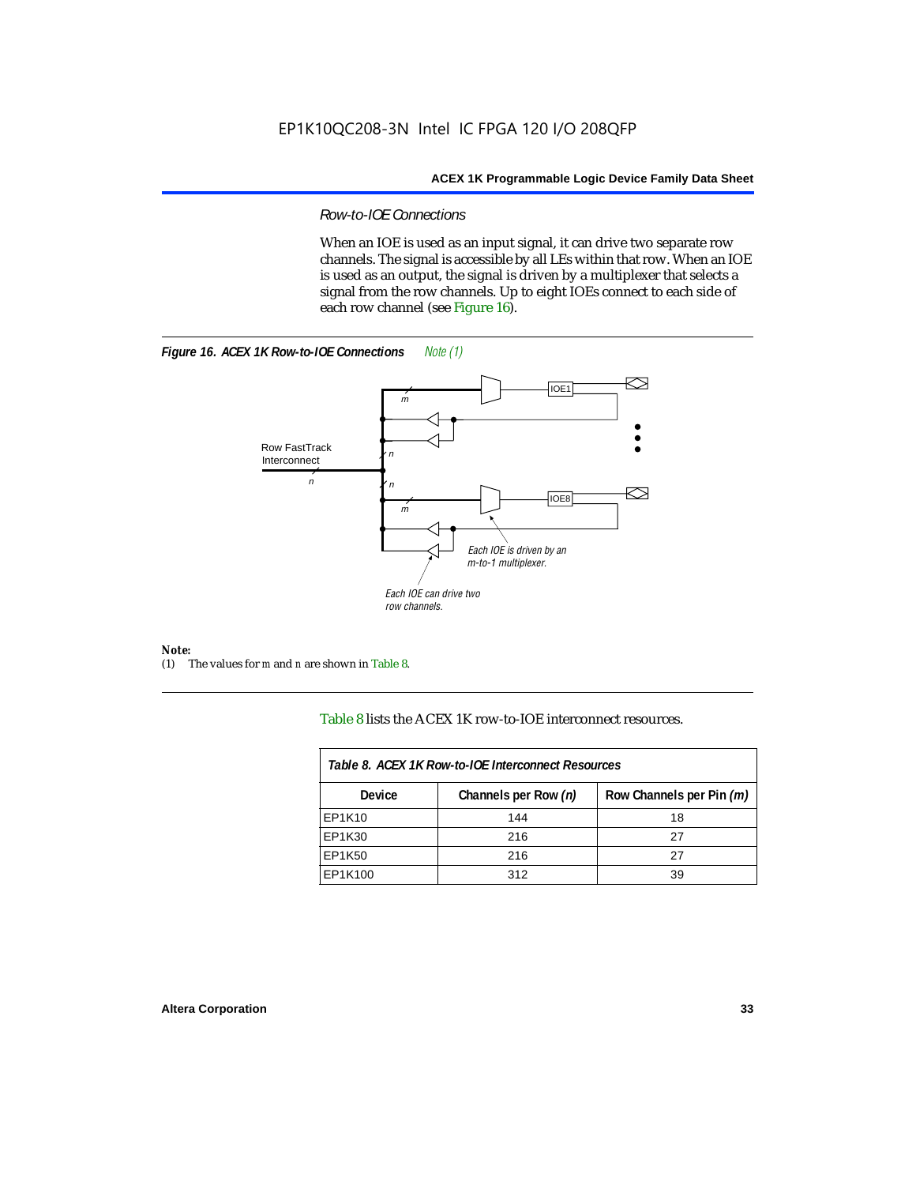### *Row-to-IOE Connections*

When an IOE is used as an input signal, it can drive two separate row channels. The signal is accessible by all LEs within that row. When an IOE is used as an output, the signal is driven by a multiplexer that selects a signal from the row channels. Up to eight IOEs connect to each side of each row channel (see Figure 16).

***Figure 16. ACEX 1K Row-to-IOE Connections*** *Note (1)*

**Note:**
(1) The values for *m* and *n* are shown in Table 8.

Table 8 lists the ACEX 1K row-to-IOE interconnect resources.

| *Table 8. ACEX 1K Row-to-IOE Interconnect Resources* | | |
|---|---|---|
| **Device** | **Channels per Row *(n)*** | **Row Channels per Pin *(m)*** |
| EP1K10 | 144 | 18 |
| EP1K30 | 216 | 27 |
| EP1K50 | 216 | 27 |
| EP1K100 | 312 | 39 |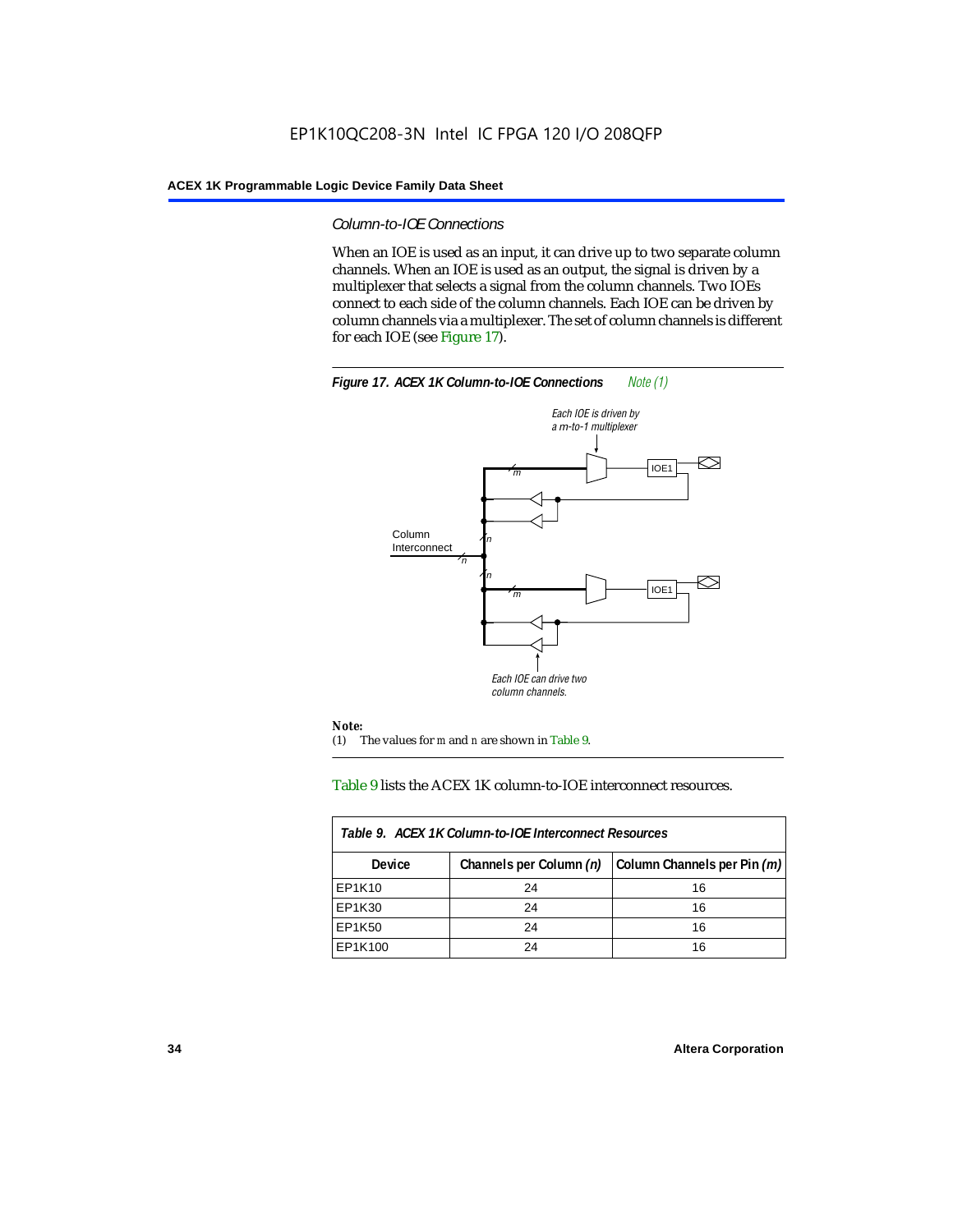### *Column-to-IOE Connections*

When an IOE is used as an input, it can drive up to two separate column channels. When an IOE is used as an output, the signal is driven by a multiplexer that selects a signal from the column channels. Two IOEs connect to each side of the column channels. Each IOE can be driven by column channels via a multiplexer. The set of column channels is different for each IOE (see Figure 17).

**Figure 17. ACEX 1K Column-to-IOE Connections** *Note (1)*

*Each IOE is driven by a m-to-1 multiplexer*

*Each IOE can drive two column channels.*

Column Interconnect

**Note:**

(1) The values for *m* and *n* are shown in Table 9.

Table 9 lists the ACEX 1K column-to-IOE interconnect resources.

| *Table 9. ACEX 1K Column-to-IOE Interconnect Resources* | | |
|---|---|---|
| **Device** | **Channels per Column *(n)*** | **Column Channels per Pin *(m)*** |
| EP1K10 | 24 | 16 |
| EP1K30 | 24 | 16 |
| EP1K50 | 24 | 16 |
| EP1K100 | 24 | 16 |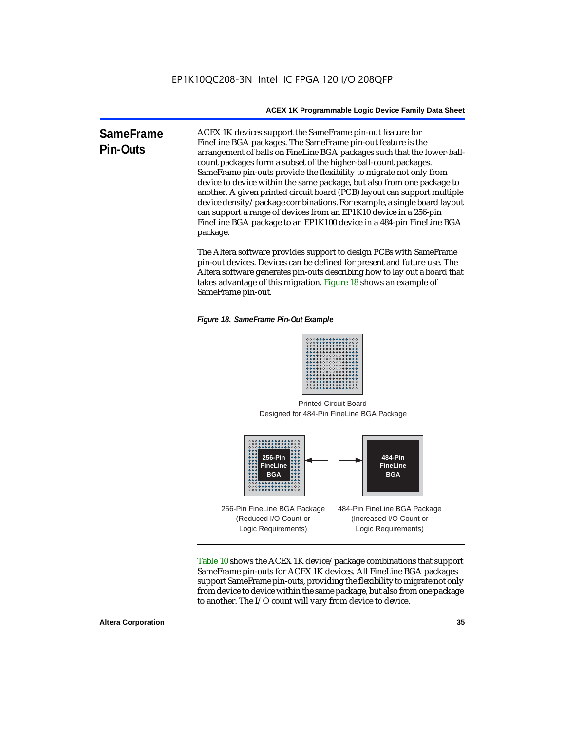## SameFrame Pin-Outs

ACEX 1K devices support the SameFrame pin-out feature for FineLine BGA packages. The SameFrame pin-out feature is the arrangement of balls on FineLine BGA packages such that the lower-ball-count packages form a subset of the higher-ball-count packages. SameFrame pin-outs provide the flexibility to migrate not only from device to device within the same package, but also from one package to another. A given printed circuit board (PCB) layout can support multiple device density/package combinations. For example, a single board layout can support a range of devices from an EP1K10 device in a 256-pin FineLine BGA package to an EP1K100 device in a 484-pin FineLine BGA package.

The Altera software provides support to design PCBs with SameFrame pin-out devices. Devices can be defined for present and future use. The Altera software generates pin-outs describing how to lay out a board that takes advantage of this migration. Figure 18 shows an example of SameFrame pin-out.

*Figure 18. SameFrame Pin-Out Example*

Printed Circuit Board
Designed for 484-Pin FineLine BGA Package

256-Pin FineLine BGA

484-Pin FineLine BGA

256-Pin FineLine BGA Package
(Reduced I/O Count or
Logic Requirements)

484-Pin FineLine BGA Package
(Increased I/O Count or
Logic Requirements)

Table 10 shows the ACEX 1K device/package combinations that support SameFrame pin-outs for ACEX 1K devices. All FineLine BGA packages support SameFrame pin-outs, providing the flexibility to migrate not only from device to device within the same package, but also from one package to another. The I/O count will vary from device to device.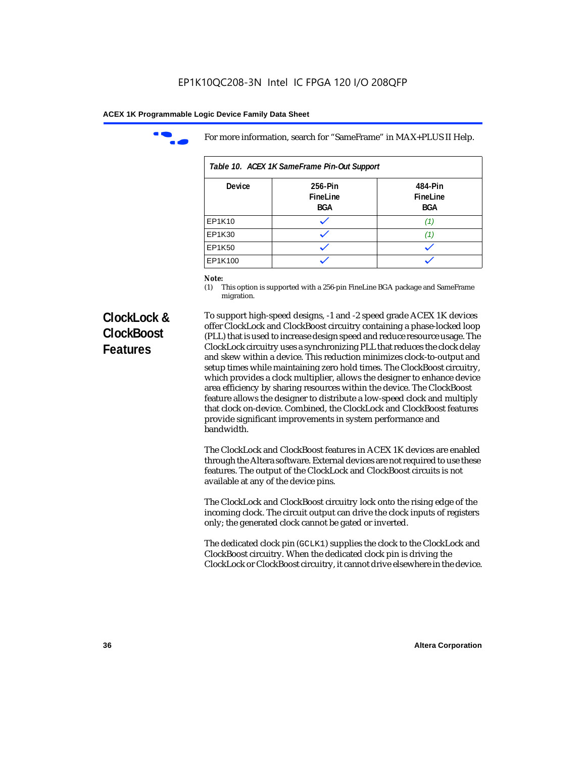For more information, search for “SameFrame” in MAX+PLUS II Help.

**Table 10. ACEX 1K SameFrame Pin-Out Support**

| Device | 256-Pin FineLine BGA | 484-Pin FineLine BGA |
| --- | --- | --- |
| EP1K10 | ✓ | *(1)* |
| EP1K30 | ✓ | *(1)* |
| EP1K50 | ✓ | ✓ |
| EP1K100 | ✓ | ✓ |

***Note:***
(1) This option is supported with a 256-pin FineLine BGA package and SameFrame migration.

## ClockLock & ClockBoost Features

To support high-speed designs, -1 and -2 speed grade ACEX 1K devices offer ClockLock and ClockBoost circuitry containing a phase-locked loop (PLL) that is used to increase design speed and reduce resource usage. The ClockLock circuitry uses a synchronizing PLL that reduces the clock delay and skew within a device. This reduction minimizes clock-to-output and setup times while maintaining zero hold times. The ClockBoost circuitry, which provides a clock multiplier, allows the designer to enhance device area efficiency by sharing resources within the device. The ClockBoost feature allows the designer to distribute a low-speed clock and multiply that clock on-device. Combined, the ClockLock and ClockBoost features provide significant improvements in system performance and bandwidth.

The ClockLock and ClockBoost features in ACEX 1K devices are enabled through the Altera software. External devices are not required to use these features. The output of the ClockLock and ClockBoost circuits is not available at any of the device pins.

The ClockLock and ClockBoost circuitry lock onto the rising edge of the incoming clock. The circuit output can drive the clock inputs of registers only; the generated clock cannot be gated or inverted.

The dedicated clock pin (`GCLK1`) supplies the clock to the ClockLock and ClockBoost circuitry. When the dedicated clock pin is driving the ClockLock or ClockBoost circuitry, it cannot drive elsewhere in the device.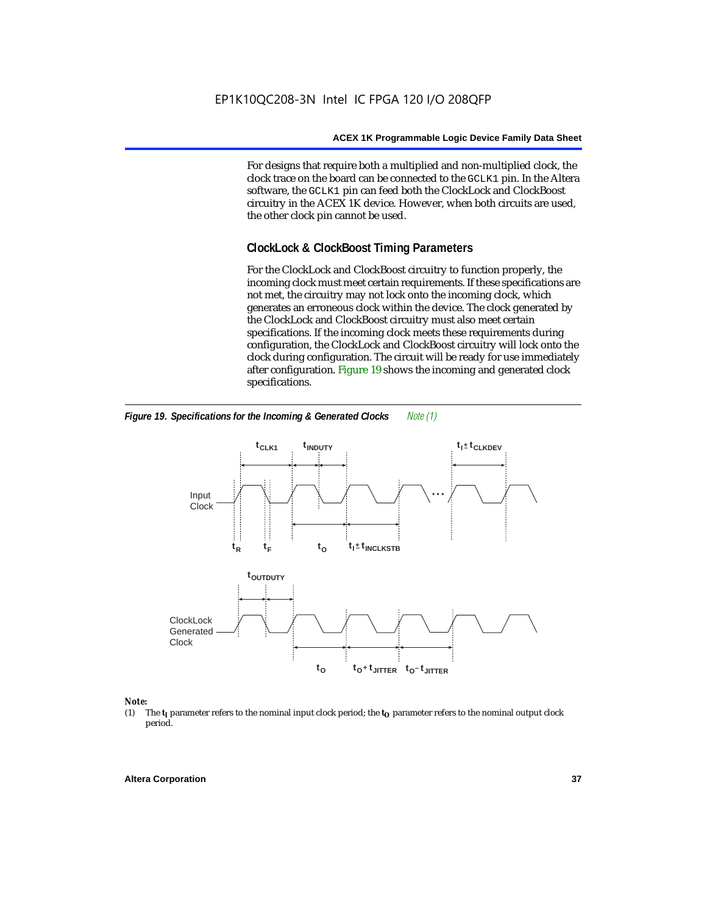For designs that require both a multiplied and non-multiplied clock, the clock trace on the board can be connected to the GCLK1 pin. In the Altera software, the GCLK1 pin can feed both the ClockLock and ClockBoost circuitry in the ACEX 1K device. However, when both circuits are used, the other clock pin cannot be used.

## ClockLock & ClockBoost Timing Parameters

For the ClockLock and ClockBoost circuitry to function properly, the incoming clock must meet certain requirements. If these specifications are not met, the circuitry may not lock onto the incoming clock, which generates an erroneous clock within the device. The clock generated by the ClockLock and ClockBoost circuitry must also meet certain specifications. If the incoming clock meets these requirements during configuration, the ClockLock and ClockBoost circuitry will lock onto the clock during configuration. The circuit will be ready for use immediately after configuration. Figure 19 shows the incoming and generated clock specifications.

***Figure 19. Specifications for the Incoming & Generated Clocks*** *Note (1)*

Input Clock: $t_{CLK1}$, $t_{INDUTY}$, $t_I \pm t_{CLKDEV}$, $t_R$, $t_F$, $t_O$, $t_I \pm t_{INCLKSTB}$

ClockLock Generated Clock: $t_{OUTDUTY}$, $t_O$, $t_O + t_{JITTER}$, $t_O - t_{JITTER}$

*Note:*

(1) The $t_I$ parameter refers to the nominal input clock period; the $t_O$ parameter refers to the nominal output clock period.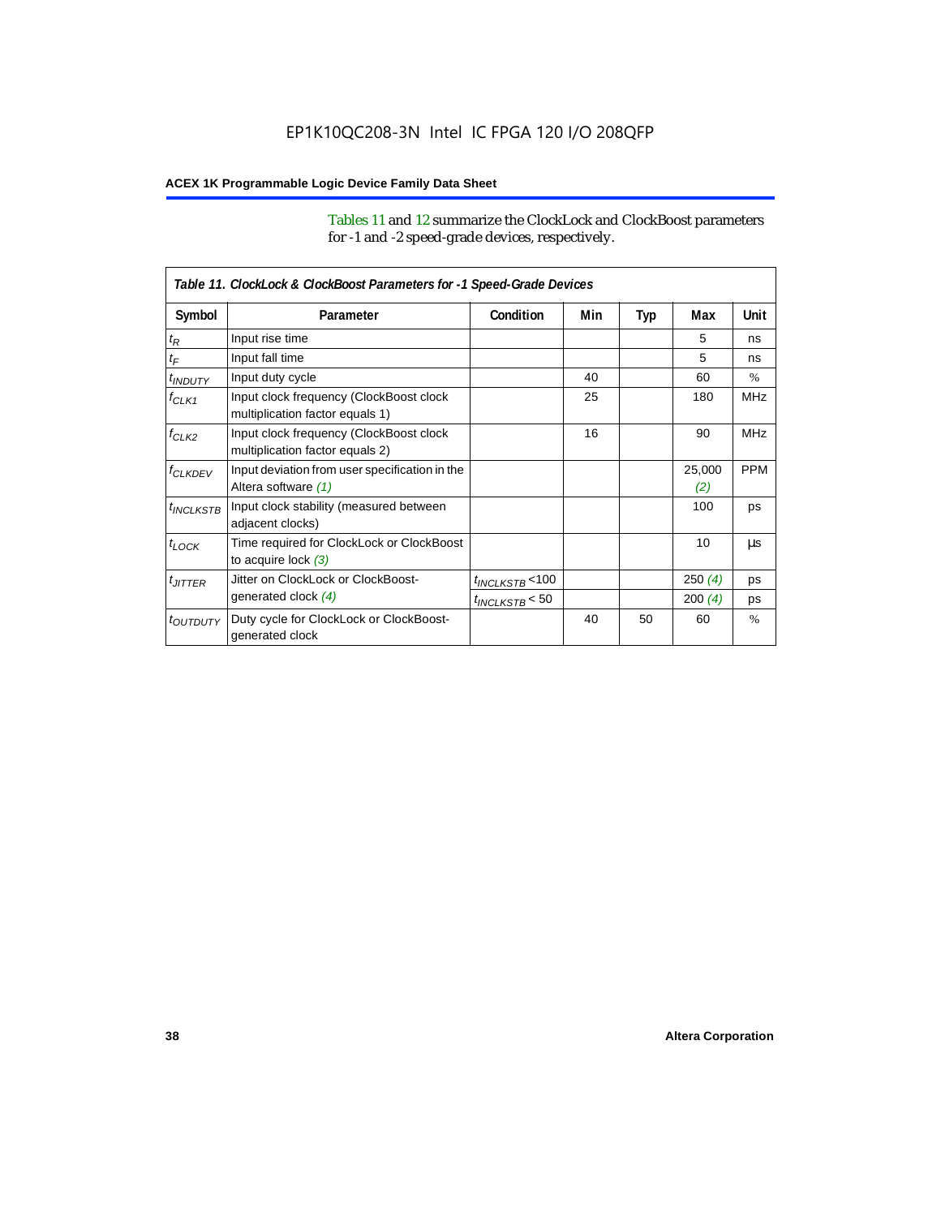Tables 11 and 12 summarize the ClockLock and ClockBoost parameters for -1 and -2 speed-grade devices, respectively.

| *Table 11. ClockLock & ClockBoost Parameters for -1 Speed-Grade Devices* | | | | | | |
|---|---|---|---|---|---|---|
| **Symbol** | **Parameter** | **Condition** | **Min** | **Typ** | **Max** | **Unit** |
| $t_R$ | Input rise time | | | | 5 | ns |
| $t_F$ | Input fall time | | | | 5 | ns |
| $t_{INDUTY}$ | Input duty cycle | | 40 | | 60 | % |
| $f_{CLK1}$ | Input clock frequency (ClockBoost clock multiplication factor equals 1) | | 25 | | 180 | MHz |
| $f_{CLK2}$ | Input clock frequency (ClockBoost clock multiplication factor equals 2) | | 16 | | 90 | MHz |
| $f_{CLKDEV}$ | Input deviation from user specification in the Altera software *(1)* | | | | 25,000 *(2)* | PPM |
| $t_{INCLKSTB}$ | Input clock stability (measured between adjacent clocks) | | | | 100 | ps |
| $t_{LOCK}$ | Time required for ClockLock or ClockBoost to acquire lock *(3)* | | | | 10 | µs |
| $t_{JITTER}$ | Jitter on ClockLock or ClockBoost-generated clock *(4)* | $t_{INCLKSTB}$ <100 | | | 250 *(4)* | ps |
| | | $t_{INCLKSTB}$ < 50 | | | 200 *(4)* | ps |
| $t_{OUTDUTY}$ | Duty cycle for ClockLock or ClockBoost-generated clock | | 40 | 50 | 60 | % |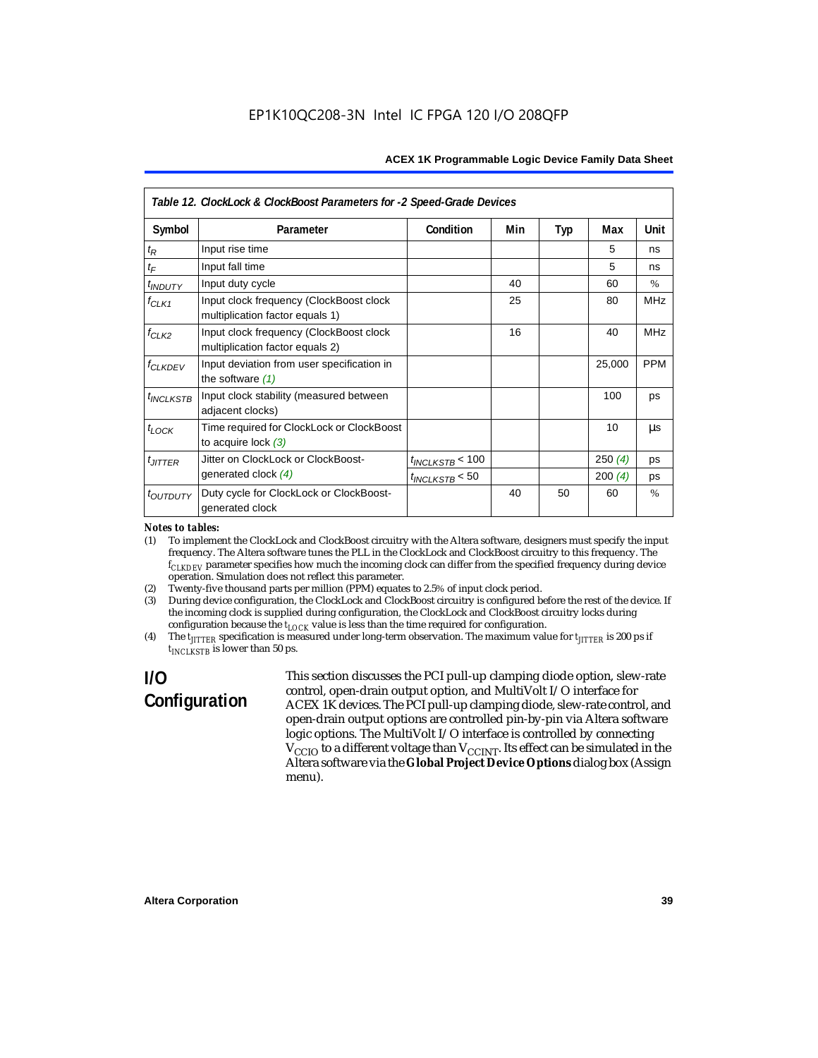**Table 12. ClockLock & ClockBoost Parameters for -2 Speed-Grade Devices**

| Symbol | Parameter | Condition | Min | Typ | Max | Unit |
|---|---|---|---|---|---|---|
| $t_R$ | Input rise time | | | | 5 | ns |
| $t_F$ | Input fall time | | | | 5 | ns |
| $t_{INDUTY}$ | Input duty cycle | | 40 | | 60 | % |
| $f_{CLK1}$ | Input clock frequency (ClockBoost clock multiplication factor equals 1) | | 25 | | 80 | MHz |
| $f_{CLK2}$ | Input clock frequency (ClockBoost clock multiplication factor equals 2) | | 16 | | 40 | MHz |
| $f_{CLKDEV}$ | Input deviation from user specification in the software *(1)* | | | | 25,000 | PPM |
| $t_{INCLKSTB}$ | Input clock stability (measured between adjacent clocks) | | | | 100 | ps |
| $t_{LOCK}$ | Time required for ClockLock or ClockBoost to acquire lock *(3)* | | | | 10 | µs |
| $t_{JITTER}$ | Jitter on ClockLock or ClockBoost-generated clock *(4)* | $t_{INCLKSTB} < 100$ | | | 250 *(4)* | ps |
| | | $t_{INCLKSTB} < 50$ | | | 200 *(4)* | ps |
| $t_{OUTDUTY}$ | Duty cycle for ClockLock or ClockBoost-generated clock | | 40 | 50 | 60 | % |

***Notes to tables:***

(1) To implement the ClockLock and ClockBoost circuitry with the Altera software, designers must specify the input frequency. The Altera software tunes the PLL in the ClockLock and ClockBoost circuitry to this frequency. The $f_{CLKDEV}$ parameter specifies how much the incoming clock can differ from the specified frequency during device operation. Simulation does not reflect this parameter.

(2) Twenty-five thousand parts per million (PPM) equates to 2.5% of input clock period.

(3) During device configuration, the ClockLock and ClockBoost circuitry is configured before the rest of the device. If the incoming clock is supplied during configuration, the ClockLock and ClockBoost circuitry locks during configuration because the $t_{LOCK}$ value is less than the time required for configuration.

(4) The $t_{JITTER}$ specification is measured under long-term observation. The maximum value for $t_{JITTER}$ is 200 ps if $t_{INCLKSTB}$ is lower than 50 ps.

## I/O Configuration

This section discusses the PCI pull-up clamping diode option, slew-rate control, open-drain output option, and MultiVolt I/O interface for ACEX 1K devices. The PCI pull-up clamping diode, slew-rate control, and open-drain output options are controlled pin-by-pin via Altera software logic options. The MultiVolt I/O interface is controlled by connecting $V_{CCIO}$ to a different voltage than $V_{CCINT}$. Its effect can be simulated in the Altera software via the **Global Project Device Options** dialog box (Assign menu).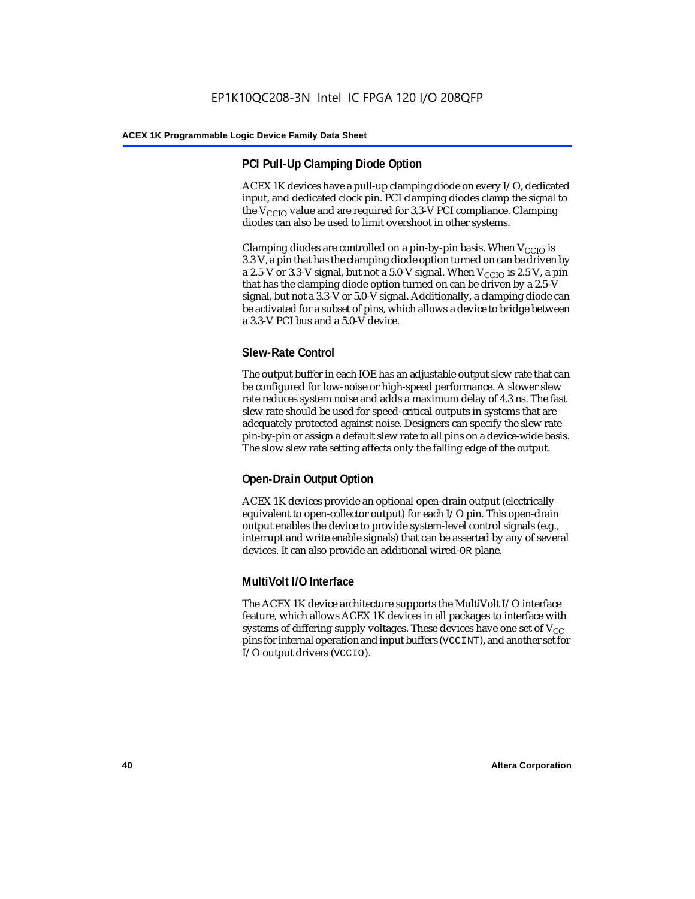### PCI Pull-Up Clamping Diode Option

ACEX 1K devices have a pull-up clamping diode on every I/O, dedicated input, and dedicated clock pin. PCI clamping diodes clamp the signal to the $V_{CCIO}$ value and are required for 3.3-V PCI compliance. Clamping diodes can also be used to limit overshoot in other systems.

Clamping diodes are controlled on a pin-by-pin basis. When $V_{CCIO}$ is 3.3 V, a pin that has the clamping diode option turned on can be driven by a 2.5-V or 3.3-V signal, but not a 5.0-V signal. When $V_{CCIO}$ is 2.5 V, a pin that has the clamping diode option turned on can be driven by a 2.5-V signal, but not a 3.3-V or 5.0-V signal. Additionally, a clamping diode can be activated for a subset of pins, which allows a device to bridge between a 3.3-V PCI bus and a 5.0-V device.

### Slew-Rate Control

The output buffer in each IOE has an adjustable output slew rate that can be configured for low-noise or high-speed performance. A slower slew rate reduces system noise and adds a maximum delay of 4.3 ns. The fast slew rate should be used for speed-critical outputs in systems that are adequately protected against noise. Designers can specify the slew rate pin-by-pin or assign a default slew rate to all pins on a device-wide basis. The slow slew rate setting affects only the falling edge of the output.

### Open-Drain Output Option

ACEX 1K devices provide an optional open-drain output (electrically equivalent to open-collector output) for each I/O pin. This open-drain output enables the device to provide system-level control signals (e.g., interrupt and write enable signals) that can be asserted by any of several devices. It can also provide an additional wired-OR plane.

### MultiVolt I/O Interface

The ACEX 1K device architecture supports the MultiVolt I/O interface feature, which allows ACEX 1K devices in all packages to interface with systems of differing supply voltages. These devices have one set of $V_{CC}$ pins for internal operation and input buffers (VCCINT), and another set for I/O output drivers (VCCIO).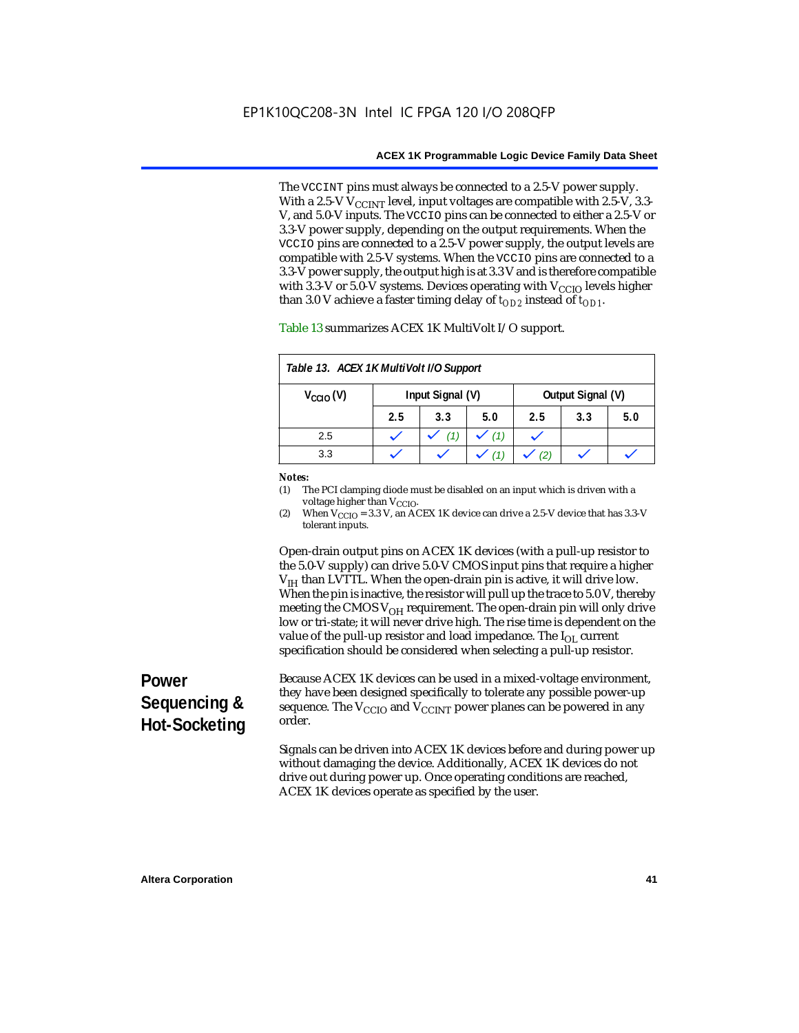The VCCINT pins must always be connected to a 2.5-V power supply. With a 2.5-V $V_{CCINT}$ level, input voltages are compatible with 2.5-V, 3.3-V, and 5.0-V inputs. The VCCIO pins can be connected to either a 2.5-V or 3.3-V power supply, depending on the output requirements. When the VCCIO pins are connected to a 2.5-V power supply, the output levels are compatible with 2.5-V systems. When the VCCIO pins are connected to a 3.3-V power supply, the output high is at 3.3 V and is therefore compatible with 3.3-V or 5.0-V systems. Devices operating with $V_{CCIO}$ levels higher than 3.0 V achieve a faster timing delay of $t_{OD2}$ instead of $t_{OD1}$.

Table 13 summarizes ACEX 1K MultiVolt I/O support.

*Table 13. ACEX 1K MultiVolt I/O Support*

| $V_{CCIO}$ (V) | Input Signal (V) | | | Output Signal (V) | | |
|---|---|---|---|---|---|---|
| | 2.5 | 3.3 | 5.0 | 2.5 | 3.3 | 5.0 |
| 2.5 | ✓ | ✓ (1) | ✓ (1) | ✓ | | |
| 3.3 | ✓ | ✓ | ✓ (1) | ✓ (2) | ✓ | ✓ |

*Notes:*

(1) The PCI clamping diode must be disabled on an input which is driven with a voltage higher than $V_{CCIO}$.

(2) When $V_{CCIO}$ = 3.3 V, an ACEX 1K device can drive a 2.5-V device that has 3.3-V tolerant inputs.

Open-drain output pins on ACEX 1K devices (with a pull-up resistor to the 5.0-V supply) can drive 5.0-V CMOS input pins that require a higher $V_{IH}$ than LVTTL. When the open-drain pin is active, it will drive low. When the pin is inactive, the resistor will pull up the trace to 5.0 V, thereby meeting the CMOS $V_{OH}$ requirement. The open-drain pin will only drive low or tri-state; it will never drive high. The rise time is dependent on the value of the pull-up resistor and load impedance. The $I_{OL}$ current specification should be considered when selecting a pull-up resistor.

## Power Sequencing & Hot-Socketing

Because ACEX 1K devices can be used in a mixed-voltage environment, they have been designed specifically to tolerate any possible power-up sequence. The $V_{CCIO}$ and $V_{CCINT}$ power planes can be powered in any order.

Signals can be driven into ACEX 1K devices before and during power up without damaging the device. Additionally, ACEX 1K devices do not drive out during power up. Once operating conditions are reached, ACEX 1K devices operate as specified by the user.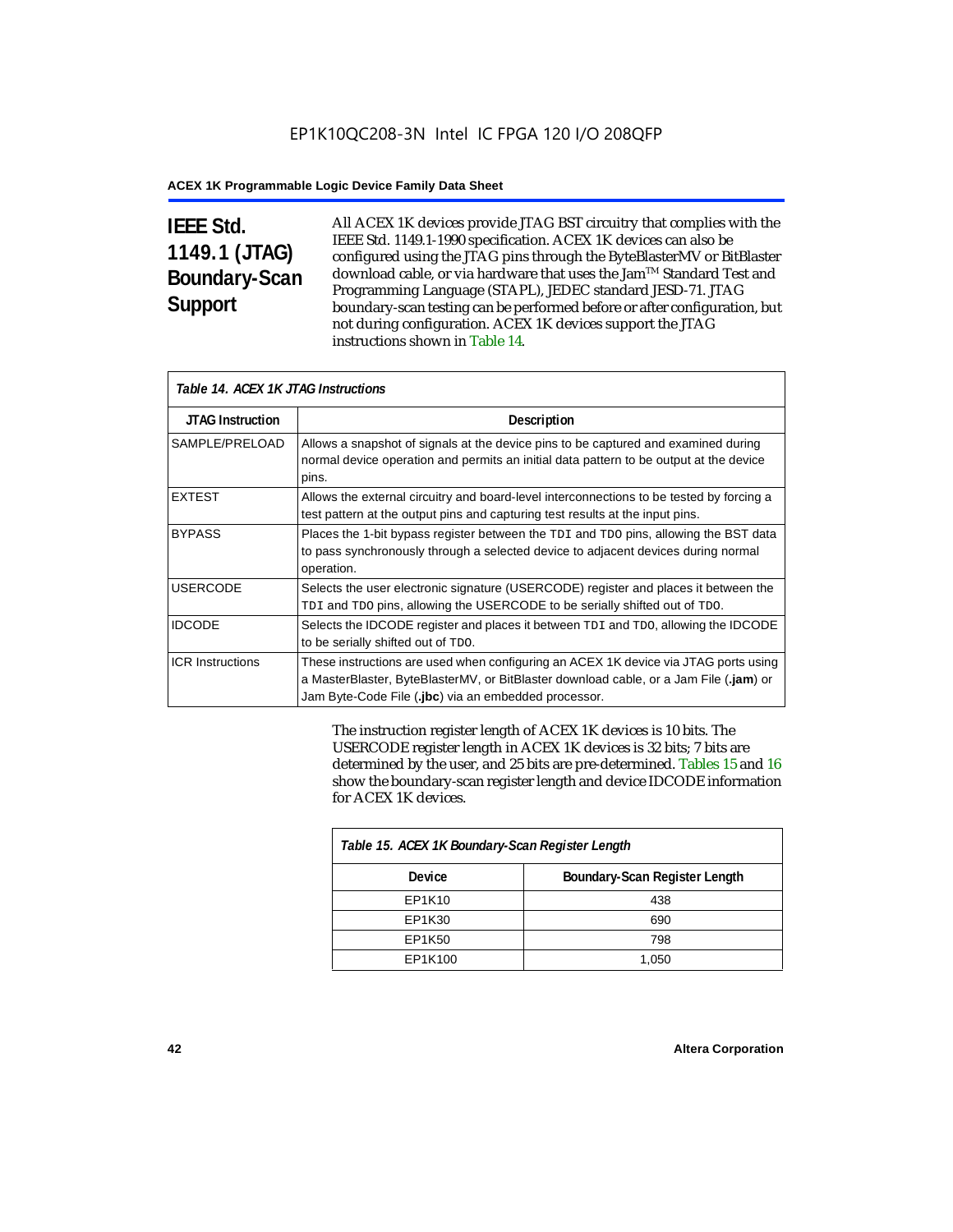## IEEE Std. 1149.1 (JTAG) Boundary-Scan Support

All ACEX 1K devices provide JTAG BST circuitry that complies with the IEEE Std. 1149.1-1990 specification. ACEX 1K devices can also be configured using the JTAG pins through the ByteBlasterMV or BitBlaster download cable, or via hardware that uses the Jam™ Standard Test and Programming Language (STAPL), JEDEC standard JESD-71. JTAG boundary-scan testing can be performed before or after configuration, but not during configuration. ACEX 1K devices support the JTAG instructions shown in Table 14.

*Table 14. ACEX 1K JTAG Instructions*

| JTAG Instruction | Description |
|---|---|
| SAMPLE/PRELOAD | Allows a snapshot of signals at the device pins to be captured and examined during normal device operation and permits an initial data pattern to be output at the device pins. |
| EXTEST | Allows the external circuitry and board-level interconnections to be tested by forcing a test pattern at the output pins and capturing test results at the input pins. |
| BYPASS | Places the 1-bit bypass register between the `TDI` and `TDO` pins, allowing the BST data to pass synchronously through a selected device to adjacent devices during normal operation. |
| USERCODE | Selects the user electronic signature (USERCODE) register and places it between the `TDI` and `TDO` pins, allowing the USERCODE to be serially shifted out of `TDO`. |
| IDCODE | Selects the IDCODE register and places it between `TDI` and `TDO`, allowing the IDCODE to be serially shifted out of `TDO`. |
| ICR Instructions | These instructions are used when configuring an ACEX 1K device via JTAG ports using a MasterBlaster, ByteBlasterMV, or BitBlaster download cable, or a Jam File (**.jam**) or Jam Byte-Code File (**.jbc**) via an embedded processor. |

The instruction register length of ACEX 1K devices is 10 bits. The USERCODE register length in ACEX 1K devices is 32 bits; 7 bits are determined by the user, and 25 bits are pre-determined. Tables 15 and 16 show the boundary-scan register length and device IDCODE information for ACEX 1K devices.

*Table 15. ACEX 1K Boundary-Scan Register Length*

| Device | Boundary-Scan Register Length |
|---|---|
| EP1K10 | 438 |
| EP1K30 | 690 |
| EP1K50 | 798 |
| EP1K100 | 1,050 |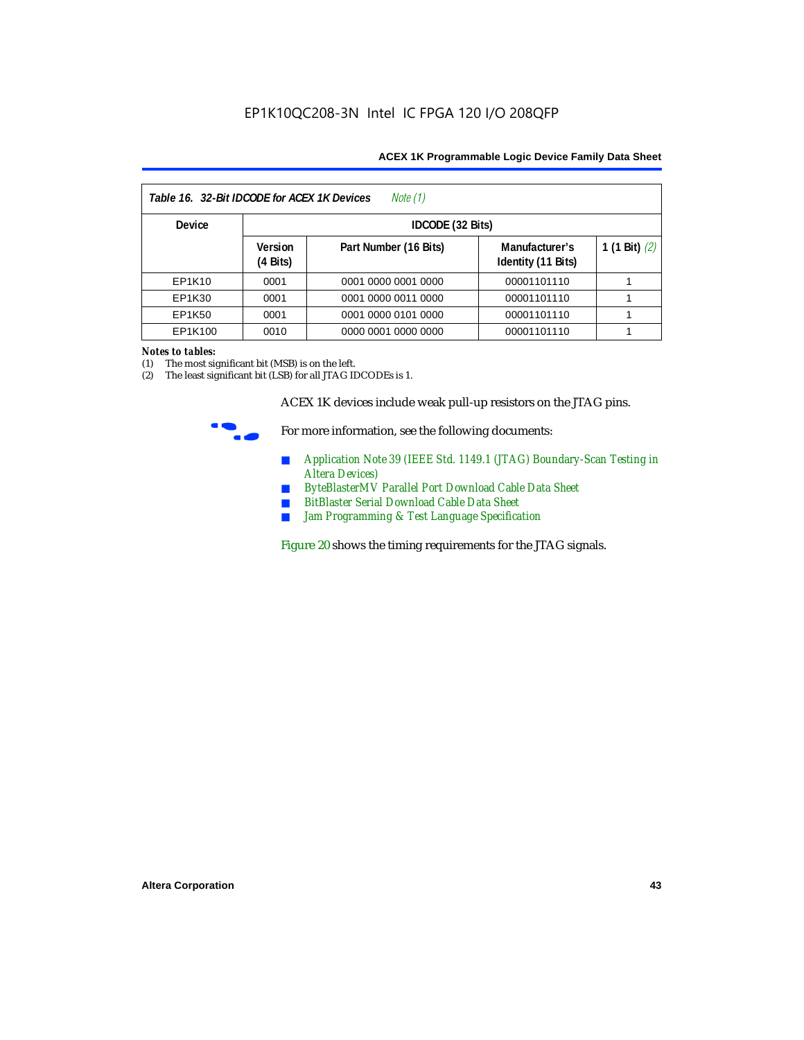**Table 16. 32-Bit IDCODE for ACEX 1K Devices** *Note (1)*

| Device | IDCODE (32 Bits) | | | |
|---|---|---|---|---|
| | Version (4 Bits) | Part Number (16 Bits) | Manufacturer's Identity (11 Bits) | 1 (1 Bit) *(2)* |
| EP1K10 | 0001 | 0001 0000 0001 0000 | 00001101110 | 1 |
| EP1K30 | 0001 | 0001 0000 0011 0000 | 00001101110 | 1 |
| EP1K50 | 0001 | 0001 0000 0101 0000 | 00001101110 | 1 |
| EP1K100 | 0010 | 0000 0001 0000 0000 | 00001101110 | 1 |

***Notes to tables:***

(1) The most significant bit (MSB) is on the left.
(2) The least significant bit (LSB) for all JTAG IDCODEs is 1.

ACEX 1K devices include weak pull-up resistors on the JTAG pins.

For more information, see the following documents:

- *Application Note 39 (IEEE Std. 1149.1 (JTAG) Boundary-Scan Testing in Altera Devices)*
- *ByteBlasterMV Parallel Port Download Cable Data Sheet*
- *BitBlaster Serial Download Cable Data Sheet*
- *Jam Programming & Test Language Specification*

Figure 20 shows the timing requirements for the JTAG signals.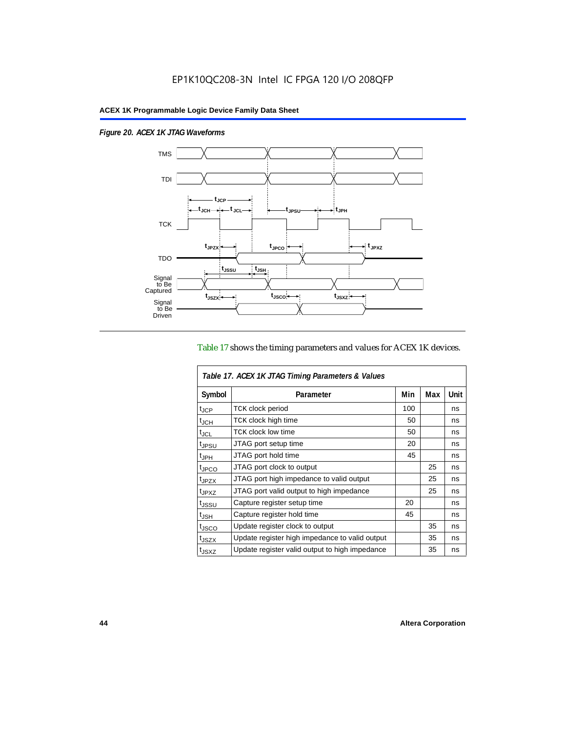EP1K10QC208-3N Intel IC FPGA 120 I/O 208QFP

*Figure 20. ACEX 1K JTAG Waveforms*

Table 17 shows the timing parameters and values for ACEX 1K devices.

| *Table 17. ACEX 1K JTAG Timing Parameters & Values* | | | | |
|---|---|---|---|---|
| **Symbol** | **Parameter** | **Min** | **Max** | **Unit** |
| $t_{JCP}$ | TCK clock period | 100 | | ns |
| $t_{JCH}$ | TCK clock high time | 50 | | ns |
| $t_{JCL}$ | TCK clock low time | 50 | | ns |
| $t_{JPSU}$ | JTAG port setup time | 20 | | ns |
| $t_{JPH}$ | JTAG port hold time | 45 | | ns |
| $t_{JPCO}$ | JTAG port clock to output | | 25 | ns |
| $t_{JPZX}$ | JTAG port high impedance to valid output | | 25 | ns |
| $t_{JPXZ}$ | JTAG port valid output to high impedance | | 25 | ns |
| $t_{JSSU}$ | Capture register setup time | 20 | | ns |
| $t_{JSH}$ | Capture register hold time | 45 | | ns |
| $t_{JSCO}$ | Update register clock to output | | 35 | ns |
| $t_{JSZX}$ | Update register high impedance to valid output | | 35 | ns |
| $t_{JSXZ}$ | Update register valid output to high impedance | | 35 | ns |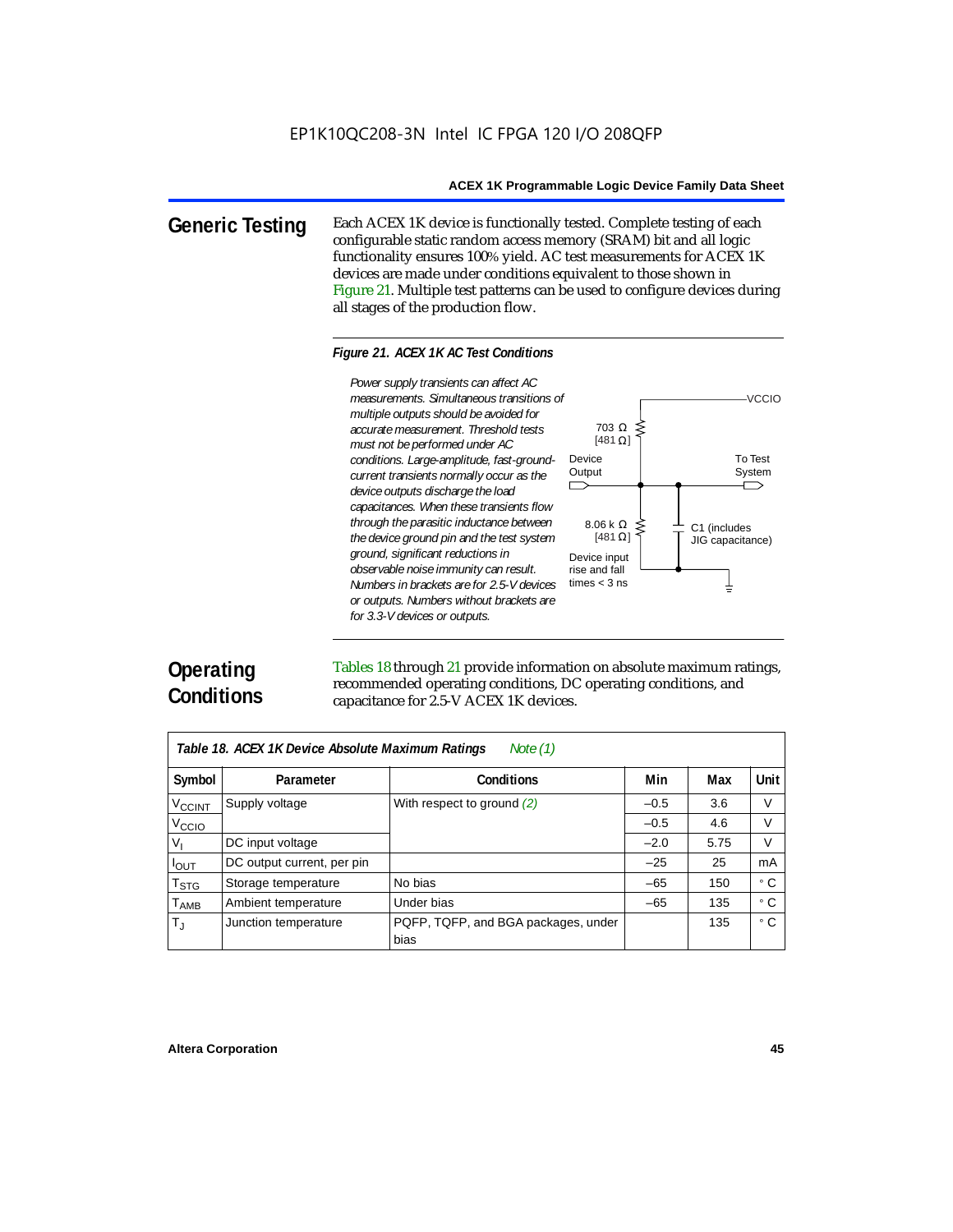## Generic Testing

Each ACEX 1K device is functionally tested. Complete testing of each configurable static random access memory (SRAM) bit and all logic functionality ensures 100% yield. AC test measurements for ACEX 1K devices are made under conditions equivalent to those shown in Figure 21. Multiple test patterns can be used to configure devices during all stages of the production flow.

*Figure 21. ACEX 1K AC Test Conditions*

*Power supply transients can affect AC measurements. Simultaneous transitions of multiple outputs should be avoided for accurate measurement. Threshold tests must not be performed under AC conditions. Large-amplitude, fast-ground-current transients normally occur as the device outputs discharge the load capacitances. When these transients flow through the parasitic inductance between the device ground pin and the test system ground, significant reductions in observable noise immunity can result. Numbers in brackets are for 2.5-V devices or outputs. Numbers without brackets are for 3.3-V devices or outputs.*

VCCIO

703 Ω [481 Ω]

Device Output

To Test System

8.06 k Ω [481 Ω]

C1 (includes JIG capacitance)

Device input rise and fall times < 3 ns

## Operating Conditions

Tables 18 through 21 provide information on absolute maximum ratings, recommended operating conditions, DC operating conditions, and capacitance for 2.5-V ACEX 1K devices.

*Table 18. ACEX 1K Device Absolute Maximum Ratings* Note (1)

| Symbol | Parameter | Conditions | Min | Max | Unit |
|---|---|---|---|---|---|
| $V_{CCINT}$ | Supply voltage | With respect to ground (2) | –0.5 | 3.6 | V |
| $V_{CCIO}$ | | | –0.5 | 4.6 | V |
| $V_I$ | DC input voltage | | –2.0 | 5.75 | V |
| $I_{OUT}$ | DC output current, per pin | | –25 | 25 | mA |
| $T_{STG}$ | Storage temperature | No bias | –65 | 150 | ° C |
| $T_{AMB}$ | Ambient temperature | Under bias | –65 | 135 | ° C |
| $T_J$ | Junction temperature | PQFP, TQFP, and BGA packages, under bias | | 135 | ° C |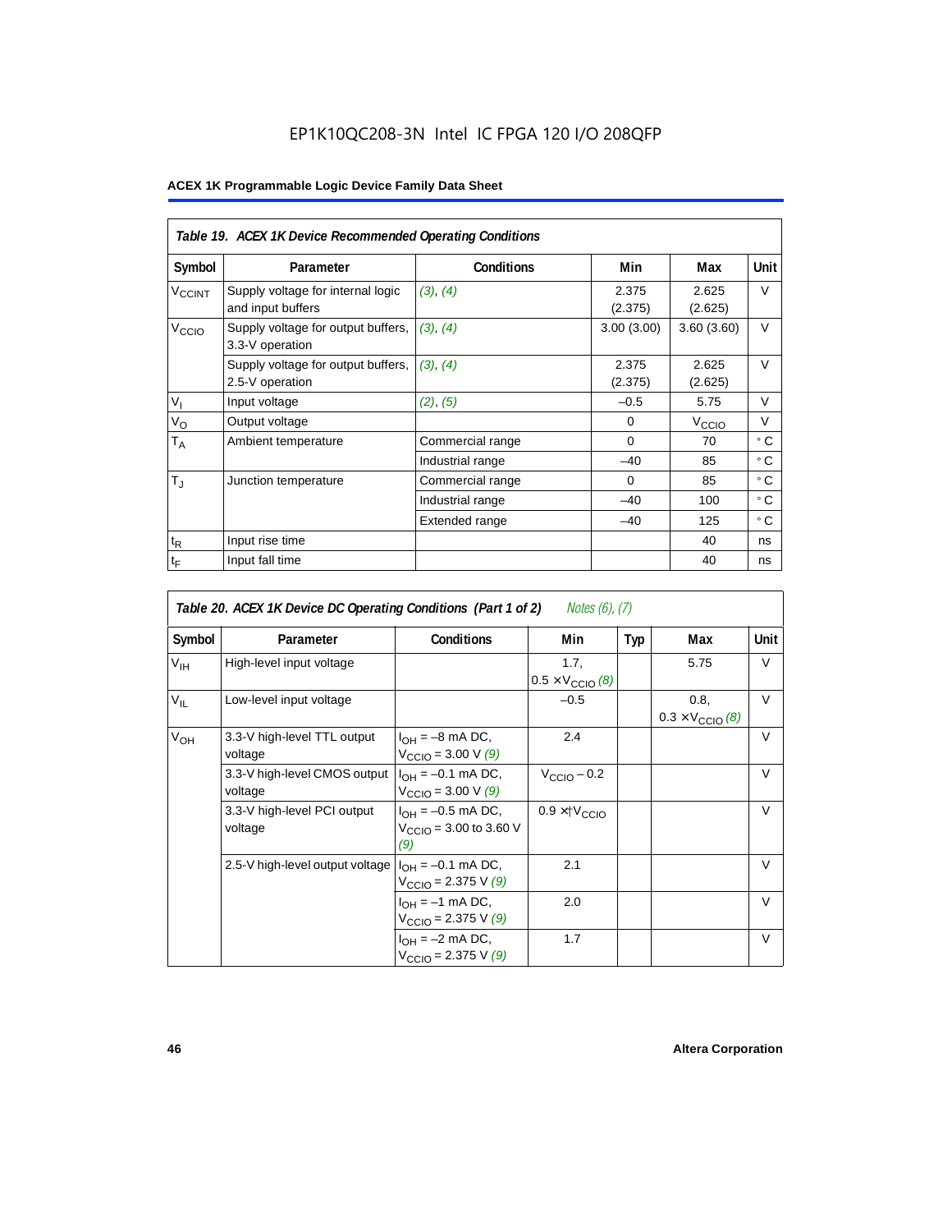# EP1K10QC208-3N Intel IC FPGA 120 I/O 208QFP

**ACEX 1K Programmable Logic Device Family Data Sheet**

| *Table 19. ACEX 1K Device Recommended Operating Conditions* | | | | | |
|---|---|---|---|---|---|
| **Symbol** | **Parameter** | **Conditions** | **Min** | **Max** | **Unit** |
| $V_{CCINT}$ | Supply voltage for internal logic and input buffers | *(3)*, *(4)* | 2.375 (2.375) | 2.625 (2.625) | V |
| $V_{CCIO}$ | Supply voltage for output buffers, 3.3-V operation | *(3)*, *(4)* | 3.00 (3.00) | 3.60 (3.60) | V |
| | Supply voltage for output buffers, 2.5-V operation | *(3)*, *(4)* | 2.375 (2.375) | 2.625 (2.625) | V |
| $V_I$ | Input voltage | *(2)*, *(5)* | –0.5 | 5.75 | V |
| $V_O$ | Output voltage | | 0 | $V_{CCIO}$ | V |
| $T_A$ | Ambient temperature | Commercial range | 0 | 70 | ° C |
| | | Industrial range | –40 | 85 | ° C |
| $T_J$ | Junction temperature | Commercial range | 0 | 85 | ° C |
| | | Industrial range | –40 | 100 | ° C |
| | | Extended range | –40 | 125 | ° C |
| $t_R$ | Input rise time | | | 40 | ns |
| $t_F$ | Input fall time | | | 40 | ns |

| *Table 20. ACEX 1K Device DC Operating Conditions (Part 1 of 2)* *Notes (6), (7)* | | | | | | |
|---|---|---|---|---|---|---|
| **Symbol** | **Parameter** | **Conditions** | **Min** | **Typ** | **Max** | **Unit** |
| $V_{IH}$ | High-level input voltage | | 1.7, $0.5 \times V_{CCIO}$ *(8)* | | 5.75 | V |
| $V_{IL}$ | Low-level input voltage | | –0.5 | | 0.8, $0.3 \times V_{CCIO}$ *(8)* | V |
| $V_{OH}$ | 3.3-V high-level TTL output voltage | $I_{OH}$ = –8 mA DC, $V_{CCIO}$ = 3.00 V *(9)* | 2.4 | | | V |
| | 3.3-V high-level CMOS output voltage | $I_{OH}$ = –0.1 mA DC, $V_{CCIO}$ = 3.00 V *(9)* | $V_{CCIO}$ – 0.2 | | | V |
| | 3.3-V high-level PCI output voltage | $I_{OH}$ = –0.5 mA DC, $V_{CCIO}$ = 3.00 to 3.60 V *(9)* | $0.9 \times V_{CCIO}$ | | | V |
| | 2.5-V high-level output voltage | $I_{OH}$ = –0.1 mA DC, $V_{CCIO}$ = 2.375 V *(9)* | 2.1 | | | V |
| | | $I_{OH}$ = –1 mA DC, $V_{CCIO}$ = 2.375 V *(9)* | 2.0 | | | V |
| | | $I_{OH}$ = –2 mA DC, $V_{CCIO}$ = 2.375 V *(9)* | 1.7 | | | V |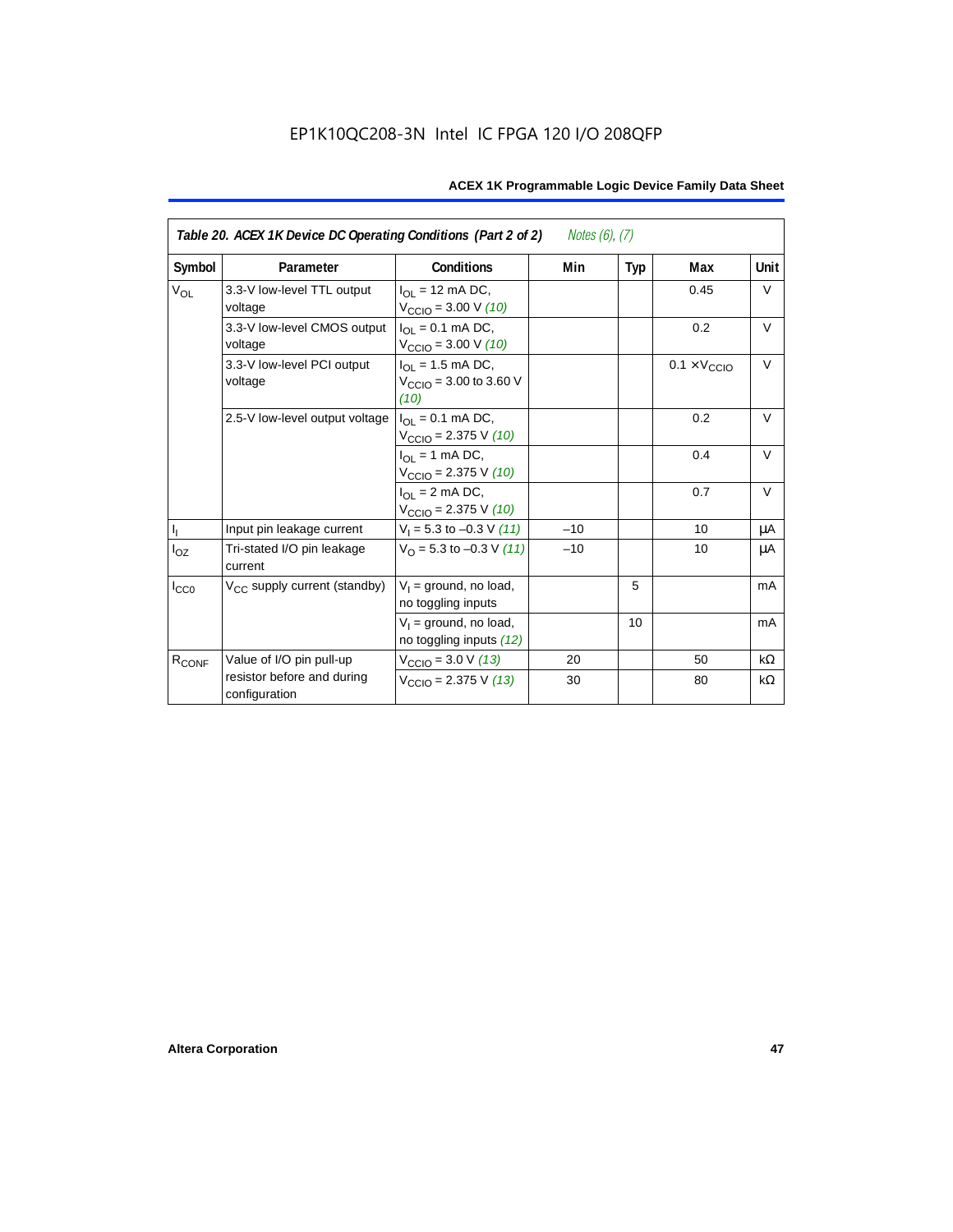| Table 20. ACEX 1K Device DC Operating Conditions (Part 2 of 2) *Notes (6), (7)* | | | | | | |
|---|---|---|---|---|---|---|
| Symbol | Parameter | Conditions | Min | Typ | Max | Unit |
| $V_{OL}$ | 3.3-V low-level TTL output voltage | $I_{OL}$ = 12 mA DC, $V_{CCIO}$ = 3.00 V *(10)* | | | 0.45 | V |
| | 3.3-V low-level CMOS output voltage | $I_{OL}$ = 0.1 mA DC, $V_{CCIO}$ = 3.00 V *(10)* | | | 0.2 | V |
| | 3.3-V low-level PCI output voltage | $I_{OL}$ = 1.5 mA DC, $V_{CCIO}$ = 3.00 to 3.60 V *(10)* | | | $0.1 \times V_{CCIO}$ | V |
| | 2.5-V low-level output voltage | $I_{OL}$ = 0.1 mA DC, $V_{CCIO}$ = 2.375 V *(10)* | | | 0.2 | V |
| | | $I_{OL}$ = 1 mA DC, $V_{CCIO}$ = 2.375 V *(10)* | | | 0.4 | V |
| | | $I_{OL}$ = 2 mA DC, $V_{CCIO}$ = 2.375 V *(10)* | | | 0.7 | V |
| $I_I$ | Input pin leakage current | $V_I$ = 5.3 to –0.3 V *(11)* | –10 | | 10 | μA |
| $I_{OZ}$ | Tri-stated I/O pin leakage current | $V_O$ = 5.3 to –0.3 V *(11)* | –10 | | 10 | μA |
| $I_{CC0}$ | $V_{CC}$ supply current (standby) | $V_I$ = ground, no load, no toggling inputs | | 5 | | mA |
| | | $V_I$ = ground, no load, no toggling inputs *(12)* | | 10 | | mA |
| $R_{CONF}$ | Value of I/O pin pull-up resistor before and during configuration | $V_{CCIO}$ = 3.0 V *(13)* | 20 | | 50 | kΩ |
| | | $V_{CCIO}$ = 2.375 V *(13)* | 30 | | 80 | kΩ |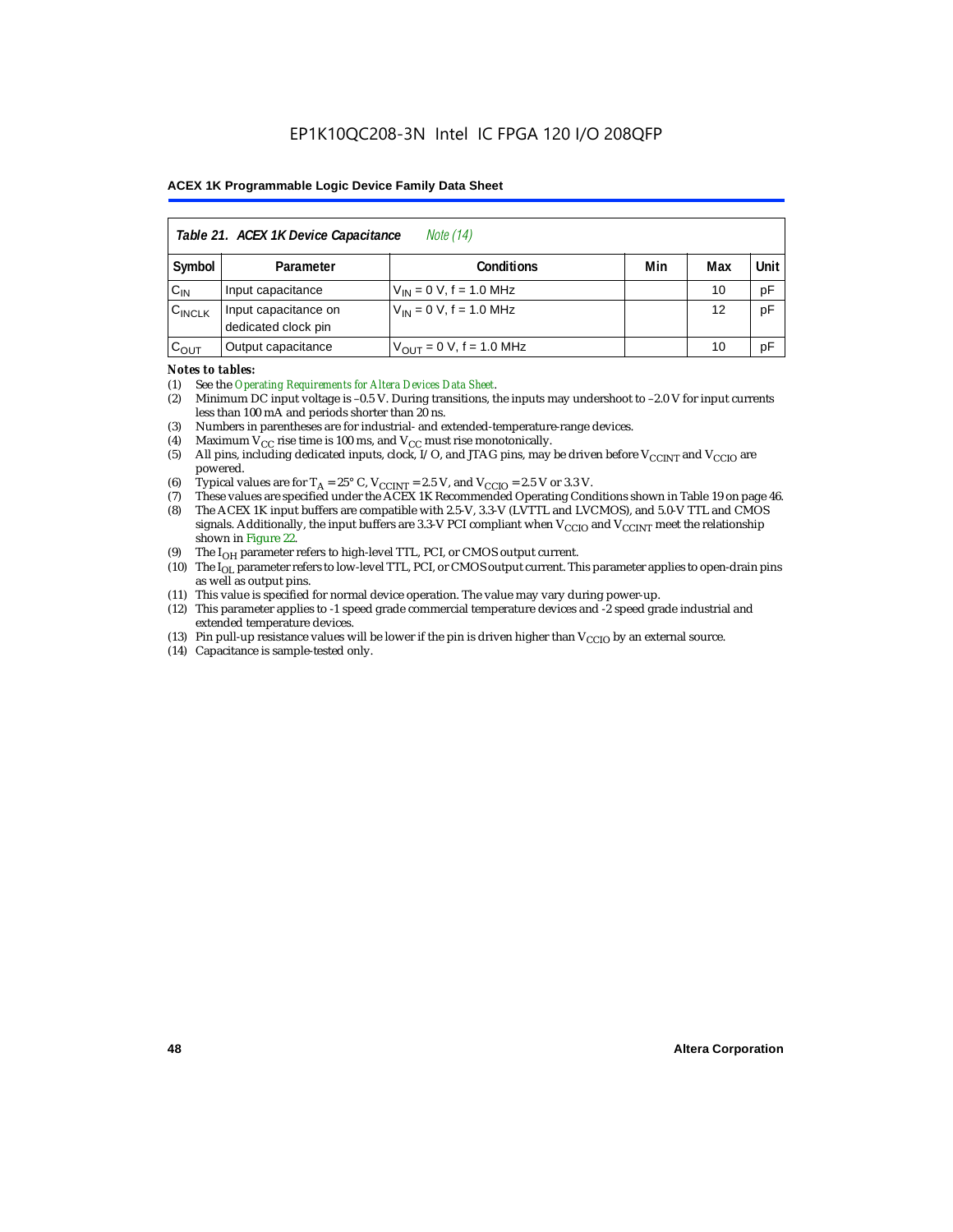| Table 21. ACEX 1K Device Capacitance *Note (14)* | | | | | |
|---|---|---|---|---|---|
| Symbol | Parameter | Conditions | Min | Max | Unit |
| $C_{IN}$ | Input capacitance | $V_{IN}$ = 0 V, f = 1.0 MHz | | 10 | pF |
| $C_{INCLK}$ | Input capacitance on dedicated clock pin | $V_{IN}$ = 0 V, f = 1.0 MHz | | 12 | pF |
| $C_{OUT}$ | Output capacitance | $V_{OUT}$ = 0 V, f = 1.0 MHz | | 10 | pF |

*Notes to tables:*

(1) See the *Operating Requirements for Altera Devices Data Sheet*.
(2) Minimum DC input voltage is –0.5 V. During transitions, the inputs may undershoot to –2.0 V for input currents less than 100 mA and periods shorter than 20 ns.
(3) Numbers in parentheses are for industrial- and extended-temperature-range devices.
(4) Maximum $V_{CC}$ rise time is 100 ms, and $V_{CC}$ must rise monotonically.
(5) All pins, including dedicated inputs, clock, I/O, and JTAG pins, may be driven before $V_{CCINT}$ and $V_{CCIO}$ are powered.
(6) Typical values are for $T_A$ = 25° C, $V_{CCINT}$ = 2.5 V, and $V_{CCIO}$ = 2.5 V or 3.3 V.
(7) These values are specified under the ACEX 1K Recommended Operating Conditions shown in Table 19 on page 46.
(8) The ACEX 1K input buffers are compatible with 2.5-V, 3.3-V (LVTTL and LVCMOS), and 5.0-V TTL and CMOS signals. Additionally, the input buffers are 3.3-V PCI compliant when $V_{CCIO}$ and $V_{CCINT}$ meet the relationship shown in Figure 22.
(9) The $I_{OH}$ parameter refers to high-level TTL, PCI, or CMOS output current.
(10) The $I_{OL}$ parameter refers to low-level TTL, PCI, or CMOS output current. This parameter applies to open-drain pins as well as output pins.
(11) This value is specified for normal device operation. The value may vary during power-up.
(12) This parameter applies to -1 speed grade commercial temperature devices and -2 speed grade industrial and extended temperature devices.
(13) Pin pull-up resistance values will be lower if the pin is driven higher than $V_{CCIO}$ by an external source.
(14) Capacitance is sample-tested only.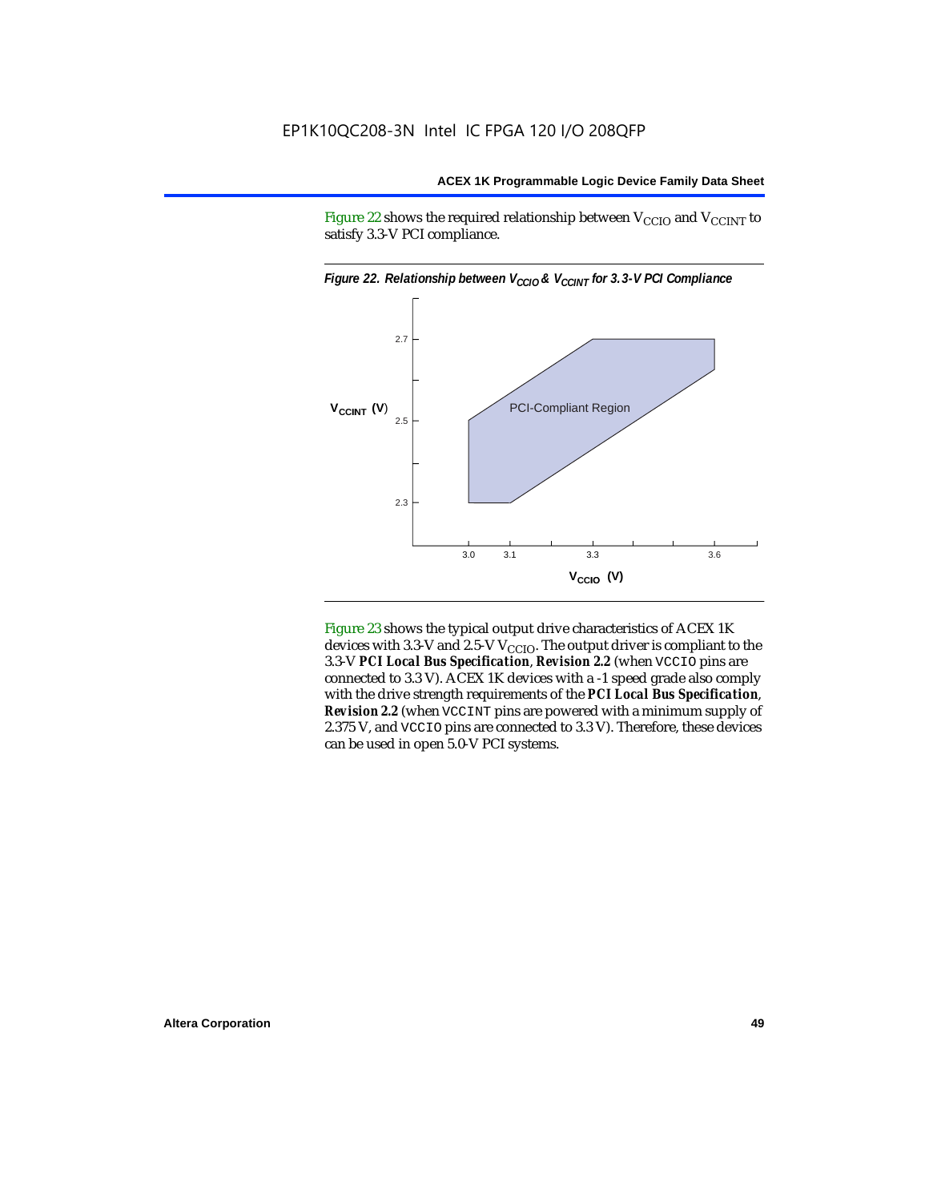Figure 22 shows the required relationship between $V_{CCIO}$ and $V_{CCINT}$ to satisfy 3.3-V PCI compliance.

*Figure 22. Relationship between $V_{CCIO}$ & $V_{CCINT}$ for 3.3-V PCI Compliance*

Figure 23 shows the typical output drive characteristics of ACEX 1K devices with 3.3-V and 2.5-V $V_{CCIO}$. The output driver is compliant to the 3.3-V ***PCI Local Bus Specification***, ***Revision 2.2*** (when `VCCIO` pins are connected to 3.3 V). ACEX 1K devices with a -1 speed grade also comply with the drive strength requirements of the ***PCI Local Bus Specification***, ***Revision 2.2*** (when `VCCINT` pins are powered with a minimum supply of 2.375 V, and `VCCIO` pins are connected to 3.3 V). Therefore, these devices can be used in open 5.0-V PCI systems.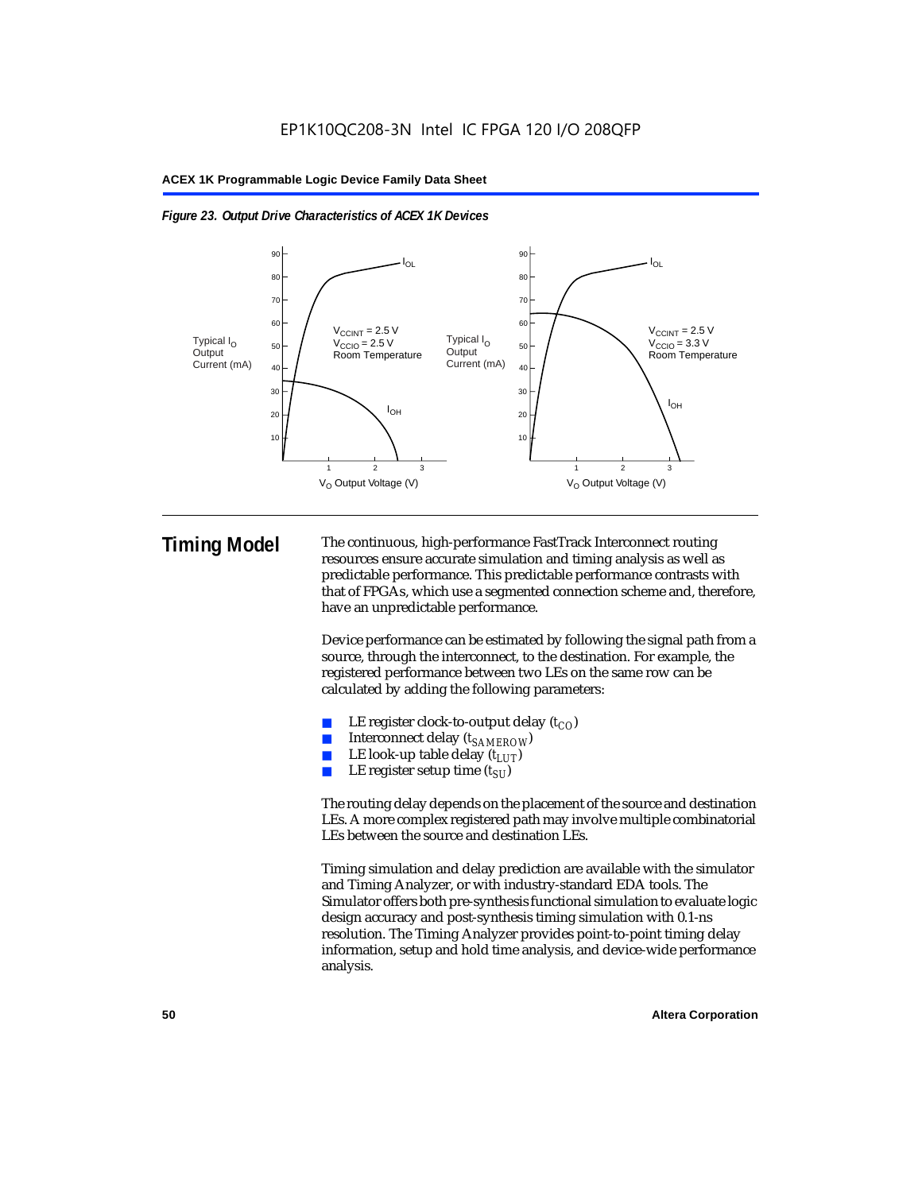*Figure 23. Output Drive Characteristics of ACEX 1K Devices*

## Timing Model

The continuous, high-performance FastTrack Interconnect routing resources ensure accurate simulation and timing analysis as well as predictable performance. This predictable performance contrasts with that of FPGAs, which use a segmented connection scheme and, therefore, have an unpredictable performance.

Device performance can be estimated by following the signal path from a source, through the interconnect, to the destination. For example, the registered performance between two LEs on the same row can be calculated by adding the following parameters:

- LE register clock-to-output delay ($t_{CO}$)
- Interconnect delay ($t_{SAMEROW}$)
- LE look-up table delay ($t_{LUT}$)
- LE register setup time ($t_{SU}$)

The routing delay depends on the placement of the source and destination LEs. A more complex registered path may involve multiple combinatorial LEs between the source and destination LEs.

Timing simulation and delay prediction are available with the simulator and Timing Analyzer, or with industry-standard EDA tools. The Simulator offers both pre-synthesis functional simulation to evaluate logic design accuracy and post-synthesis timing simulation with 0.1-ns resolution. The Timing Analyzer provides point-to-point timing delay information, setup and hold time analysis, and device-wide performance analysis.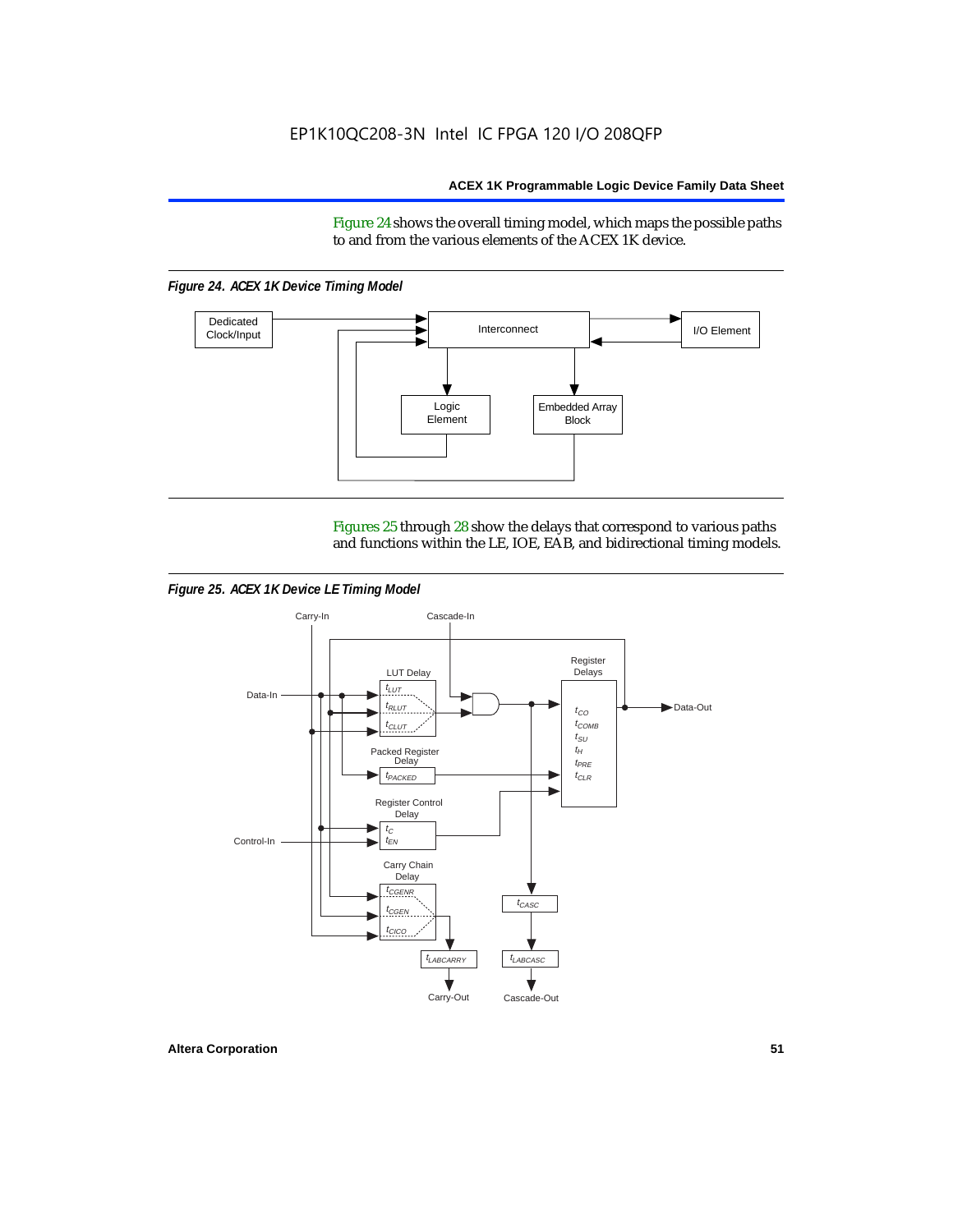Figure 24 shows the overall timing model, which maps the possible paths to and from the various elements of the ACEX 1K device.

*Figure 24. ACEX 1K Device Timing Model*

Figures 25 through 28 show the delays that correspond to various paths and functions within the LE, IOE, EAB, and bidirectional timing models.

*Figure 25. ACEX 1K Device LE Timing Model*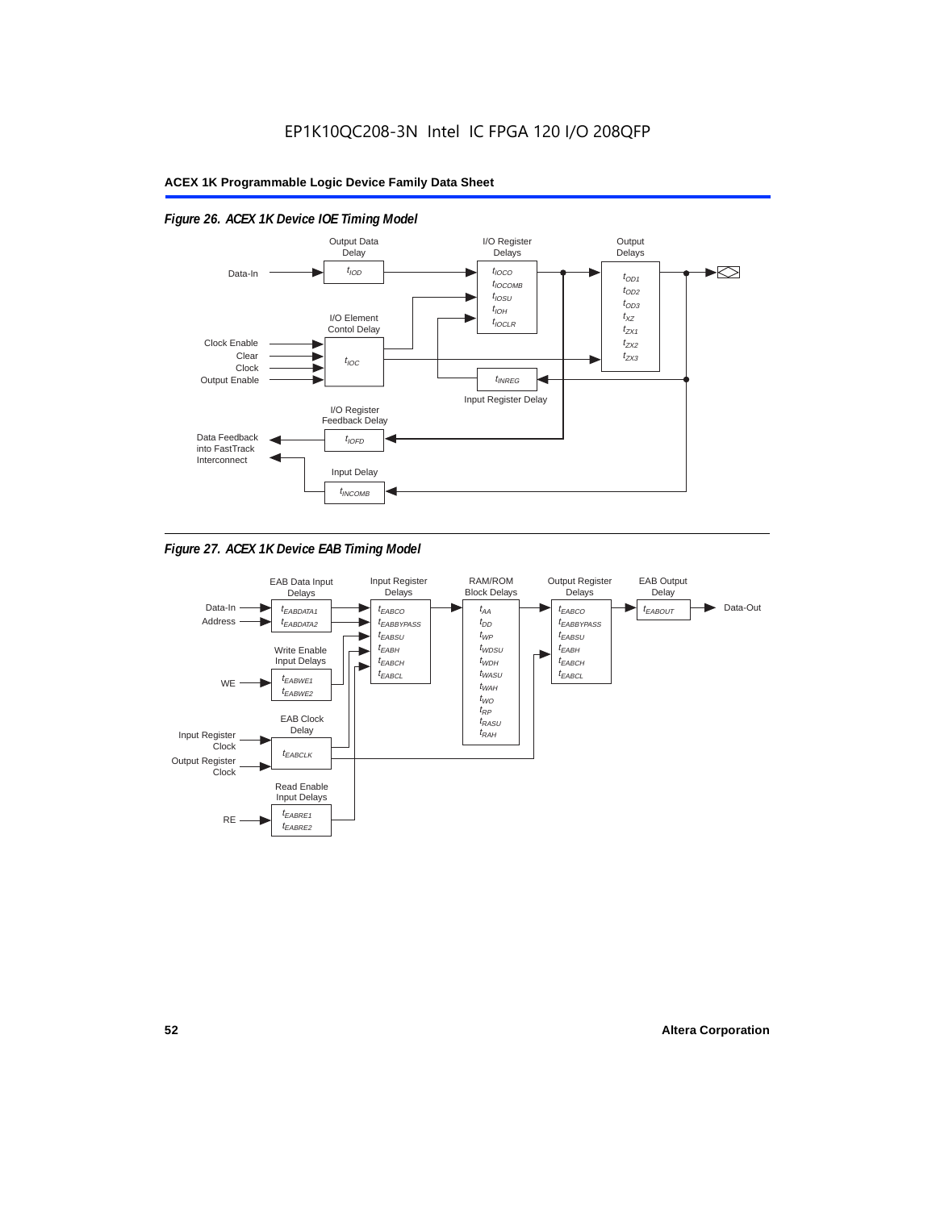*Figure 26. ACEX 1K Device IOE Timing Model*

Output Data Delay

$t_{IOD}$

I/O Register Delays

$t_{IOCO}$
$t_{IOCOMB}$
$t_{IOSU}$
$t_{IOH}$
$t_{IOCLR}$

Output Delays

$t_{OD1}$
$t_{OD2}$
$t_{OD3}$
$t_{XZ}$
$t_{ZX1}$
$t_{ZX2}$
$t_{ZX3}$

Data-In

I/O Element Contol Delay

Clock Enable
Clear
Clock
Output Enable

$t_{IOC}$

$t_{INREG}$

Input Register Delay

I/O Register Feedback Delay

Data Feedback into FastTrack Interconnect

$t_{IOFD}$

Input Delay

$t_{INCOMB}$

*Figure 27. ACEX 1K Device EAB Timing Model*

EAB Data Input Delays

Data-In
Address

$t_{EABDATA1}$
$t_{EABDATA2}$

Input Register Delays

$t_{EABCO}$
$t_{EABBYPASS}$
$t_{EABSU}$
$t_{EABH}$
$t_{EABCH}$
$t_{EABCL}$

RAM/ROM Block Delays

$t_{AA}$
$t_{DD}$
$t_{WP}$
$t_{WDSU}$
$t_{WDH}$
$t_{WASU}$
$t_{WAH}$
$t_{WO}$
$t_{RP}$
$t_{RASU}$
$t_{RAH}$

Output Register Delays

$t_{EABCO}$
$t_{EABBYPASS}$
$t_{EABSU}$
$t_{EABH}$
$t_{EABCH}$
$t_{EABCL}$

EAB Output Delay

$t_{EABOUT}$

Data-Out

Write Enable Input Delays

WE

$t_{EABWE1}$
$t_{EABWE2}$

EAB Clock Delay

Input Register Clock
Output Register Clock

$t_{EABCLK}$

Read Enable Input Delays

RE

$t_{EABRE1}$
$t_{EABRE2}$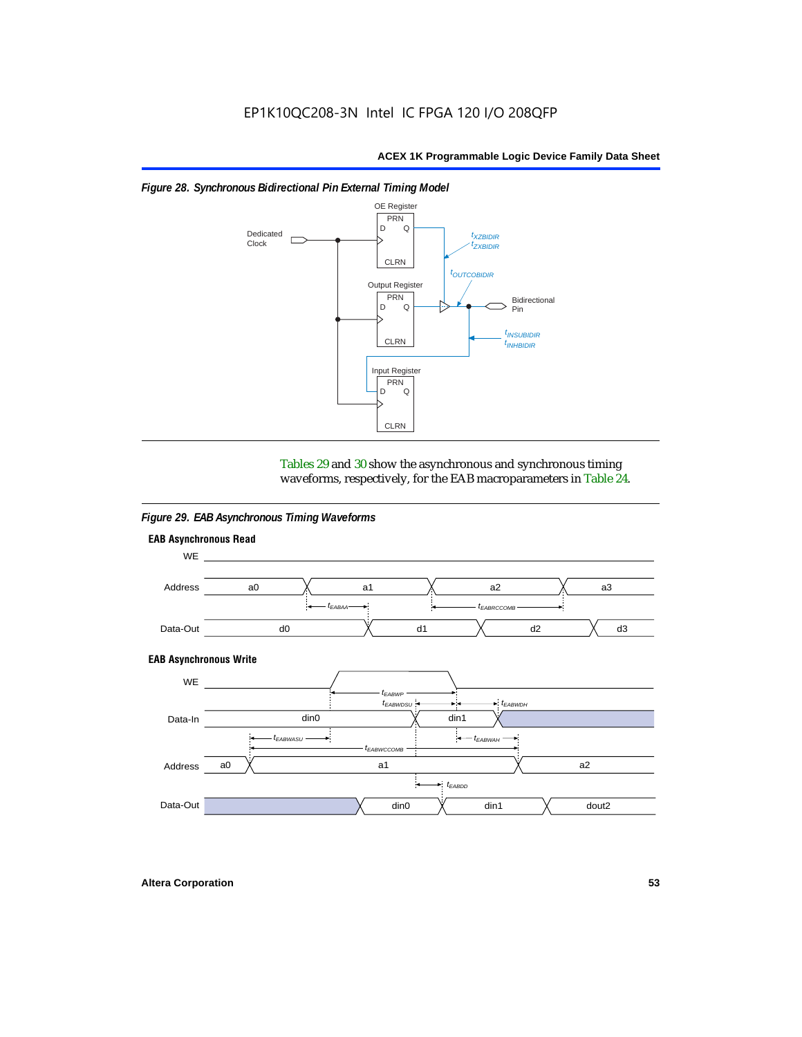*Figure 28. Synchronous Bidirectional Pin External Timing Model*

OE Register

PRN
D Q

CLRN

Dedicated Clock

$t_{XZBIDIR}$
$t_{ZXBIDIR}$

$t_{OUTCOBIDIR}$

Output Register

PRN
D Q

CLRN

Bidirectional Pin

$t_{INSUBIDIR}$
$t_{INHBIDIR}$

Input Register

PRN
D Q

CLRN

Tables 29 and 30 show the asynchronous and synchronous timing waveforms, respectively, for the EAB macroparameters in Table 24.

*Figure 29. EAB Asynchronous Timing Waveforms*

**EAB Asynchronous Read**

WE

Address: a0, a1, a2, a3

$t_{EABAA}$ $t_{EABRCCOMB}$

Data-Out: d0, d1, d2, d3

**EAB Asynchronous Write**

WE

$t_{EABWP}$

$t_{EABWDSU}$ $t_{EABWDH}$

Data-In: din0, din1

$t_{EABWASU}$ $t_{EABWAH}$

$t_{EABWCCOMB}$

Address: a0, a1, a2

$t_{EABDD}$

Data-Out: din0, din1, dout2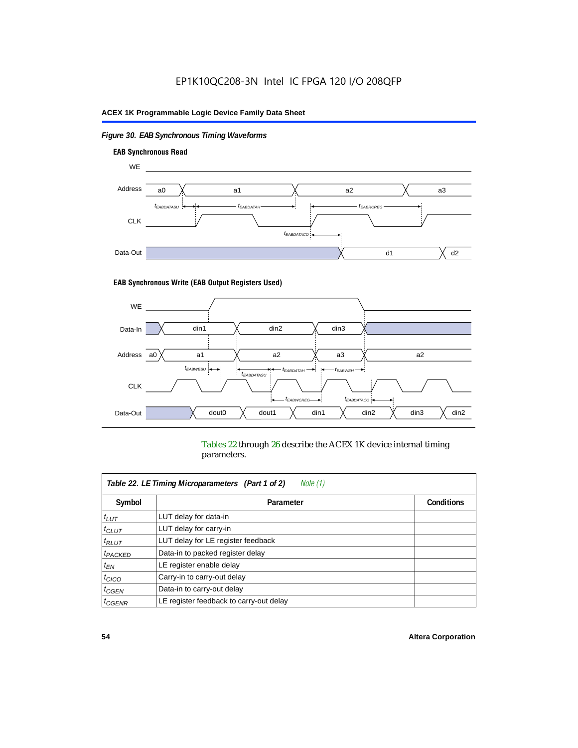*Figure 30. EAB Synchronous Timing Waveforms*

**EAB Synchronous Read**

**EAB Synchronous Write (EAB Output Registers Used)**

Tables 22 through 26 describe the ACEX 1K device internal timing parameters.

| *Table 22. LE Timing Microparameters (Part 1 of 2) Note (1)* | | |
|---|---|---|
| **Symbol** | **Parameter** | **Conditions** |
| $t_{LUT}$ | LUT delay for data-in | |
| $t_{CLUT}$ | LUT delay for carry-in | |
| $t_{RLUT}$ | LUT delay for LE register feedback | |
| $t_{PACKED}$ | Data-in to packed register delay | |
| $t_{EN}$ | LE register enable delay | |
| $t_{CICO}$ | Carry-in to carry-out delay | |
| $t_{CGEN}$ | Data-in to carry-out delay | |
| $t_{CGENR}$ | LE register feedback to carry-out delay | |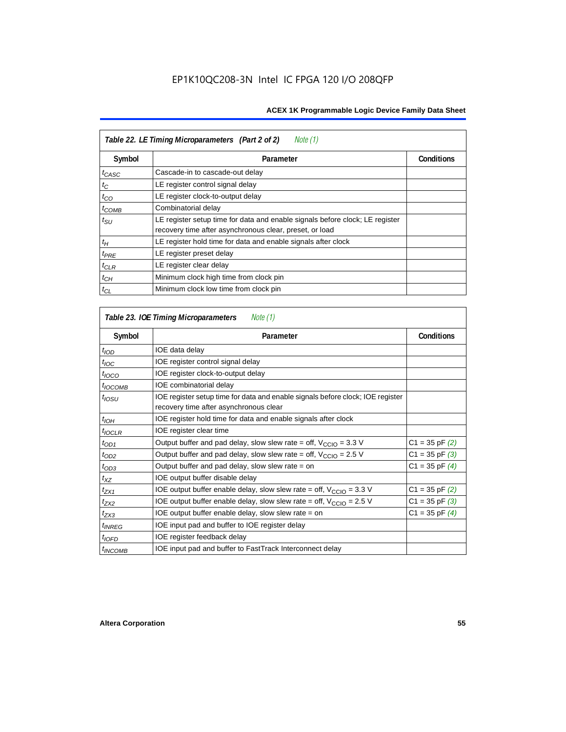**Table 22. LE Timing Microparameters (Part 2 of 2)** *Note (1)*

| Symbol | Parameter | Conditions |
|---|---|---|
| $t_{CASC}$ | Cascade-in to cascade-out delay | |
| $t_C$ | LE register control signal delay | |
| $t_{CO}$ | LE register clock-to-output delay | |
| $t_{COMB}$ | Combinatorial delay | |
| $t_{SU}$ | LE register setup time for data and enable signals before clock; LE register recovery time after asynchronous clear, preset, or load | |
| $t_H$ | LE register hold time for data and enable signals after clock | |
| $t_{PRE}$ | LE register preset delay | |
| $t_{CLR}$ | LE register clear delay | |
| $t_{CH}$ | Minimum clock high time from clock pin | |
| $t_{CL}$ | Minimum clock low time from clock pin | |

**Table 23. IOE Timing Microparameters** *Note (1)*

| Symbol | Parameter | Conditions |
|---|---|---|
| $t_{IOD}$ | IOE data delay | |
| $t_{IOC}$ | IOE register control signal delay | |
| $t_{IOCO}$ | IOE register clock-to-output delay | |
| $t_{IOCOMB}$ | IOE combinatorial delay | |
| $t_{IOSU}$ | IOE register setup time for data and enable signals before clock; IOE register recovery time after asynchronous clear | |
| $t_{IOH}$ | IOE register hold time for data and enable signals after clock | |
| $t_{IOCLR}$ | IOE register clear time | |
| $t_{OD1}$ | Output buffer and pad delay, slow slew rate = off, $V_{CCIO}$ = 3.3 V | C1 = 35 pF *(2)* |
| $t_{OD2}$ | Output buffer and pad delay, slow slew rate = off, $V_{CCIO}$ = 2.5 V | C1 = 35 pF *(3)* |
| $t_{OD3}$ | Output buffer and pad delay, slow slew rate = on | C1 = 35 pF *(4)* |
| $t_{XZ}$ | IOE output buffer disable delay | |
| $t_{ZX1}$ | IOE output buffer enable delay, slow slew rate = off, $V_{CCIO}$ = 3.3 V | C1 = 35 pF *(2)* |
| $t_{ZX2}$ | IOE output buffer enable delay, slow slew rate = off, $V_{CCIO}$ = 2.5 V | C1 = 35 pF *(3)* |
| $t_{ZX3}$ | IOE output buffer enable delay, slow slew rate = on | C1 = 35 pF *(4)* |
| $t_{INREG}$ | IOE input pad and buffer to IOE register delay | |
| $t_{IOFD}$ | IOE register feedback delay | |
| $t_{INCOMB}$ | IOE input pad and buffer to FastTrack Interconnect delay | |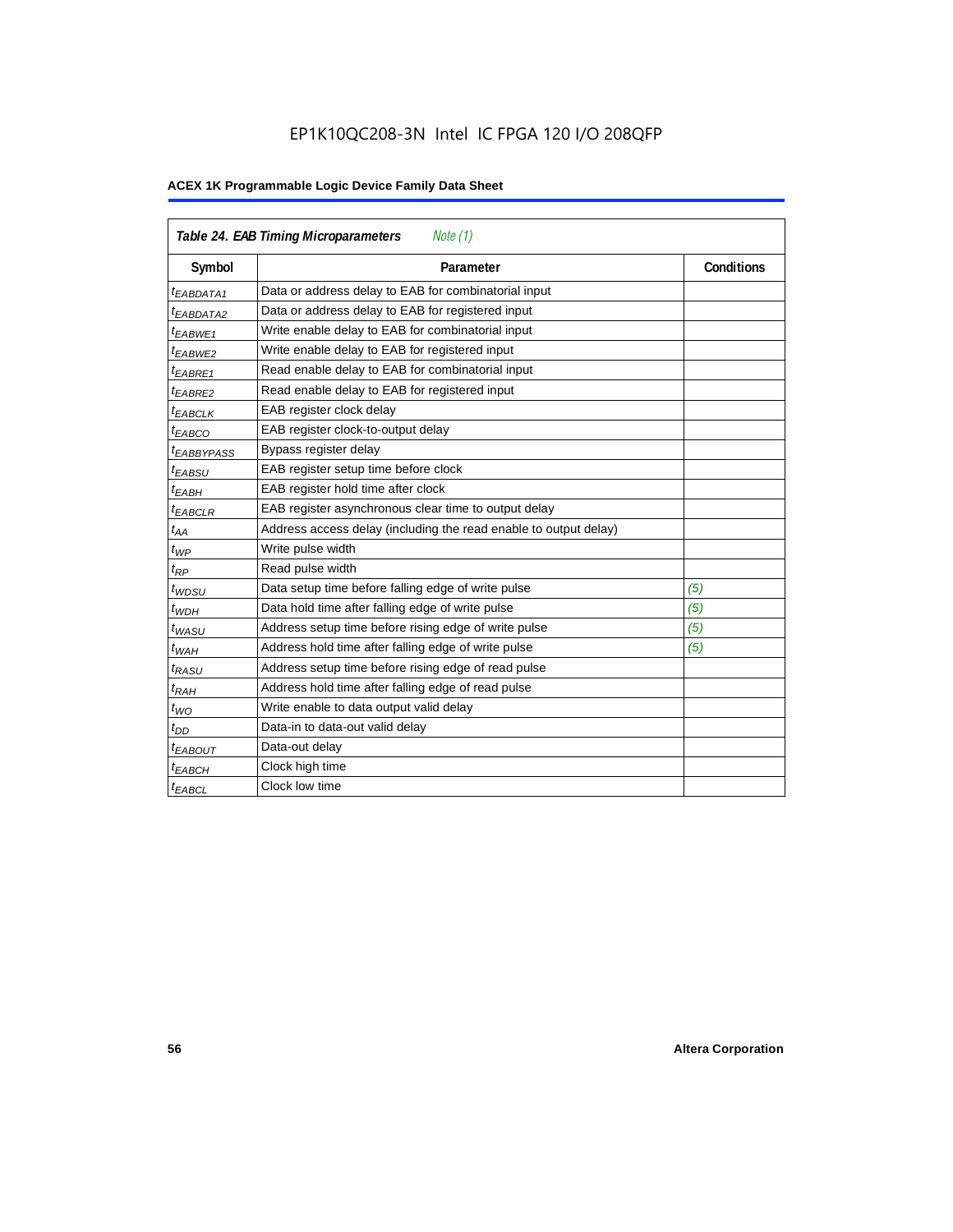| *Table 24. EAB Timing Microparameters* *Note (1)* | | |
|---|---|---|
| **Symbol** | **Parameter** | **Conditions** |
| $t_{EABDATA1}$ | Data or address delay to EAB for combinatorial input | |
| $t_{EABDATA2}$ | Data or address delay to EAB for registered input | |
| $t_{EABWE1}$ | Write enable delay to EAB for combinatorial input | |
| $t_{EABWE2}$ | Write enable delay to EAB for registered input | |
| $t_{EABRE1}$ | Read enable delay to EAB for combinatorial input | |
| $t_{EABRE2}$ | Read enable delay to EAB for registered input | |
| $t_{EABCLK}$ | EAB register clock delay | |
| $t_{EABCO}$ | EAB register clock-to-output delay | |
| $t_{EABBYPASS}$ | Bypass register delay | |
| $t_{EABSU}$ | EAB register setup time before clock | |
| $t_{EABH}$ | EAB register hold time after clock | |
| $t_{EABCLR}$ | EAB register asynchronous clear time to output delay | |
| $t_{AA}$ | Address access delay (including the read enable to output delay) | |
| $t_{WP}$ | Write pulse width | |
| $t_{RP}$ | Read pulse width | |
| $t_{WDSU}$ | Data setup time before falling edge of write pulse | *(5)* |
| $t_{WDH}$ | Data hold time after falling edge of write pulse | *(5)* |
| $t_{WASU}$ | Address setup time before rising edge of write pulse | *(5)* |
| $t_{WAH}$ | Address hold time after falling edge of write pulse | *(5)* |
| $t_{RASU}$ | Address setup time before rising edge of read pulse | |
| $t_{RAH}$ | Address hold time after falling edge of read pulse | |
| $t_{WO}$ | Write enable to data output valid delay | |
| $t_{DD}$ | Data-in to data-out valid delay | |
| $t_{EABOUT}$ | Data-out delay | |
| $t_{EABCH}$ | Clock high time | |
| $t_{EABCL}$ | Clock low time | |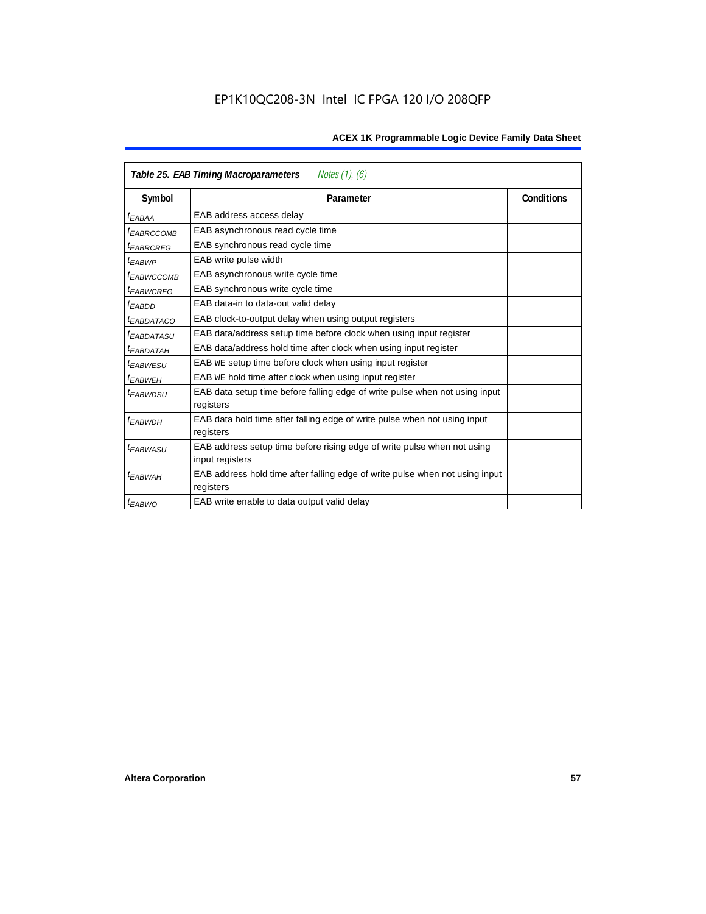EP1K10QC208-3N Intel IC FPGA 120 I/O 208QFP

| *Table 25. EAB Timing Macroparameters* *Notes (1), (6)* | | |
|---|---|---|
| **Symbol** | **Parameter** | **Conditions** |
| $t_{EABAA}$ | EAB address access delay | |
| $t_{EABRCCOMB}$ | EAB asynchronous read cycle time | |
| $t_{EABRCREG}$ | EAB synchronous read cycle time | |
| $t_{EABWP}$ | EAB write pulse width | |
| $t_{EABWCCOMB}$ | EAB asynchronous write cycle time | |
| $t_{EABWCREG}$ | EAB synchronous write cycle time | |
| $t_{EABDD}$ | EAB data-in to data-out valid delay | |
| $t_{EABDATACO}$ | EAB clock-to-output delay when using output registers | |
| $t_{EABDATASU}$ | EAB data/address setup time before clock when using input register | |
| $t_{EABDATAH}$ | EAB data/address hold time after clock when using input register | |
| $t_{EABWESU}$ | EAB WE setup time before clock when using input register | |
| $t_{EABWEH}$ | EAB WE hold time after clock when using input register | |
| $t_{EABWDSU}$ | EAB data setup time before falling edge of write pulse when not using input registers | |
| $t_{EABWDH}$ | EAB data hold time after falling edge of write pulse when not using input registers | |
| $t_{EABWASU}$ | EAB address setup time before rising edge of write pulse when not using input registers | |
| $t_{EABWAH}$ | EAB address hold time after falling edge of write pulse when not using input registers | |
| $t_{EABWO}$ | EAB write enable to data output valid delay | |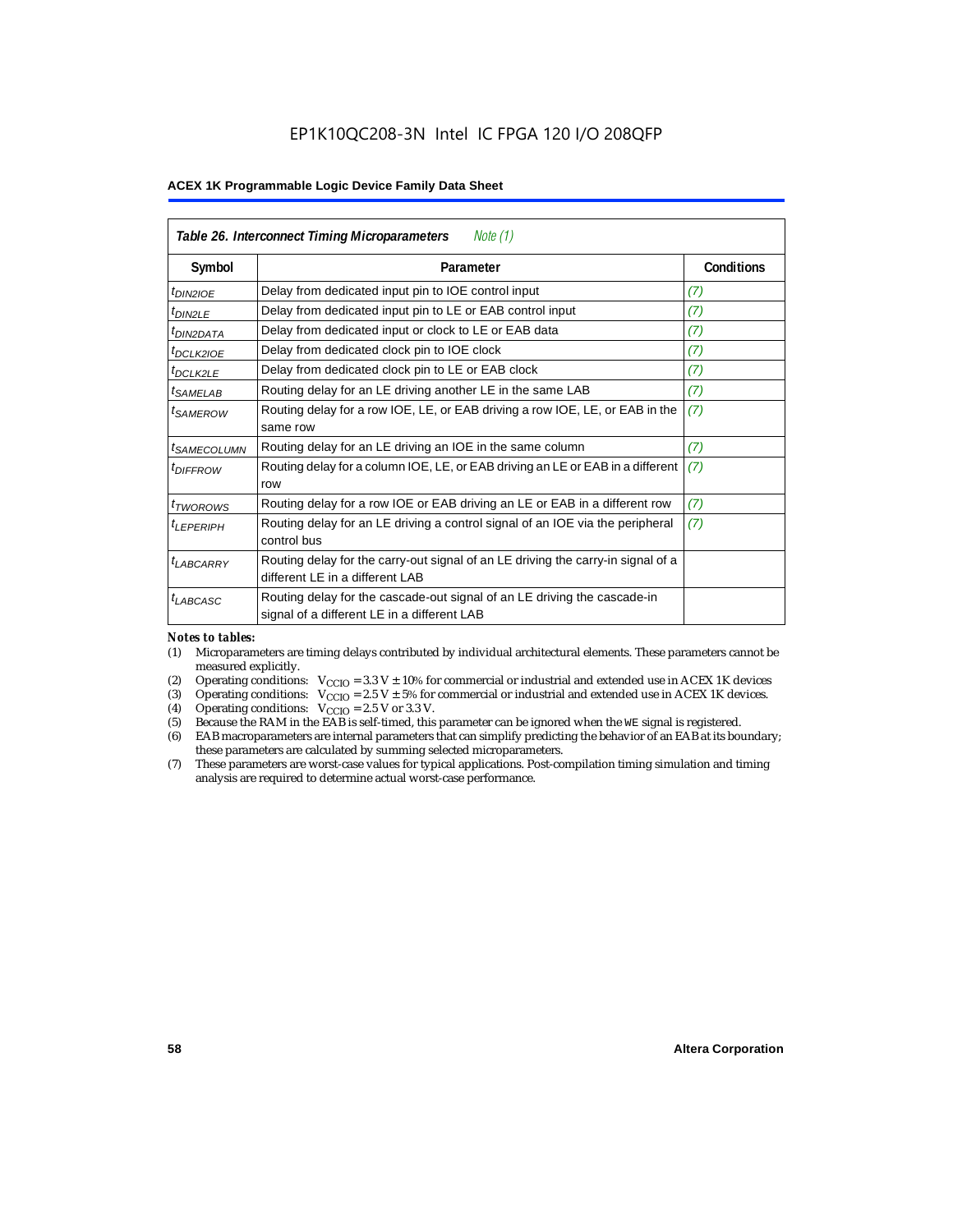## Table 26. Interconnect Timing Microparameters *Note (1)*

| Symbol | Parameter | Conditions |
|---|---|---|
| $t_{DIN2IOE}$ | Delay from dedicated input pin to IOE control input | *(7)* |
| $t_{DIN2LE}$ | Delay from dedicated input pin to LE or EAB control input | *(7)* |
| $t_{DIN2DATA}$ | Delay from dedicated input or clock to LE or EAB data | *(7)* |
| $t_{DCLK2IOE}$ | Delay from dedicated clock pin to IOE clock | *(7)* |
| $t_{DCLK2LE}$ | Delay from dedicated clock pin to LE or EAB clock | *(7)* |
| $t_{SAMELAB}$ | Routing delay for an LE driving another LE in the same LAB | *(7)* |
| $t_{SAMEROW}$ | Routing delay for a row IOE, LE, or EAB driving a row IOE, LE, or EAB in the same row | *(7)* |
| $t_{SAMECOLUMN}$ | Routing delay for an LE driving an IOE in the same column | *(7)* |
| $t_{DIFFROW}$ | Routing delay for a column IOE, LE, or EAB driving an LE or EAB in a different row | *(7)* |
| $t_{TWOROWS}$ | Routing delay for a row IOE or EAB driving an LE or EAB in a different row | *(7)* |
| $t_{LEPERIPH}$ | Routing delay for an LE driving a control signal of an IOE via the peripheral control bus | *(7)* |
| $t_{LABCARRY}$ | Routing delay for the carry-out signal of an LE driving the carry-in signal of a different LE in a different LAB | |
| $t_{LABCASC}$ | Routing delay for the cascade-out signal of an LE driving the cascade-in signal of a different LE in a different LAB | |

*Notes to tables:*

(1) Microparameters are timing delays contributed by individual architectural elements. These parameters cannot be measured explicitly.

(2) Operating conditions: $V_{CCIO} = 3.3\ V \pm 10\%$ for commercial or industrial and extended use in ACEX 1K devices

(3) Operating conditions: $V_{CCIO} = 2.5\ V \pm 5\%$ for commercial or industrial and extended use in ACEX 1K devices.

(4) Operating conditions: $V_{CCIO} = 2.5\ V$ or $3.3\ V$.

(5) Because the RAM in the EAB is self-timed, this parameter can be ignored when the WE signal is registered.

(6) EAB macroparameters are internal parameters that can simplify predicting the behavior of an EAB at its boundary; these parameters are calculated by summing selected microparameters.

(7) These parameters are worst-case values for typical applications. Post-compilation timing simulation and timing analysis are required to determine actual worst-case performance.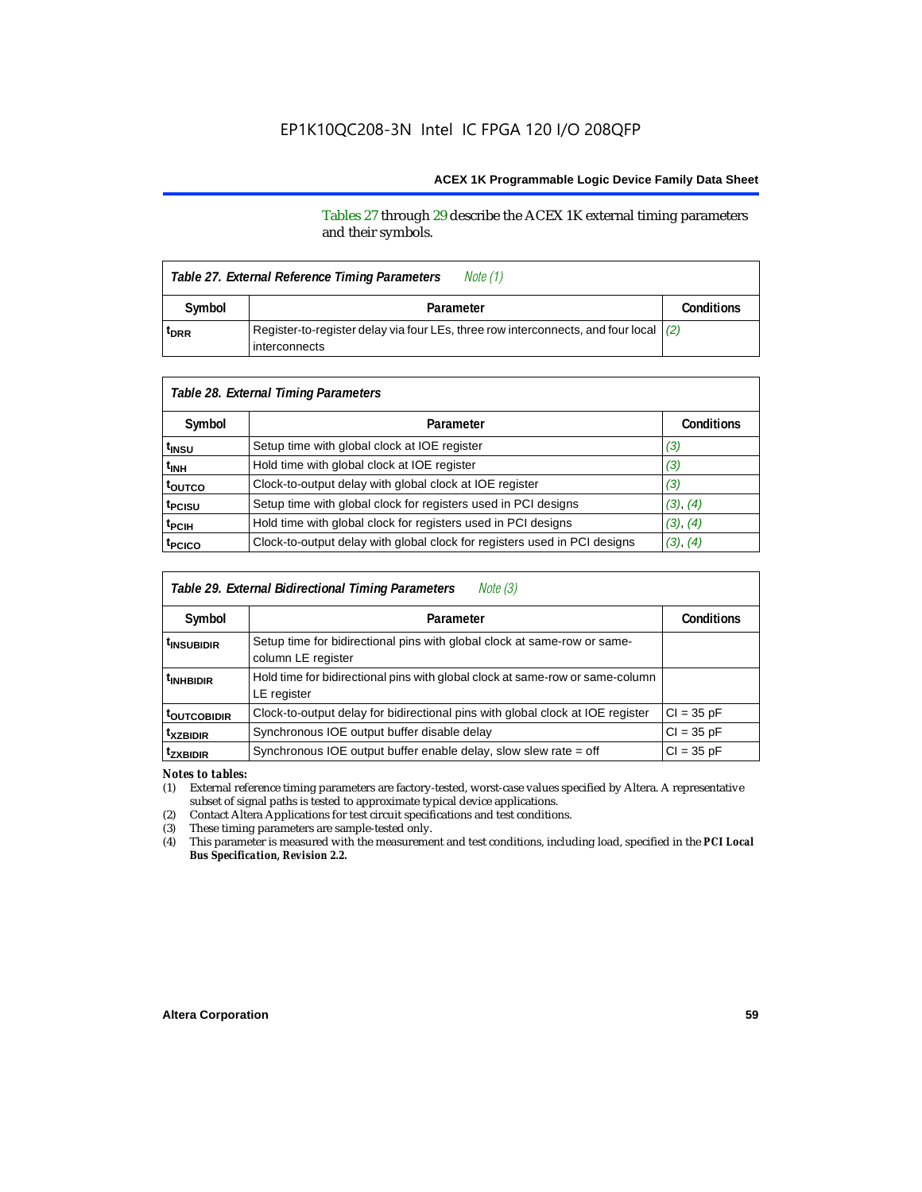Tables 27 through 29 describe the ACEX 1K external timing parameters and their symbols.

**Table 27. External Reference Timing Parameters** *Note (1)*

| Symbol | Parameter | Conditions |
|---|---|---|
| $t_{DRR}$ | Register-to-register delay via four LEs, three row interconnects, and four local interconnects | (2) |

**Table 28. External Timing Parameters**

| Symbol | Parameter | Conditions |
|---|---|---|
| $t_{INSU}$ | Setup time with global clock at IOE register | (3) |
| $t_{INH}$ | Hold time with global clock at IOE register | (3) |
| $t_{OUTCO}$ | Clock-to-output delay with global clock at IOE register | (3) |
| $t_{PCISU}$ | Setup time with global clock for registers used in PCI designs | (3), (4) |
| $t_{PCIH}$ | Hold time with global clock for registers used in PCI designs | (3), (4) |
| $t_{PCICO}$ | Clock-to-output delay with global clock for registers used in PCI designs | (3), (4) |

**Table 29. External Bidirectional Timing Parameters** *Note (3)*

| Symbol | Parameter | Conditions |
|---|---|---|
| $t_{INSUBIDIR}$ | Setup time for bidirectional pins with global clock at same-row or same-column LE register | |
| $t_{INHBIDIR}$ | Hold time for bidirectional pins with global clock at same-row or same-column LE register | |
| $t_{OUTCOBIDIR}$ | Clock-to-output delay for bidirectional pins with global clock at IOE register | CI = 35 pF |
| $t_{XZBIDIR}$ | Synchronous IOE output buffer disable delay | CI = 35 pF |
| $t_{ZXBIDIR}$ | Synchronous IOE output buffer enable delay, slow slew rate = off | CI = 35 pF |

*Notes to tables:*

(1) External reference timing parameters are factory-tested, worst-case values specified by Altera. A representative subset of signal paths is tested to approximate typical device applications.

(2) Contact Altera Applications for test circuit specifications and test conditions.

(3) These timing parameters are sample-tested only.

(4) This parameter is measured with the measurement and test conditions, including load, specified in the ***PCI Local Bus Specification, Revision 2.2.***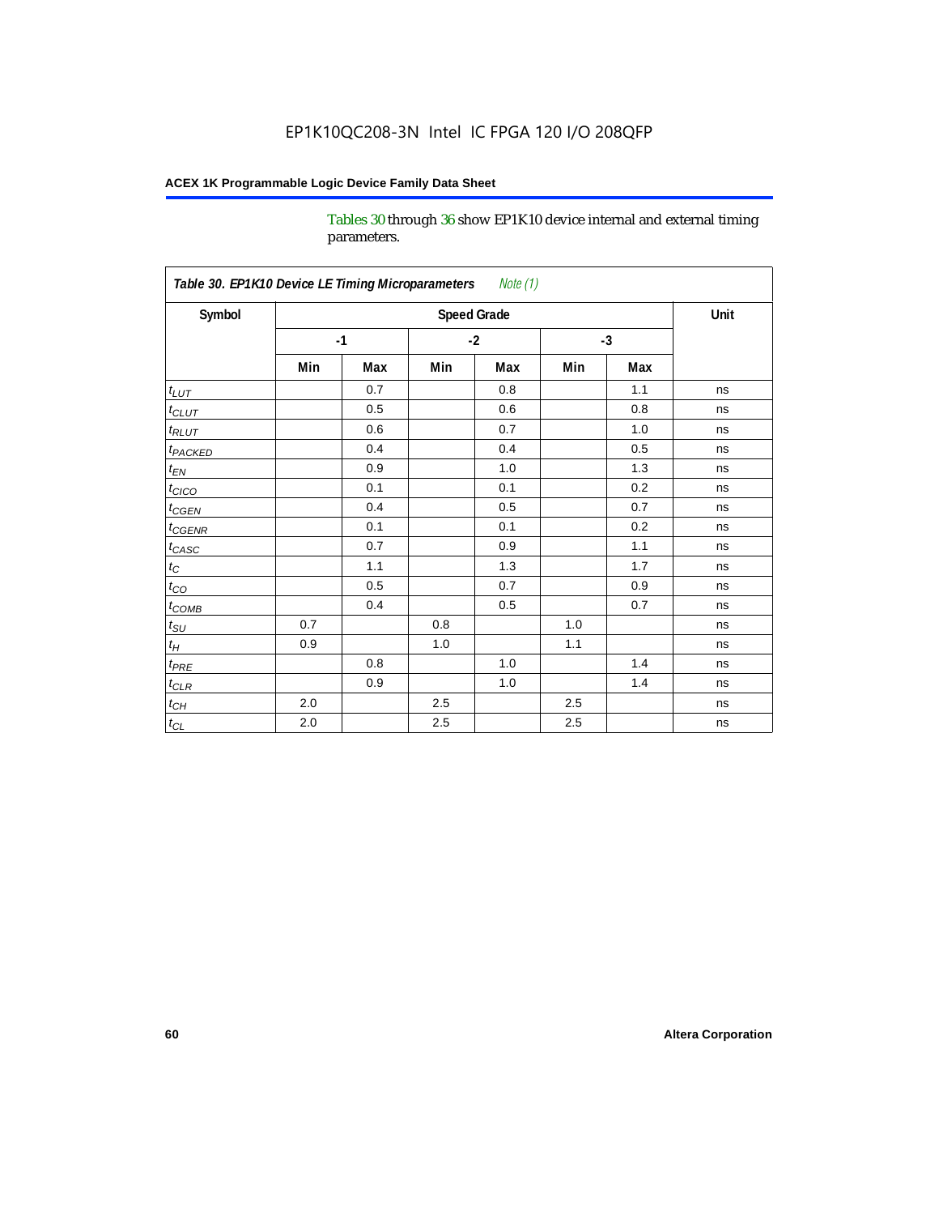EP1K10QC208-3N Intel IC FPGA 120 I/O 208QFP

Tables 30 through 36 show EP1K10 device internal and external timing parameters.

| *Table 30. EP1K10 Device LE Timing Microparameters* *Note (1)* | | | | | | | |
|---|---|---|---|---|---|---|---|
| **Symbol** | **Speed Grade** | | | | | | **Unit** |
| | **-1** | | **-2** | | **-3** | | |
| | **Min** | **Max** | **Min** | **Max** | **Min** | **Max** | |
| $t_{LUT}$ | | 0.7 | | 0.8 | | 1.1 | ns |
| $t_{CLUT}$ | | 0.5 | | 0.6 | | 0.8 | ns |
| $t_{RLUT}$ | | 0.6 | | 0.7 | | 1.0 | ns |
| $t_{PACKED}$ | | 0.4 | | 0.4 | | 0.5 | ns |
| $t_{EN}$ | | 0.9 | | 1.0 | | 1.3 | ns |
| $t_{CICO}$ | | 0.1 | | 0.1 | | 0.2 | ns |
| $t_{CGEN}$ | | 0.4 | | 0.5 | | 0.7 | ns |
| $t_{CGENR}$ | | 0.1 | | 0.1 | | 0.2 | ns |
| $t_{CASC}$ | | 0.7 | | 0.9 | | 1.1 | ns |
| $t_{C}$ | | 1.1 | | 1.3 | | 1.7 | ns |
| $t_{CO}$ | | 0.5 | | 0.7 | | 0.9 | ns |
| $t_{COMB}$ | | 0.4 | | 0.5 | | 0.7 | ns |
| $t_{SU}$ | 0.7 | | 0.8 | | 1.0 | | ns |
| $t_{H}$ | 0.9 | | 1.0 | | 1.1 | | ns |
| $t_{PRE}$ | | 0.8 | | 1.0 | | 1.4 | ns |
| $t_{CLR}$ | | 0.9 | | 1.0 | | 1.4 | ns |
| $t_{CH}$ | 2.0 | | 2.5 | | 2.5 | | ns |
| $t_{CL}$ | 2.0 | | 2.5 | | 2.5 | | ns |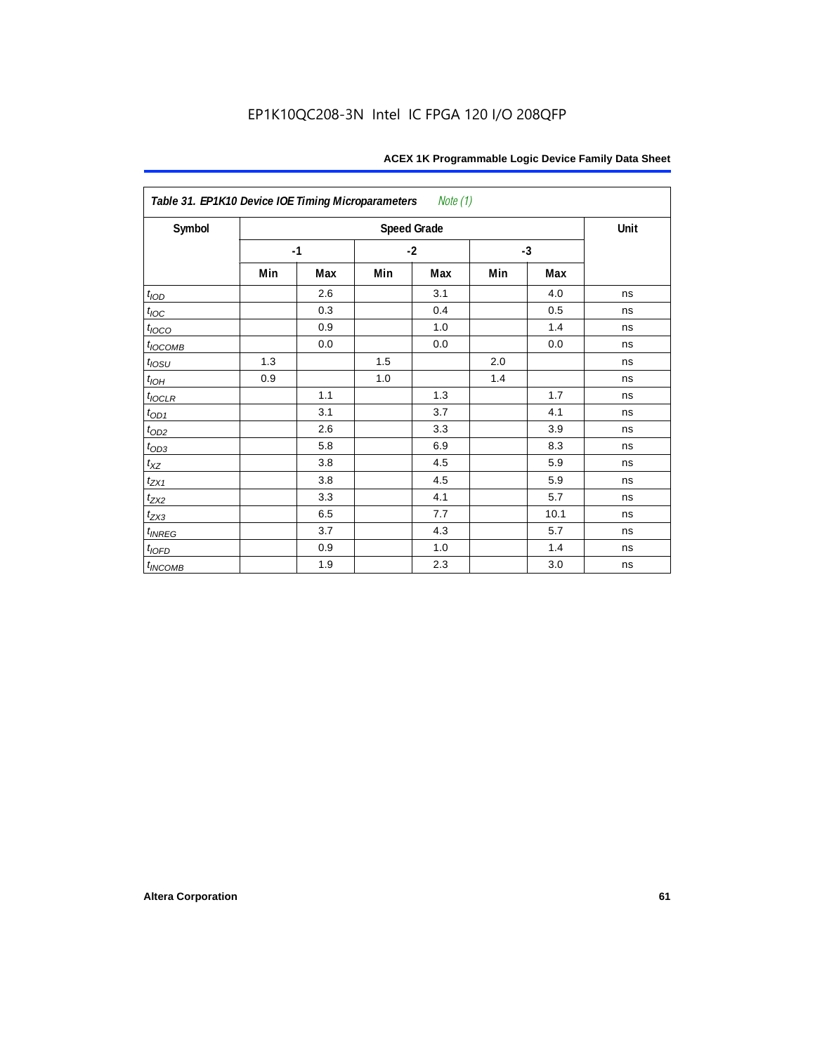EP1K10QC208-3N Intel IC FPGA 120 I/O 208QFP

| *Table 31. EP1K10 Device IOE Timing Microparameters* *Note (1)* | | | | | | | |
|---|---|---|---|---|---|---|---|
| Symbol | Speed Grade | | | | | | Unit |
| | -1 | | -2 | | -3 | | |
| | Min | Max | Min | Max | Min | Max | |
| $t_{IOD}$ | | 2.6 | | 3.1 | | 4.0 | ns |
| $t_{IOC}$ | | 0.3 | | 0.4 | | 0.5 | ns |
| $t_{IOCO}$ | | 0.9 | | 1.0 | | 1.4 | ns |
| $t_{IOCOMB}$ | | 0.0 | | 0.0 | | 0.0 | ns |
| $t_{IOSU}$ | 1.3 | | 1.5 | | 2.0 | | ns |
| $t_{IOH}$ | 0.9 | | 1.0 | | 1.4 | | ns |
| $t_{IOCLR}$ | | 1.1 | | 1.3 | | 1.7 | ns |
| $t_{OD1}$ | | 3.1 | | 3.7 | | 4.1 | ns |
| $t_{OD2}$ | | 2.6 | | 3.3 | | 3.9 | ns |
| $t_{OD3}$ | | 5.8 | | 6.9 | | 8.3 | ns |
| $t_{XZ}$ | | 3.8 | | 4.5 | | 5.9 | ns |
| $t_{ZX1}$ | | 3.8 | | 4.5 | | 5.9 | ns |
| $t_{ZX2}$ | | 3.3 | | 4.1 | | 5.7 | ns |
| $t_{ZX3}$ | | 6.5 | | 7.7 | | 10.1 | ns |
| $t_{INREG}$ | | 3.7 | | 4.3 | | 5.7 | ns |
| $t_{IOFD}$ | | 0.9 | | 1.0 | | 1.4 | ns |
| $t_{INCOMB}$ | | 1.9 | | 2.3 | | 3.0 | ns |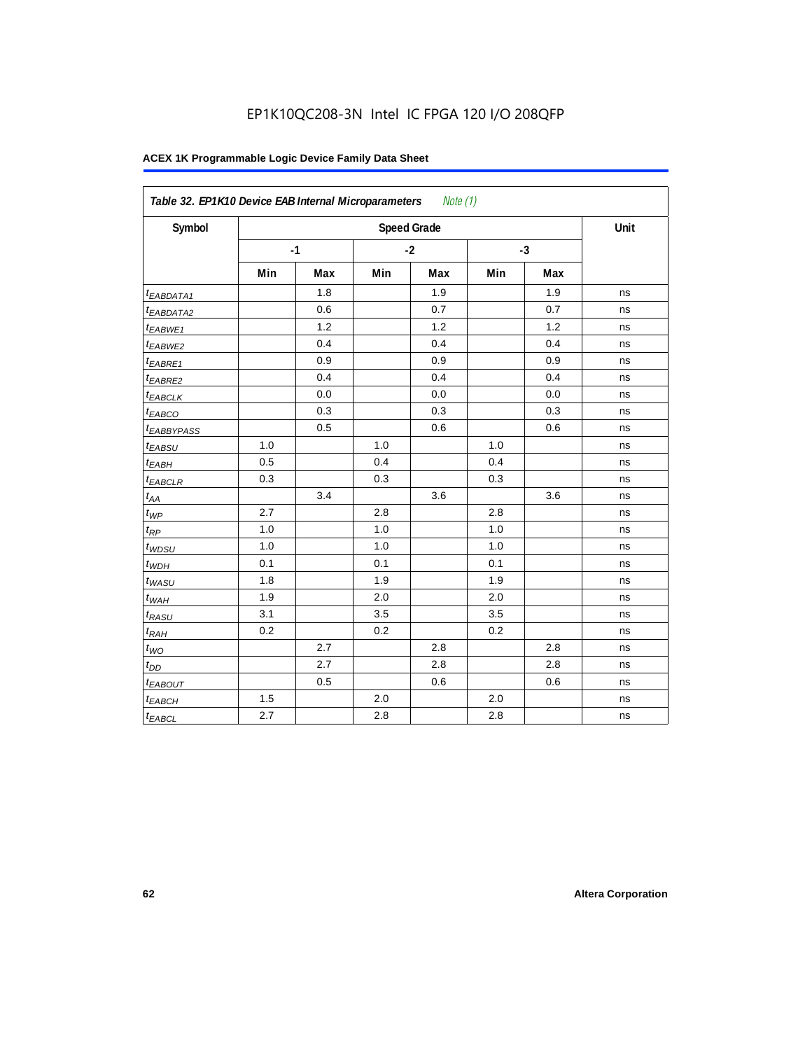EP1K10QC208-3N Intel IC FPGA 120 I/O 208QFP

**ACEX 1K Programmable Logic Device Family Data Sheet**

*Table 32. EP1K10 Device EAB Internal Microparameters Note (1)*

| Symbol | Speed Grade | | | | | | Unit |
|---|---|---|---|---|---|---|---|
| | -1 | | -2 | | -3 | | |
| | Min | Max | Min | Max | Min | Max | |
| $t_{EABDATA1}$ | | 1.8 | | 1.9 | | 1.9 | ns |
| $t_{EABDATA2}$ | | 0.6 | | 0.7 | | 0.7 | ns |
| $t_{EABWE1}$ | | 1.2 | | 1.2 | | 1.2 | ns |
| $t_{EABWE2}$ | | 0.4 | | 0.4 | | 0.4 | ns |
| $t_{EABRE1}$ | | 0.9 | | 0.9 | | 0.9 | ns |
| $t_{EABRE2}$ | | 0.4 | | 0.4 | | 0.4 | ns |
| $t_{EABCLK}$ | | 0.0 | | 0.0 | | 0.0 | ns |
| $t_{EABCO}$ | | 0.3 | | 0.3 | | 0.3 | ns |
| $t_{EABBYPASS}$ | | 0.5 | | 0.6 | | 0.6 | ns |
| $t_{EABSU}$ | 1.0 | | 1.0 | | 1.0 | | ns |
| $t_{EABH}$ | 0.5 | | 0.4 | | 0.4 | | ns |
| $t_{EABCLR}$ | 0.3 | | 0.3 | | 0.3 | | ns |
| $t_{AA}$ | | 3.4 | | 3.6 | | 3.6 | ns |
| $t_{WP}$ | 2.7 | | 2.8 | | 2.8 | | ns |
| $t_{RP}$ | 1.0 | | 1.0 | | 1.0 | | ns |
| $t_{WDSU}$ | 1.0 | | 1.0 | | 1.0 | | ns |
| $t_{WDH}$ | 0.1 | | 0.1 | | 0.1 | | ns |
| $t_{WASU}$ | 1.8 | | 1.9 | | 1.9 | | ns |
| $t_{WAH}$ | 1.9 | | 2.0 | | 2.0 | | ns |
| $t_{RASU}$ | 3.1 | | 3.5 | | 3.5 | | ns |
| $t_{RAH}$ | 0.2 | | 0.2 | | 0.2 | | ns |
| $t_{WO}$ | | 2.7 | | 2.8 | | 2.8 | ns |
| $t_{DD}$ | | 2.7 | | 2.8 | | 2.8 | ns |
| $t_{EABOUT}$ | | 0.5 | | 0.6 | | 0.6 | ns |
| $t_{EABCH}$ | 1.5 | | 2.0 | | 2.0 | | ns |
| $t_{EABCL}$ | 2.7 | | 2.8 | | 2.8 | | ns |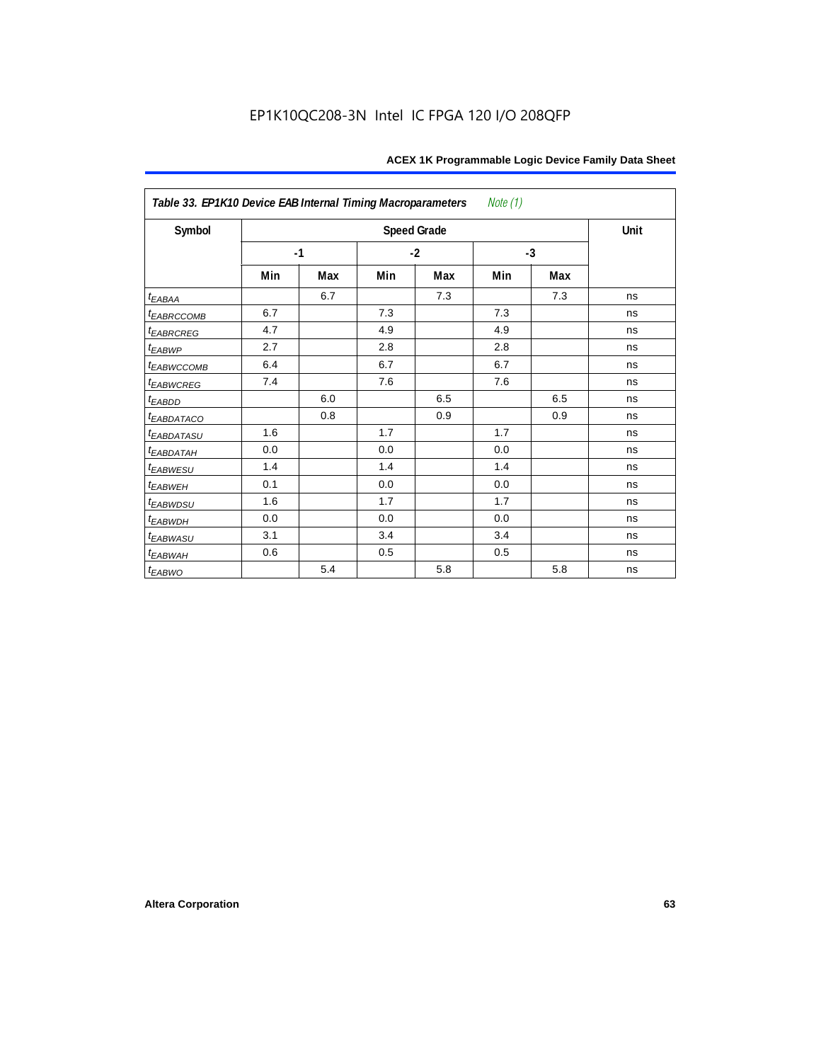EP1K10QC208-3N Intel IC FPGA 120 I/O 208QFP

| Table 33. EP1K10 Device EAB Internal Timing Macroparameters *Note (1)* | | | | | | | |
|---|---|---|---|---|---|---|---|
| Symbol | Speed Grade | | | | | | Unit |
| | -1 | | -2 | | -3 | | |
| | Min | Max | Min | Max | Min | Max | |
| $t_{EABAA}$ | | 6.7 | | 7.3 | | 7.3 | ns |
| $t_{EABRCCOMB}$ | 6.7 | | 7.3 | | 7.3 | | ns |
| $t_{EABRCREG}$ | 4.7 | | 4.9 | | 4.9 | | ns |
| $t_{EABWP}$ | 2.7 | | 2.8 | | 2.8 | | ns |
| $t_{EABWCCOMB}$ | 6.4 | | 6.7 | | 6.7 | | ns |
| $t_{EABWCREG}$ | 7.4 | | 7.6 | | 7.6 | | ns |
| $t_{EABDD}$ | | 6.0 | | 6.5 | | 6.5 | ns |
| $t_{EABDATACO}$ | | 0.8 | | 0.9 | | 0.9 | ns |
| $t_{EABDATASU}$ | 1.6 | | 1.7 | | 1.7 | | ns |
| $t_{EABDATAH}$ | 0.0 | | 0.0 | | 0.0 | | ns |
| $t_{EABWESU}$ | 1.4 | | 1.4 | | 1.4 | | ns |
| $t_{EABWEH}$ | 0.1 | | 0.0 | | 0.0 | | ns |
| $t_{EABWDSU}$ | 1.6 | | 1.7 | | 1.7 | | ns |
| $t_{EABWDH}$ | 0.0 | | 0.0 | | 0.0 | | ns |
| $t_{EABWASU}$ | 3.1 | | 3.4 | | 3.4 | | ns |
| $t_{EABWAH}$ | 0.6 | | 0.5 | | 0.5 | | ns |
| $t_{EABWO}$ | | 5.4 | | 5.8 | | 5.8 | ns |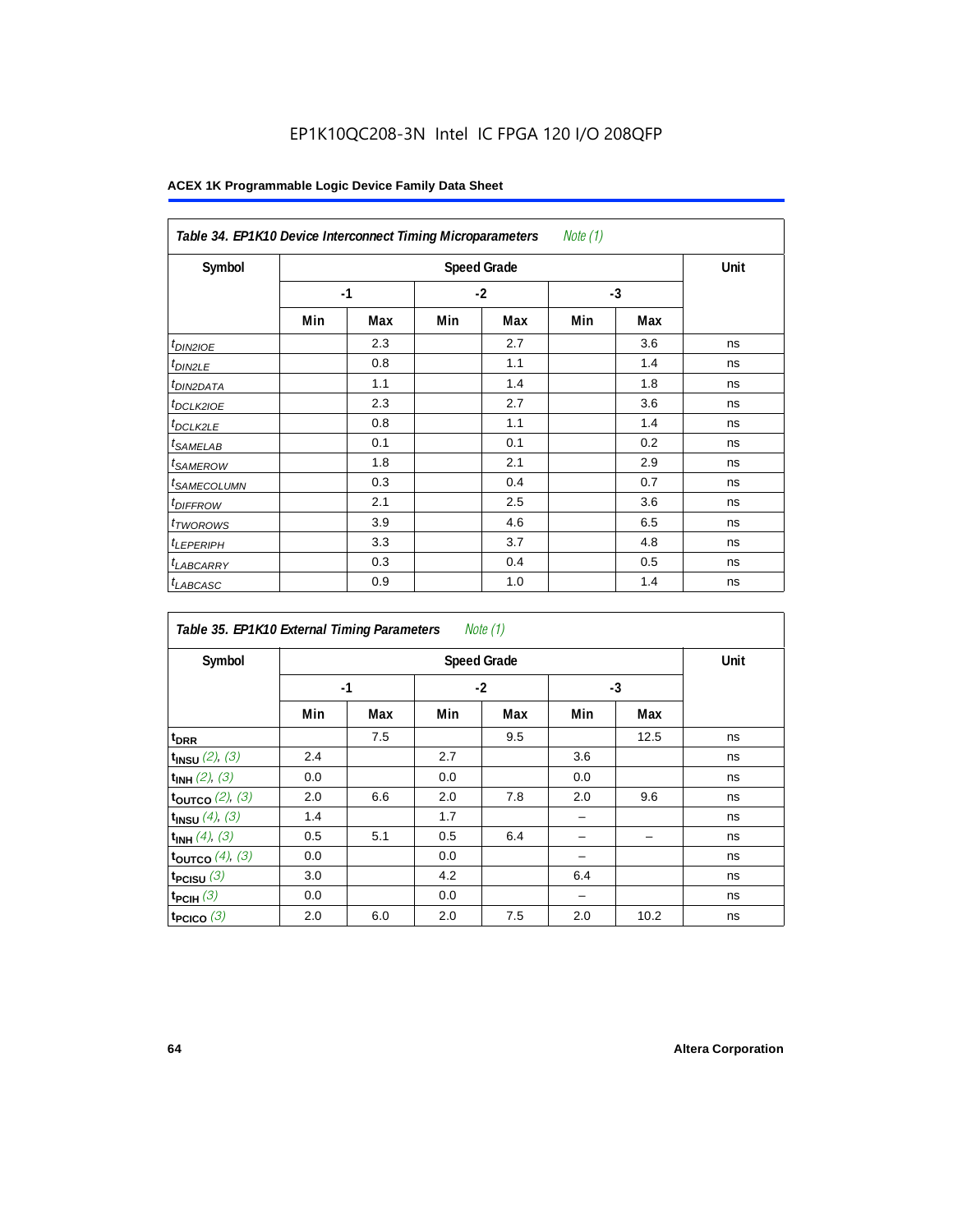EP1K10QC208-3N Intel IC FPGA 120 I/O 208QFP

**Table 34. EP1K10 Device Interconnect Timing Microparameters** *Note (1)*

| Symbol | Speed Grade | | | | | | Unit |
|---|---|---|---|---|---|---|---|
| | -1 | | -2 | | -3 | | |
| | Min | Max | Min | Max | Min | Max | |
| $t_{DIN2IOE}$ | | 2.3 | | 2.7 | | 3.6 | ns |
| $t_{DIN2LE}$ | | 0.8 | | 1.1 | | 1.4 | ns |
| $t_{DIN2DATA}$ | | 1.1 | | 1.4 | | 1.8 | ns |
| $t_{DCLK2IOE}$ | | 2.3 | | 2.7 | | 3.6 | ns |
| $t_{DCLK2LE}$ | | 0.8 | | 1.1 | | 1.4 | ns |
| $t_{SAMELAB}$ | | 0.1 | | 0.1 | | 0.2 | ns |
| $t_{SAMEROW}$ | | 1.8 | | 2.1 | | 2.9 | ns |
| $t_{SAMECOLUMN}$ | | 0.3 | | 0.4 | | 0.7 | ns |
| $t_{DIFFROW}$ | | 2.1 | | 2.5 | | 3.6 | ns |
| $t_{TWOROWS}$ | | 3.9 | | 4.6 | | 6.5 | ns |
| $t_{LEPERIPH}$ | | 3.3 | | 3.7 | | 4.8 | ns |
| $t_{LABCARRY}$ | | 0.3 | | 0.4 | | 0.5 | ns |
| $t_{LABCASC}$ | | 0.9 | | 1.0 | | 1.4 | ns |

**Table 35. EP1K10 External Timing Parameters** *Note (1)*

| Symbol | Speed Grade | | | | | | Unit |
|---|---|---|---|---|---|---|---|
| | -1 | | -2 | | -3 | | |
| | Min | Max | Min | Max | Min | Max | |
| $t_{DRR}$ | | 7.5 | | 9.5 | | 12.5 | ns |
| $t_{INSU}$ *(2), (3)* | 2.4 | | 2.7 | | 3.6 | | ns |
| $t_{INH}$ *(2), (3)* | 0.0 | | 0.0 | | 0.0 | | ns |
| $t_{OUTCO}$ *(2), (3)* | 2.0 | 6.6 | 2.0 | 7.8 | 2.0 | 9.6 | ns |
| $t_{INSU}$ *(4), (3)* | 1.4 | | 1.7 | | – | | ns |
| $t_{INH}$ *(4), (3)* | 0.5 | 5.1 | 0.5 | 6.4 | – | – | ns |
| $t_{OUTCO}$ *(4), (3)* | 0.0 | | 0.0 | | – | | ns |
| $t_{PCISU}$ *(3)* | 3.0 | | 4.2 | | 6.4 | | ns |
| $t_{PCIH}$ *(3)* | 0.0 | | 0.0 | | – | | ns |
| $t_{PCICO}$ *(3)* | 2.0 | 6.0 | 2.0 | 7.5 | 2.0 | 10.2 | ns |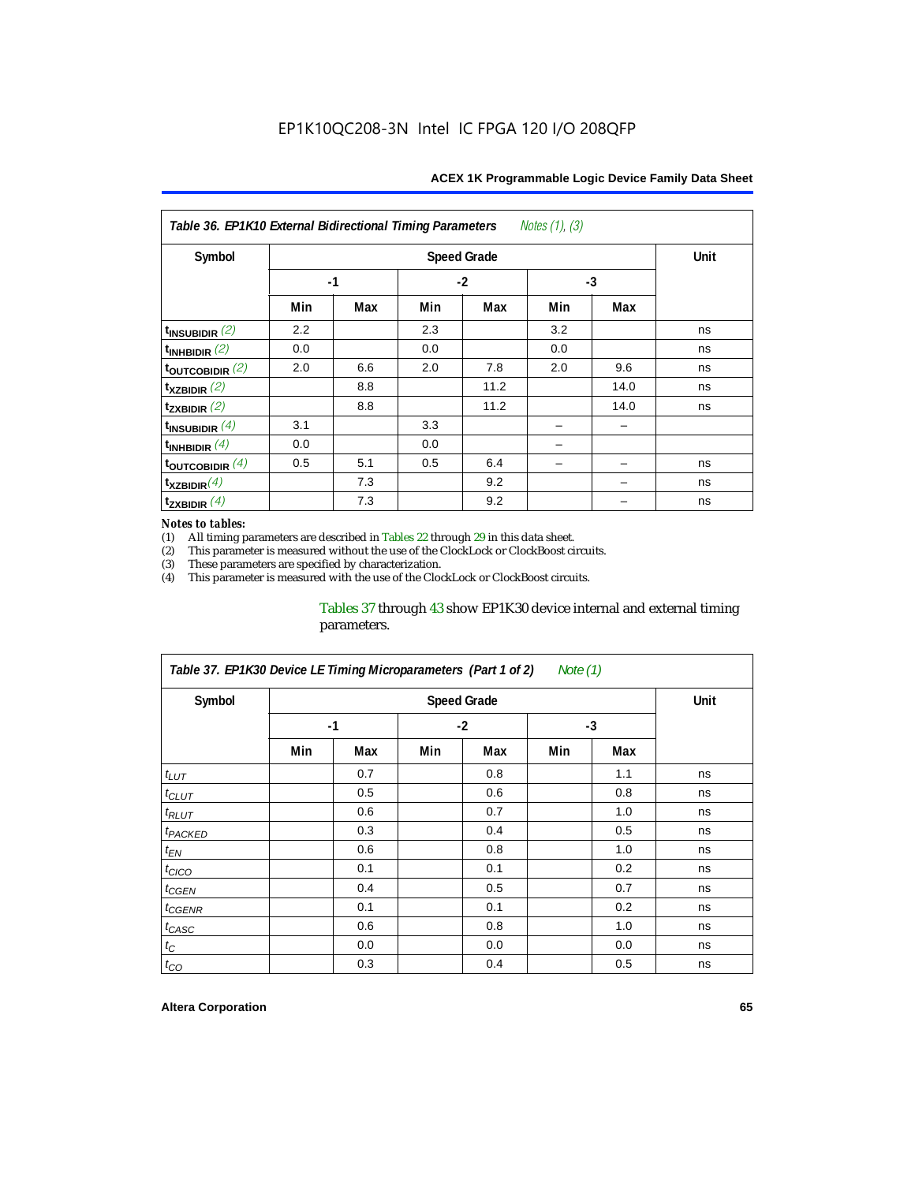**Table 36. EP1K10 External Bidirectional Timing Parameters** *Notes (1), (3)*

| Symbol | Speed Grade | | | | | | Unit |
|---|---|---|---|---|---|---|---|
| | -1 | | -2 | | -3 | | |
| | Min | Max | Min | Max | Min | Max | |
| $t_{INSUBIDIR}$ *(2)* | 2.2 | | 2.3 | | 3.2 | | ns |
| $t_{INHBIDIR}$ *(2)* | 0.0 | | 0.0 | | 0.0 | | ns |
| $t_{OUTCOBIDIR}$ *(2)* | 2.0 | 6.6 | 2.0 | 7.8 | 2.0 | 9.6 | ns |
| $t_{XZBIDIR}$ *(2)* | | 8.8 | | 11.2 | | 14.0 | ns |
| $t_{ZXBIDIR}$ *(2)* | | 8.8 | | 11.2 | | 14.0 | ns |
| $t_{INSUBIDIR}$ *(4)* | 3.1 | | 3.3 | | – | – | |
| $t_{INHBIDIR}$ *(4)* | 0.0 | | 0.0 | | – | | |
| $t_{OUTCOBIDIR}$ *(4)* | 0.5 | 5.1 | 0.5 | 6.4 | – | – | ns |
| $t_{XZBIDIR}$ *(4)* | | 7.3 | | 9.2 | | – | ns |
| $t_{ZXBIDIR}$ *(4)* | | 7.3 | | 9.2 | | – | ns |

*Notes to tables:*

(1) All timing parameters are described in Tables 22 through 29 in this data sheet.
(2) This parameter is measured without the use of the ClockLock or ClockBoost circuits.
(3) These parameters are specified by characterization.
(4) This parameter is measured with the use of the ClockLock or ClockBoost circuits.

Tables 37 through 43 show EP1K30 device internal and external timing parameters.

**Table 37. EP1K30 Device LE Timing Microparameters (Part 1 of 2)** *Note (1)*

| Symbol | Speed Grade | | | | | | Unit |
|---|---|---|---|---|---|---|---|
| | -1 | | -2 | | -3 | | |
| | Min | Max | Min | Max | Min | Max | |
| $t_{LUT}$ | | 0.7 | | 0.8 | | 1.1 | ns |
| $t_{CLUT}$ | | 0.5 | | 0.6 | | 0.8 | ns |
| $t_{RLUT}$ | | 0.6 | | 0.7 | | 1.0 | ns |
| $t_{PACKED}$ | | 0.3 | | 0.4 | | 0.5 | ns |
| $t_{EN}$ | | 0.6 | | 0.8 | | 1.0 | ns |
| $t_{CICO}$ | | 0.1 | | 0.1 | | 0.2 | ns |
| $t_{CGEN}$ | | 0.4 | | 0.5 | | 0.7 | ns |
| $t_{CGENR}$ | | 0.1 | | 0.1 | | 0.2 | ns |
| $t_{CASC}$ | | 0.6 | | 0.8 | | 1.0 | ns |
| $t_{C}$ | | 0.0 | | 0.0 | | 0.0 | ns |
| $t_{CO}$ | | 0.3 | | 0.4 | | 0.5 | ns |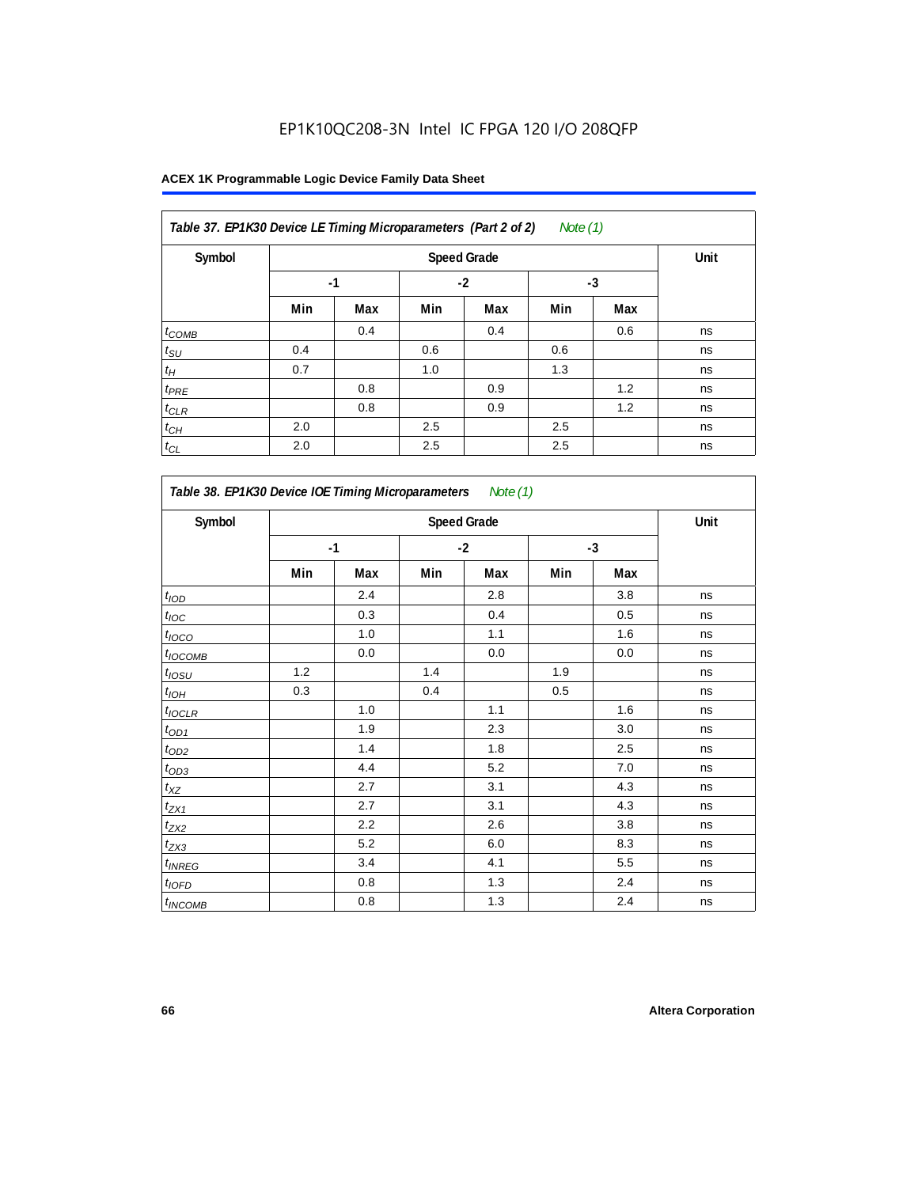EP1K10QC208-3N Intel IC FPGA 120 I/O 208QFP

**Table 37. EP1K30 Device LE Timing Microparameters (Part 2 of 2)** *Note (1)*

| Symbol | Speed Grade | | | | | | Unit |
|---|---|---|---|---|---|---|---|
| | -1 | | -2 | | -3 | | |
| | Min | Max | Min | Max | Min | Max | |
| $t_{COMB}$ | | 0.4 | | 0.4 | | 0.6 | ns |
| $t_{SU}$ | 0.4 | | 0.6 | | 0.6 | | ns |
| $t_H$ | 0.7 | | 1.0 | | 1.3 | | ns |
| $t_{PRE}$ | | 0.8 | | 0.9 | | 1.2 | ns |
| $t_{CLR}$ | | 0.8 | | 0.9 | | 1.2 | ns |
| $t_{CH}$ | 2.0 | | 2.5 | | 2.5 | | ns |
| $t_{CL}$ | 2.0 | | 2.5 | | 2.5 | | ns |

**Table 38. EP1K30 Device IOE Timing Microparameters** *Note (1)*

| Symbol | Speed Grade | | | | | | Unit |
|---|---|---|---|---|---|---|---|
| | -1 | | -2 | | -3 | | |
| | Min | Max | Min | Max | Min | Max | |
| $t_{IOD}$ | | 2.4 | | 2.8 | | 3.8 | ns |
| $t_{IOC}$ | | 0.3 | | 0.4 | | 0.5 | ns |
| $t_{IOCO}$ | | 1.0 | | 1.1 | | 1.6 | ns |
| $t_{IOCOMB}$ | | 0.0 | | 0.0 | | 0.0 | ns |
| $t_{IOSU}$ | 1.2 | | 1.4 | | 1.9 | | ns |
| $t_{IOH}$ | 0.3 | | 0.4 | | 0.5 | | ns |
| $t_{IOCLR}$ | | 1.0 | | 1.1 | | 1.6 | ns |
| $t_{OD1}$ | | 1.9 | | 2.3 | | 3.0 | ns |
| $t_{OD2}$ | | 1.4 | | 1.8 | | 2.5 | ns |
| $t_{OD3}$ | | 4.4 | | 5.2 | | 7.0 | ns |
| $t_{XZ}$ | | 2.7 | | 3.1 | | 4.3 | ns |
| $t_{ZX1}$ | | 2.7 | | 3.1 | | 4.3 | ns |
| $t_{ZX2}$ | | 2.2 | | 2.6 | | 3.8 | ns |
| $t_{ZX3}$ | | 5.2 | | 6.0 | | 8.3 | ns |
| $t_{INREG}$ | | 3.4 | | 4.1 | | 5.5 | ns |
| $t_{IOFD}$ | | 0.8 | | 1.3 | | 2.4 | ns |
| $t_{INCOMB}$ | | 0.8 | | 1.3 | | 2.4 | ns |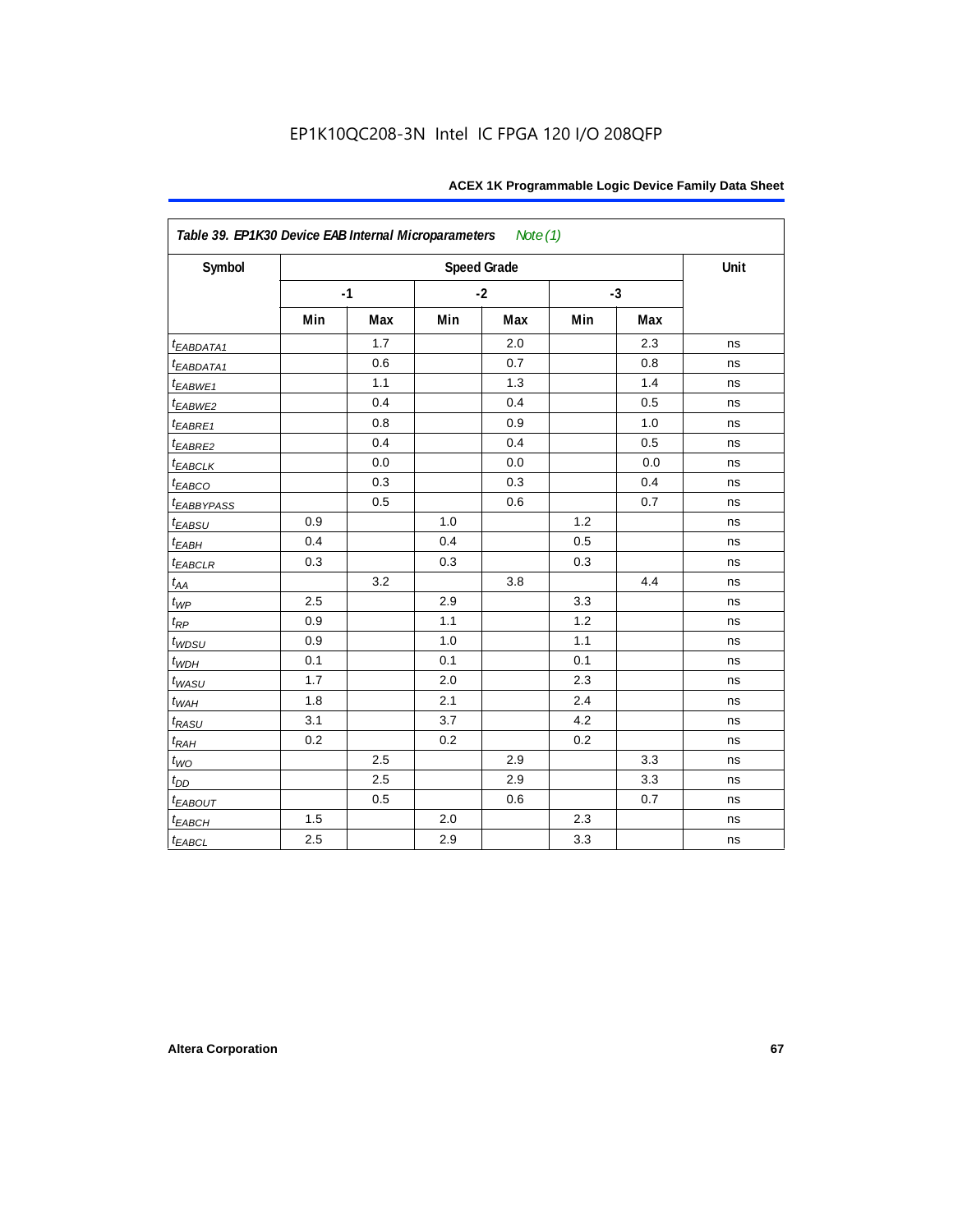| Table 39. EP1K30 Device EAB Internal Microparameters *Note (1)* | | | | | | | |
|---|---|---|---|---|---|---|---|
| Symbol | Speed Grade | | | | | | Unit |
| | -1 | | -2 | | -3 | | |
| | Min | Max | Min | Max | Min | Max | |
| $t_{EABDATA1}$ | | 1.7 | | 2.0 | | 2.3 | ns |
| $t_{EABDATA1}$ | | 0.6 | | 0.7 | | 0.8 | ns |
| $t_{EABWE1}$ | | 1.1 | | 1.3 | | 1.4 | ns |
| $t_{EABWE2}$ | | 0.4 | | 0.4 | | 0.5 | ns |
| $t_{EABRE1}$ | | 0.8 | | 0.9 | | 1.0 | ns |
| $t_{EABRE2}$ | | 0.4 | | 0.4 | | 0.5 | ns |
| $t_{EABCLK}$ | | 0.0 | | 0.0 | | 0.0 | ns |
| $t_{EABCO}$ | | 0.3 | | 0.3 | | 0.4 | ns |
| $t_{EABBYPASS}$ | | 0.5 | | 0.6 | | 0.7 | ns |
| $t_{EABSU}$ | 0.9 | | 1.0 | | 1.2 | | ns |
| $t_{EABH}$ | 0.4 | | 0.4 | | 0.5 | | ns |
| $t_{EABCLR}$ | 0.3 | | 0.3 | | 0.3 | | ns |
| $t_{AA}$ | | 3.2 | | 3.8 | | 4.4 | ns |
| $t_{WP}$ | 2.5 | | 2.9 | | 3.3 | | ns |
| $t_{RP}$ | 0.9 | | 1.1 | | 1.2 | | ns |
| $t_{WDSU}$ | 0.9 | | 1.0 | | 1.1 | | ns |
| $t_{WDH}$ | 0.1 | | 0.1 | | 0.1 | | ns |
| $t_{WASU}$ | 1.7 | | 2.0 | | 2.3 | | ns |
| $t_{WAH}$ | 1.8 | | 2.1 | | 2.4 | | ns |
| $t_{RASU}$ | 3.1 | | 3.7 | | 4.2 | | ns |
| $t_{RAH}$ | 0.2 | | 0.2 | | 0.2 | | ns |
| $t_{WO}$ | | 2.5 | | 2.9 | | 3.3 | ns |
| $t_{DD}$ | | 2.5 | | 2.9 | | 3.3 | ns |
| $t_{EABOUT}$ | | 0.5 | | 0.6 | | 0.7 | ns |
| $t_{EABCH}$ | 1.5 | | 2.0 | | 2.3 | | ns |
| $t_{EABCL}$ | 2.5 | | 2.9 | | 3.3 | | ns |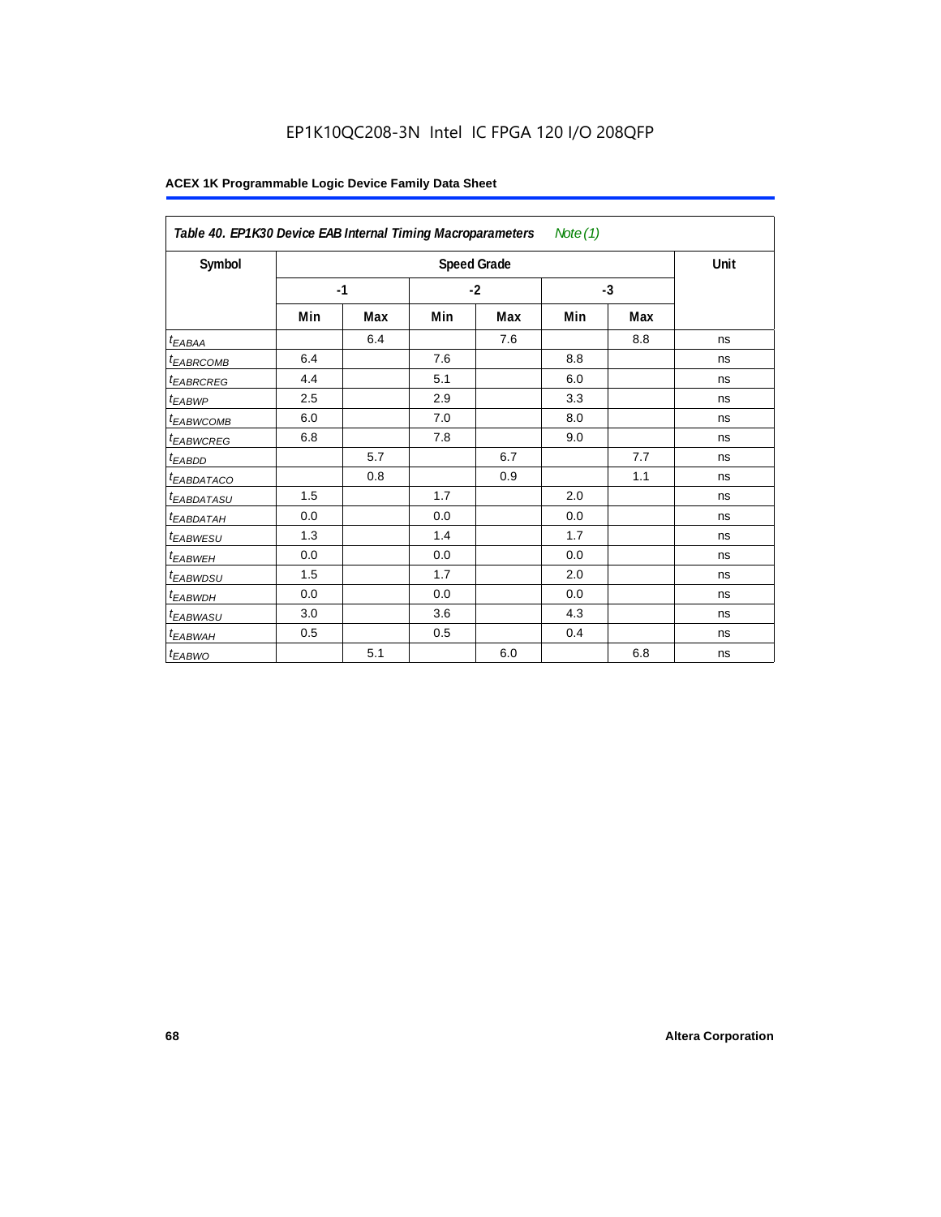EP1K10QC208-3N Intel IC FPGA 120 I/O 208QFP

**Table 40. EP1K30 Device EAB Internal Timing Macroparameters** *Note (1)*

| Symbol | Speed Grade | | | | | | Unit |
|---|---|---|---|---|---|---|---|
| | -1 | | -2 | | -3 | | |
| | Min | Max | Min | Max | Min | Max | |
| $t_{EABAA}$ | | 6.4 | | 7.6 | | 8.8 | ns |
| $t_{EABRCOMB}$ | 6.4 | | 7.6 | | 8.8 | | ns |
| $t_{EABRCREG}$ | 4.4 | | 5.1 | | 6.0 | | ns |
| $t_{EABWP}$ | 2.5 | | 2.9 | | 3.3 | | ns |
| $t_{EABWCOMB}$ | 6.0 | | 7.0 | | 8.0 | | ns |
| $t_{EABWCREG}$ | 6.8 | | 7.8 | | 9.0 | | ns |
| $t_{EABDD}$ | | 5.7 | | 6.7 | | 7.7 | ns |
| $t_{EABDATACO}$ | | 0.8 | | 0.9 | | 1.1 | ns |
| $t_{EABDATASU}$ | 1.5 | | 1.7 | | 2.0 | | ns |
| $t_{EABDATAH}$ | 0.0 | | 0.0 | | 0.0 | | ns |
| $t_{EABWESU}$ | 1.3 | | 1.4 | | 1.7 | | ns |
| $t_{EABWEH}$ | 0.0 | | 0.0 | | 0.0 | | ns |
| $t_{EABWDSU}$ | 1.5 | | 1.7 | | 2.0 | | ns |
| $t_{EABWDH}$ | 0.0 | | 0.0 | | 0.0 | | ns |
| $t_{EABWASU}$ | 3.0 | | 3.6 | | 4.3 | | ns |
| $t_{EABWAH}$ | 0.5 | | 0.5 | | 0.4 | | ns |
| $t_{EABWO}$ | | 5.1 | | 6.0 | | 6.8 | ns |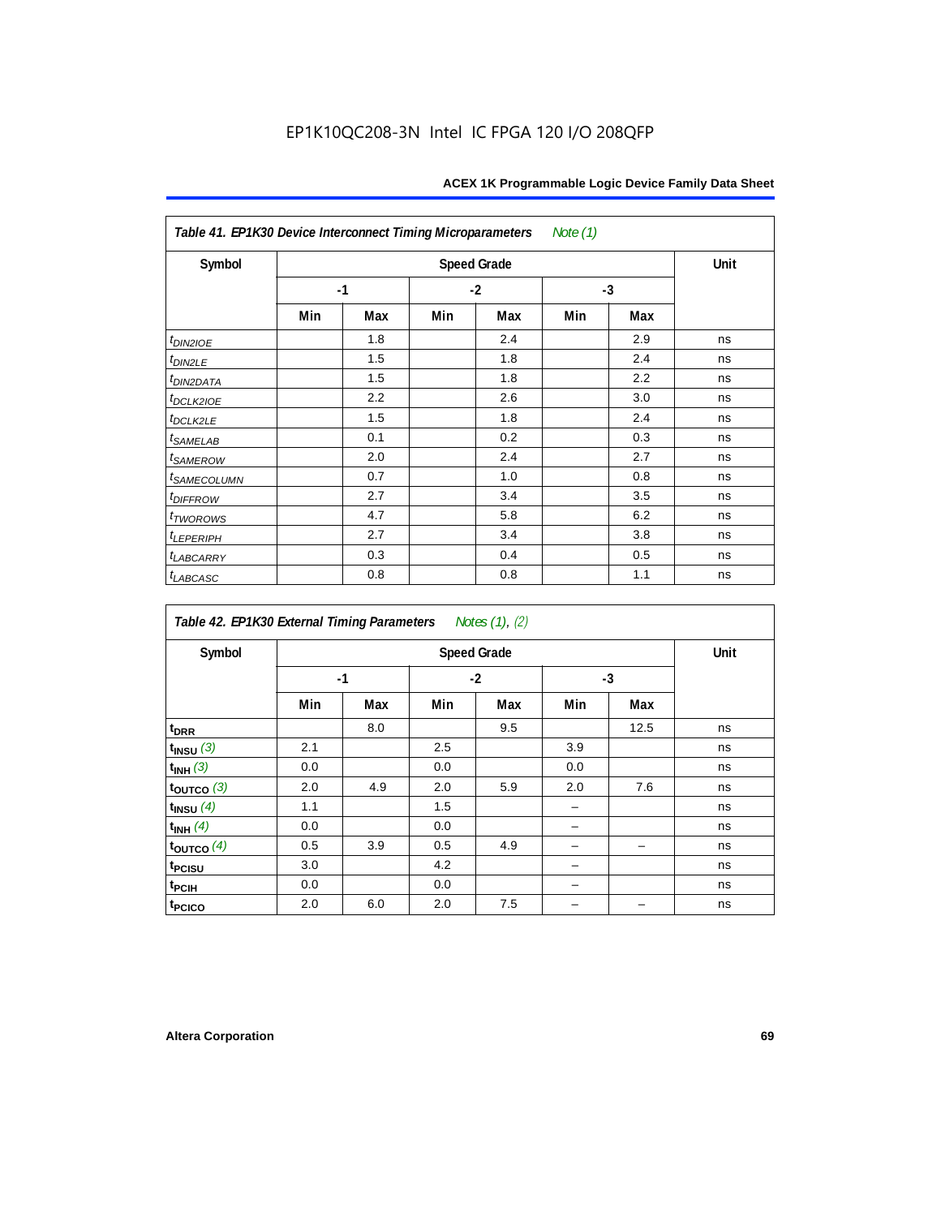**Table 41. EP1K30 Device Interconnect Timing Microparameters** *Note (1)*

| Symbol | Speed Grade | | | | | | Unit |
|---|---|---|---|---|---|---|---|
| | -1 | | -2 | | -3 | | |
| | Min | Max | Min | Max | Min | Max | |
| $t_{DIN2IOE}$ | | 1.8 | | 2.4 | | 2.9 | ns |
| $t_{DIN2LE}$ | | 1.5 | | 1.8 | | 2.4 | ns |
| $t_{DIN2DATA}$ | | 1.5 | | 1.8 | | 2.2 | ns |
| $t_{DCLK2IOE}$ | | 2.2 | | 2.6 | | 3.0 | ns |
| $t_{DCLK2LE}$ | | 1.5 | | 1.8 | | 2.4 | ns |
| $t_{SAMELAB}$ | | 0.1 | | 0.2 | | 0.3 | ns |
| $t_{SAMEROW}$ | | 2.0 | | 2.4 | | 2.7 | ns |
| $t_{SAMECOLUMN}$ | | 0.7 | | 1.0 | | 0.8 | ns |
| $t_{DIFFROW}$ | | 2.7 | | 3.4 | | 3.5 | ns |
| $t_{TWOROWS}$ | | 4.7 | | 5.8 | | 6.2 | ns |
| $t_{LEPERIPH}$ | | 2.7 | | 3.4 | | 3.8 | ns |
| $t_{LABCARRY}$ | | 0.3 | | 0.4 | | 0.5 | ns |
| $t_{LABCASC}$ | | 0.8 | | 0.8 | | 1.1 | ns |

**Table 42. EP1K30 External Timing Parameters** *Notes (1), (2)*

| Symbol | Speed Grade | | | | | | Unit |
|---|---|---|---|---|---|---|---|
| | -1 | | -2 | | -3 | | |
| | Min | Max | Min | Max | Min | Max | |
| $t_{DRR}$ | | 8.0 | | 9.5 | | 12.5 | ns |
| $t_{INSU}$ *(3)* | 2.1 | | 2.5 | | 3.9 | | ns |
| $t_{INH}$ *(3)* | 0.0 | | 0.0 | | 0.0 | | ns |
| $t_{OUTCO}$ *(3)* | 2.0 | 4.9 | 2.0 | 5.9 | 2.0 | 7.6 | ns |
| $t_{INSU}$ *(4)* | 1.1 | | 1.5 | | – | | ns |
| $t_{INH}$ *(4)* | 0.0 | | 0.0 | | – | | ns |
| $t_{OUTCO}$ *(4)* | 0.5 | 3.9 | 0.5 | 4.9 | – | – | ns |
| $t_{PCISU}$ | 3.0 | | 4.2 | | – | | ns |
| $t_{PCIH}$ | 0.0 | | 0.0 | | – | | ns |
| $t_{PCICO}$ | 2.0 | 6.0 | 2.0 | 7.5 | – | – | ns |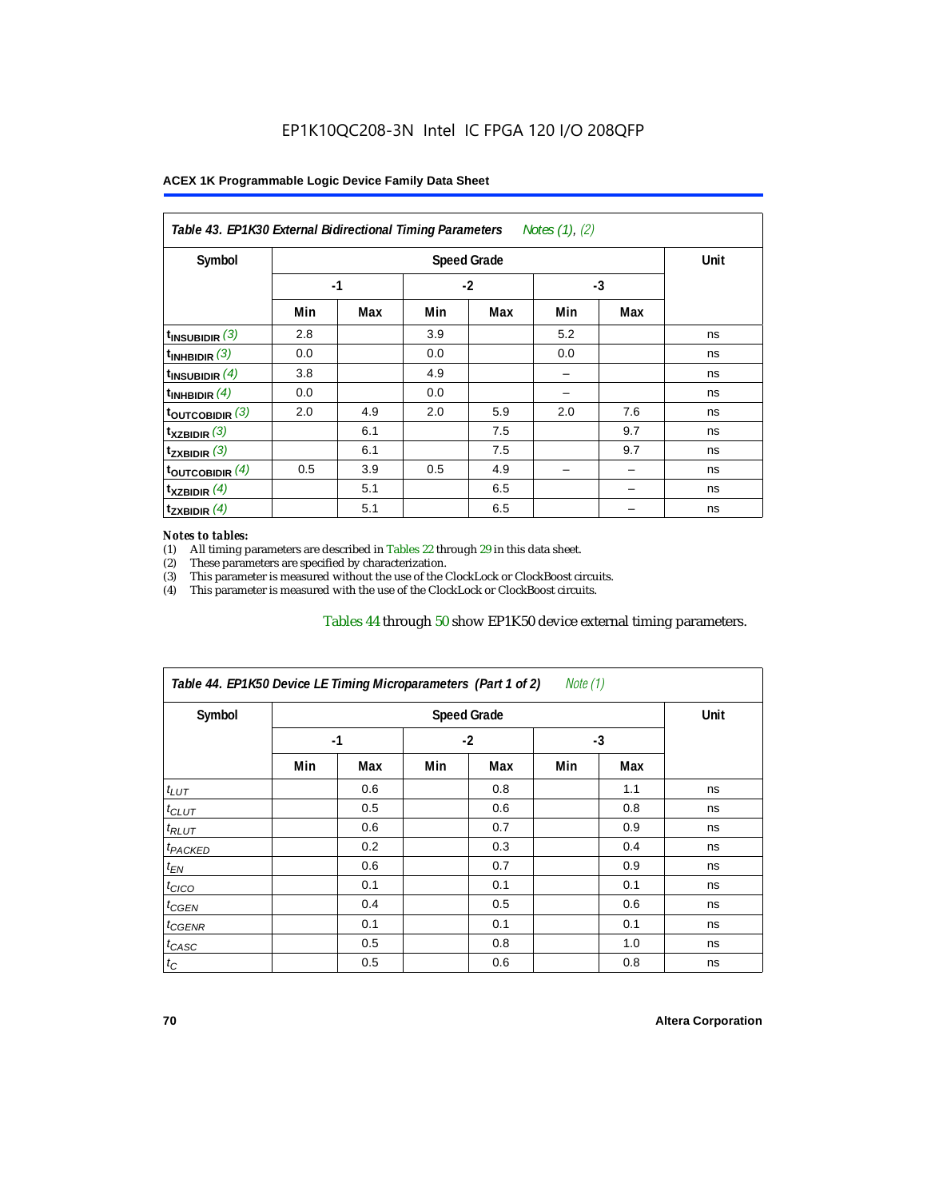**Table 43. EP1K30 External Bidirectional Timing Parameters** *Notes (1), (2)*

| Symbol | Speed Grade | | | | | | Unit |
|---|---|---|---|---|---|---|---|
| | -1 | | -2 | | -3 | | |
| | Min | Max | Min | Max | Min | Max | |
| $t_{INSUBIDIR}$ (3) | 2.8 | | 3.9 | | 5.2 | | ns |
| $t_{INHBIDIR}$ (3) | 0.0 | | 0.0 | | 0.0 | | ns |
| $t_{INSUBIDIR}$ (4) | 3.8 | | 4.9 | | – | | ns |
| $t_{INHBIDIR}$ (4) | 0.0 | | 0.0 | | – | | ns |
| $t_{OUTCOBIDIR}$ (3) | 2.0 | 4.9 | 2.0 | 5.9 | 2.0 | 7.6 | ns |
| $t_{XZBIDIR}$ (3) | | 6.1 | | 7.5 | | 9.7 | ns |
| $t_{ZXBIDIR}$ (3) | | 6.1 | | 7.5 | | 9.7 | ns |
| $t_{OUTCOBIDIR}$ (4) | 0.5 | 3.9 | 0.5 | 4.9 | – | – | ns |
| $t_{XZBIDIR}$ (4) | | 5.1 | | 6.5 | | – | ns |
| $t_{ZXBIDIR}$ (4) | | 5.1 | | 6.5 | | – | ns |

*Notes to tables:*

(1) All timing parameters are described in Tables 22 through 29 in this data sheet.
(2) These parameters are specified by characterization.
(3) This parameter is measured without the use of the ClockLock or ClockBoost circuits.
(4) This parameter is measured with the use of the ClockLock or ClockBoost circuits.

Tables 44 through 50 show EP1K50 device external timing parameters.

**Table 44. EP1K50 Device LE Timing Microparameters (Part 1 of 2)** *Note (1)*

| Symbol | Speed Grade | | | | | | Unit |
|---|---|---|---|---|---|---|---|
| | -1 | | -2 | | -3 | | |
| | Min | Max | Min | Max | Min | Max | |
| $t_{LUT}$ | | 0.6 | | 0.8 | | 1.1 | ns |
| $t_{CLUT}$ | | 0.5 | | 0.6 | | 0.8 | ns |
| $t_{RLUT}$ | | 0.6 | | 0.7 | | 0.9 | ns |
| $t_{PACKED}$ | | 0.2 | | 0.3 | | 0.4 | ns |
| $t_{EN}$ | | 0.6 | | 0.7 | | 0.9 | ns |
| $t_{CICO}$ | | 0.1 | | 0.1 | | 0.1 | ns |
| $t_{CGEN}$ | | 0.4 | | 0.5 | | 0.6 | ns |
| $t_{CGENR}$ | | 0.1 | | 0.1 | | 0.1 | ns |
| $t_{CASC}$ | | 0.5 | | 0.8 | | 1.0 | ns |
| $t_{C}$ | | 0.5 | | 0.6 | | 0.8 | ns |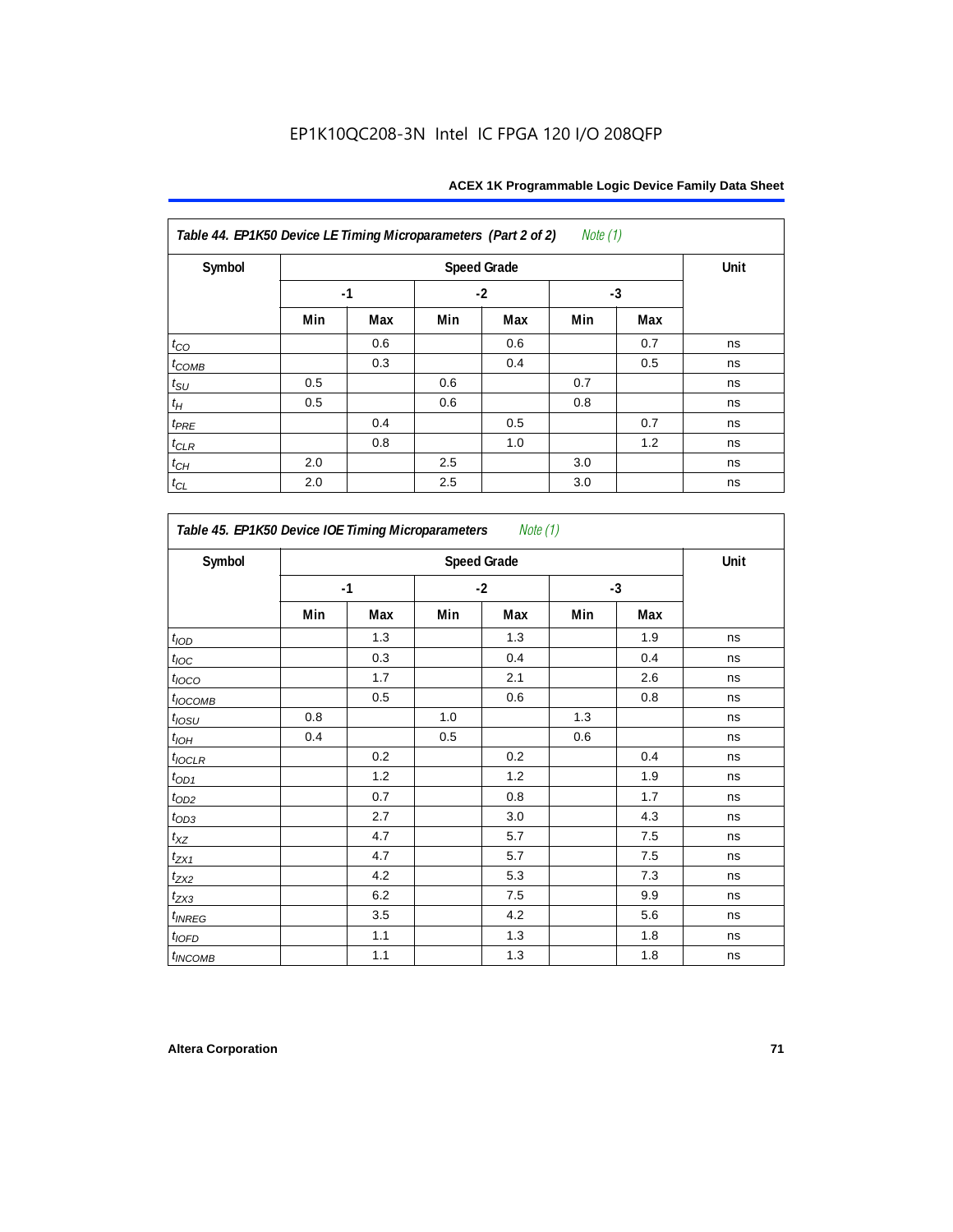Table 44. EP1K50 Device LE Timing Microparameters (Part 2 of 2) *Note (1)*

| Symbol | Speed Grade | | | | | | Unit |
|---|---|---|---|---|---|---|---|
| | -1 | | -2 | | -3 | | |
| | Min | Max | Min | Max | Min | Max | |
| $t_{CO}$ | | 0.6 | | 0.6 | | 0.7 | ns |
| $t_{COMB}$ | | 0.3 | | 0.4 | | 0.5 | ns |
| $t_{SU}$ | 0.5 | | 0.6 | | 0.7 | | ns |
| $t_{H}$ | 0.5 | | 0.6 | | 0.8 | | ns |
| $t_{PRE}$ | | 0.4 | | 0.5 | | 0.7 | ns |
| $t_{CLR}$ | | 0.8 | | 1.0 | | 1.2 | ns |
| $t_{CH}$ | 2.0 | | 2.5 | | 3.0 | | ns |
| $t_{CL}$ | 2.0 | | 2.5 | | 3.0 | | ns |

Table 45. EP1K50 Device IOE Timing Microparameters *Note (1)*

| Symbol | Speed Grade | | | | | | Unit |
|---|---|---|---|---|---|---|---|
| | -1 | | -2 | | -3 | | |
| | Min | Max | Min | Max | Min | Max | |
| $t_{IOD}$ | | 1.3 | | 1.3 | | 1.9 | ns |
| $t_{IOC}$ | | 0.3 | | 0.4 | | 0.4 | ns |
| $t_{IOCO}$ | | 1.7 | | 2.1 | | 2.6 | ns |
| $t_{IOCOMB}$ | | 0.5 | | 0.6 | | 0.8 | ns |
| $t_{IOSU}$ | 0.8 | | 1.0 | | 1.3 | | ns |
| $t_{IOH}$ | 0.4 | | 0.5 | | 0.6 | | ns |
| $t_{IOCLR}$ | | 0.2 | | 0.2 | | 0.4 | ns |
| $t_{OD1}$ | | 1.2 | | 1.2 | | 1.9 | ns |
| $t_{OD2}$ | | 0.7 | | 0.8 | | 1.7 | ns |
| $t_{OD3}$ | | 2.7 | | 3.0 | | 4.3 | ns |
| $t_{XZ}$ | | 4.7 | | 5.7 | | 7.5 | ns |
| $t_{ZX1}$ | | 4.7 | | 5.7 | | 7.5 | ns |
| $t_{ZX2}$ | | 4.2 | | 5.3 | | 7.3 | ns |
| $t_{ZX3}$ | | 6.2 | | 7.5 | | 9.9 | ns |
| $t_{INREG}$ | | 3.5 | | 4.2 | | 5.6 | ns |
| $t_{IOFD}$ | | 1.1 | | 1.3 | | 1.8 | ns |
| $t_{INCOMB}$ | | 1.1 | | 1.3 | | 1.8 | ns |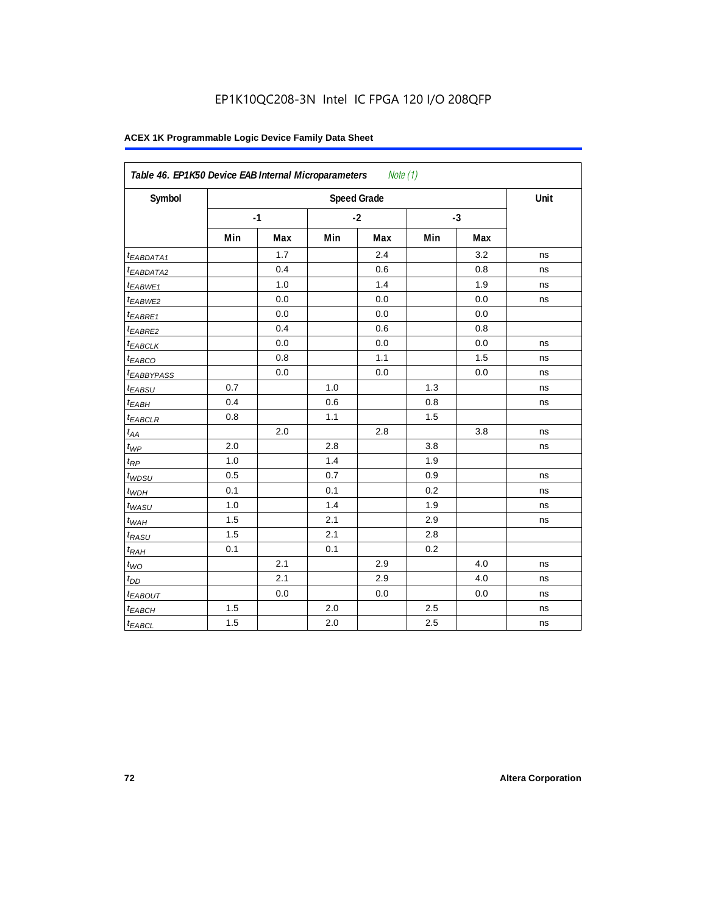## Table 46. EP1K50 Device EAB Internal Microparameters *Note (1)*

| Symbol | Speed Grade | | | | | | Unit |
|---|---|---|---|---|---|---|---|
| | -1 | | -2 | | -3 | | |
| | Min | Max | Min | Max | Min | Max | |
| $t_{EABDATA1}$ | | 1.7 | | 2.4 | | 3.2 | ns |
| $t_{EABDATA2}$ | | 0.4 | | 0.6 | | 0.8 | ns |
| $t_{EABWE1}$ | | 1.0 | | 1.4 | | 1.9 | ns |
| $t_{EABWE2}$ | | 0.0 | | 0.0 | | 0.0 | ns |
| $t_{EABRE1}$ | | 0.0 | | 0.0 | | 0.0 | |
| $t_{EABRE2}$ | | 0.4 | | 0.6 | | 0.8 | |
| $t_{EABCLK}$ | | 0.0 | | 0.0 | | 0.0 | ns |
| $t_{EABCO}$ | | 0.8 | | 1.1 | | 1.5 | ns |
| $t_{EABBYPASS}$ | | 0.0 | | 0.0 | | 0.0 | ns |
| $t_{EABSU}$ | 0.7 | | 1.0 | | 1.3 | | ns |
| $t_{EABH}$ | 0.4 | | 0.6 | | 0.8 | | ns |
| $t_{EABCLR}$ | 0.8 | | 1.1 | | 1.5 | | |
| $t_{AA}$ | | 2.0 | | 2.8 | | 3.8 | ns |
| $t_{WP}$ | 2.0 | | 2.8 | | 3.8 | | ns |
| $t_{RP}$ | 1.0 | | 1.4 | | 1.9 | | |
| $t_{WDSU}$ | 0.5 | | 0.7 | | 0.9 | | ns |
| $t_{WDH}$ | 0.1 | | 0.1 | | 0.2 | | ns |
| $t_{WASU}$ | 1.0 | | 1.4 | | 1.9 | | ns |
| $t_{WAH}$ | 1.5 | | 2.1 | | 2.9 | | ns |
| $t_{RASU}$ | 1.5 | | 2.1 | | 2.8 | | |
| $t_{RAH}$ | 0.1 | | 0.1 | | 0.2 | | |
| $t_{WO}$ | | 2.1 | | 2.9 | | 4.0 | ns |
| $t_{DD}$ | | 2.1 | | 2.9 | | 4.0 | ns |
| $t_{EABOUT}$ | | 0.0 | | 0.0 | | 0.0 | ns |
| $t_{EABCH}$ | 1.5 | | 2.0 | | 2.5 | | ns |
| $t_{EABCL}$ | 1.5 | | 2.0 | | 2.5 | | ns |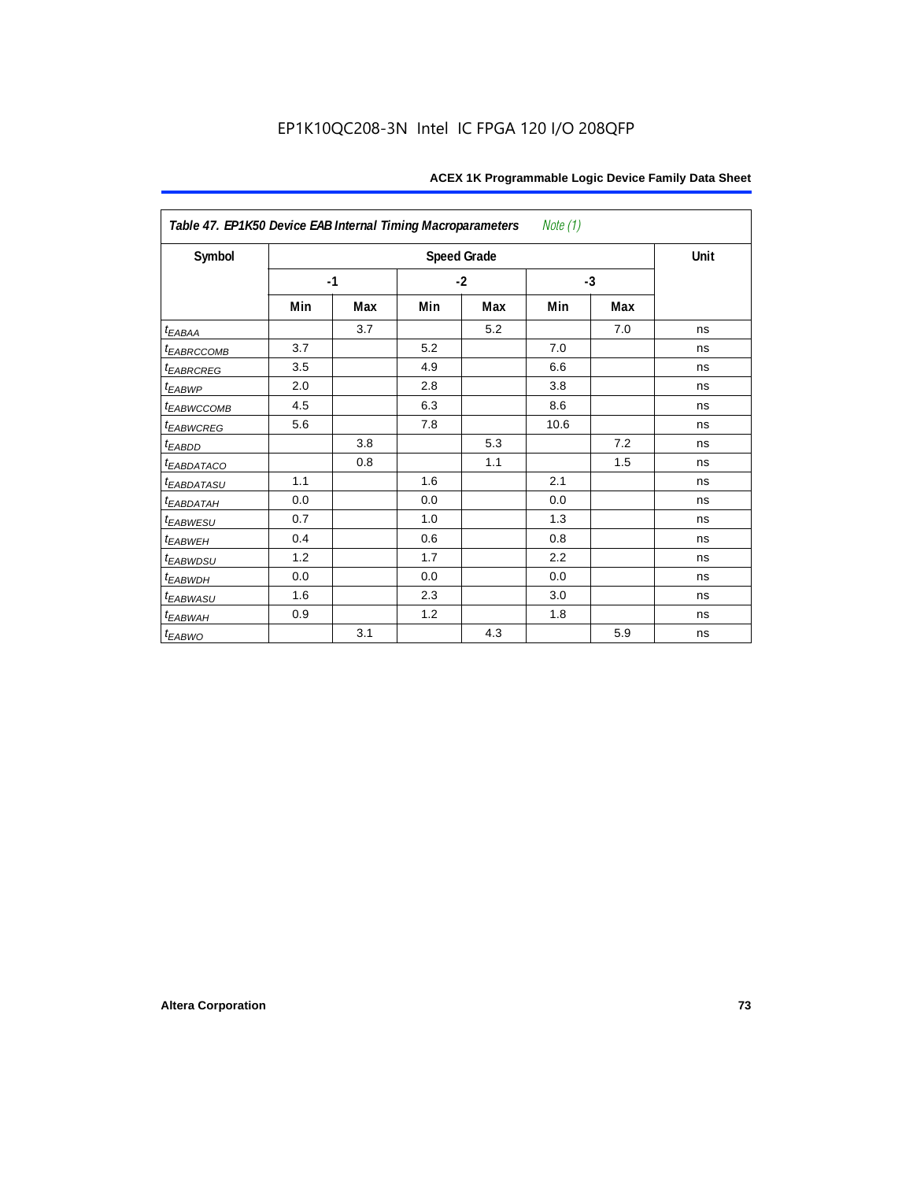EP1K10QC208-3N Intel IC FPGA 120 I/O 208QFP

| *Table 47. EP1K50 Device EAB Internal Timing Macroparameters* *Note (1)* | | | | | | | |
|---|---|---|---|---|---|---|---|
| Symbol | Speed Grade | | | | | | Unit |
| | -1 | | -2 | | -3 | | |
| | Min | Max | Min | Max | Min | Max | |
| $t_{EABAA}$ | | 3.7 | | 5.2 | | 7.0 | ns |
| $t_{EABRCCOMB}$ | 3.7 | | 5.2 | | 7.0 | | ns |
| $t_{EABRCREG}$ | 3.5 | | 4.9 | | 6.6 | | ns |
| $t_{EABWP}$ | 2.0 | | 2.8 | | 3.8 | | ns |
| $t_{EABWCCOMB}$ | 4.5 | | 6.3 | | 8.6 | | ns |
| $t_{EABWCREG}$ | 5.6 | | 7.8 | | 10.6 | | ns |
| $t_{EABDD}$ | | 3.8 | | 5.3 | | 7.2 | ns |
| $t_{EABDATACO}$ | | 0.8 | | 1.1 | | 1.5 | ns |
| $t_{EABDATASU}$ | 1.1 | | 1.6 | | 2.1 | | ns |
| $t_{EABDATAH}$ | 0.0 | | 0.0 | | 0.0 | | ns |
| $t_{EABWESU}$ | 0.7 | | 1.0 | | 1.3 | | ns |
| $t_{EABWEH}$ | 0.4 | | 0.6 | | 0.8 | | ns |
| $t_{EABWDSU}$ | 1.2 | | 1.7 | | 2.2 | | ns |
| $t_{EABWDH}$ | 0.0 | | 0.0 | | 0.0 | | ns |
| $t_{EABWASU}$ | 1.6 | | 2.3 | | 3.0 | | ns |
| $t_{EABWAH}$ | 0.9 | | 1.2 | | 1.8 | | ns |
| $t_{EABWO}$ | | 3.1 | | 4.3 | | 5.9 | ns |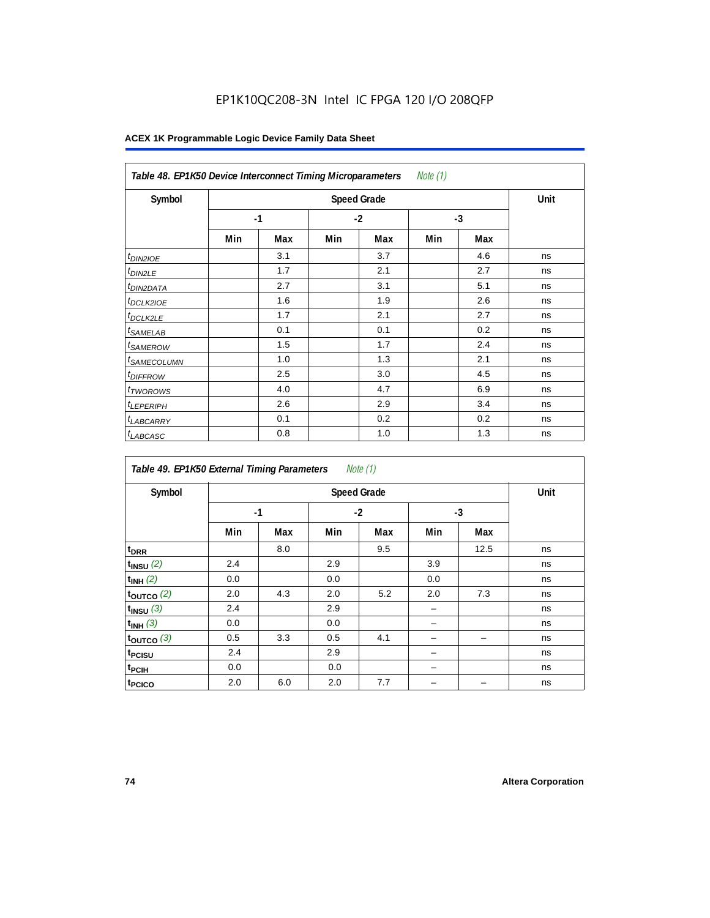**Table 48. EP1K50 Device Interconnect Timing Microparameters** *Note (1)*

| Symbol | Speed Grade | | | | | | Unit |
|---|---|---|---|---|---|---|---|
| | -1 | | -2 | | -3 | | |
| | Min | Max | Min | Max | Min | Max | |
| $t_{DIN2IOE}$ | | 3.1 | | 3.7 | | 4.6 | ns |
| $t_{DIN2LE}$ | | 1.7 | | 2.1 | | 2.7 | ns |
| $t_{DIN2DATA}$ | | 2.7 | | 3.1 | | 5.1 | ns |
| $t_{DCLK2IOE}$ | | 1.6 | | 1.9 | | 2.6 | ns |
| $t_{DCLK2LE}$ | | 1.7 | | 2.1 | | 2.7 | ns |
| $t_{SAMELAB}$ | | 0.1 | | 0.1 | | 0.2 | ns |
| $t_{SAMEROW}$ | | 1.5 | | 1.7 | | 2.4 | ns |
| $t_{SAMECOLUMN}$ | | 1.0 | | 1.3 | | 2.1 | ns |
| $t_{DIFFROW}$ | | 2.5 | | 3.0 | | 4.5 | ns |
| $t_{TWOROWS}$ | | 4.0 | | 4.7 | | 6.9 | ns |
| $t_{LEPERIPH}$ | | 2.6 | | 2.9 | | 3.4 | ns |
| $t_{LABCARRY}$ | | 0.1 | | 0.2 | | 0.2 | ns |
| $t_{LABCASC}$ | | 0.8 | | 1.0 | | 1.3 | ns |

**Table 49. EP1K50 External Timing Parameters** *Note (1)*

| Symbol | Speed Grade | | | | | | Unit |
|---|---|---|---|---|---|---|---|
| | -1 | | -2 | | -3 | | |
| | Min | Max | Min | Max | Min | Max | |
| $t_{DRR}$ | | 8.0 | | 9.5 | | 12.5 | ns |
| $t_{INSU}$ *(2)* | 2.4 | | 2.9 | | 3.9 | | ns |
| $t_{INH}$ *(2)* | 0.0 | | 0.0 | | 0.0 | | ns |
| $t_{OUTCO}$ *(2)* | 2.0 | 4.3 | 2.0 | 5.2 | 2.0 | 7.3 | ns |
| $t_{INSU}$ *(3)* | 2.4 | | 2.9 | | – | | ns |
| $t_{INH}$ *(3)* | 0.0 | | 0.0 | | – | | ns |
| $t_{OUTCO}$ *(3)* | 0.5 | 3.3 | 0.5 | 4.1 | – | – | ns |
| $t_{PCISU}$ | 2.4 | | 2.9 | | – | | ns |
| $t_{PCIH}$ | 0.0 | | 0.0 | | – | | ns |
| $t_{PCICO}$ | 2.0 | 6.0 | 2.0 | 7.7 | – | – | ns |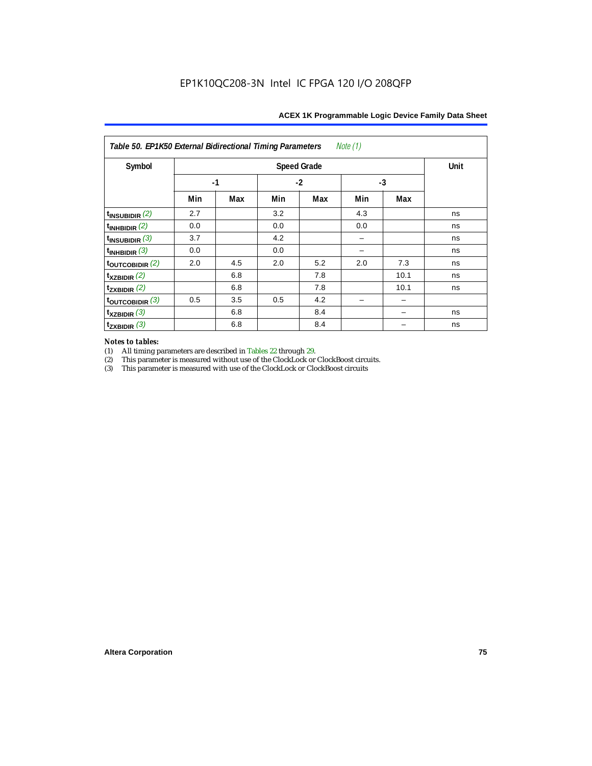EP1K10QC208-3N Intel IC FPGA 120 I/O 208QFP

| *Table 50. EP1K50 External Bidirectional Timing Parameters* *Note (1)* | | | | | | | |
|---|---|---|---|---|---|---|---|
| Symbol | Speed Grade | | | | | | Unit |
| | -1 | | -2 | | -3 | | |
| | Min | Max | Min | Max | Min | Max | |
| $t_{INSUBIDIR}$ *(2)* | 2.7 | | 3.2 | | 4.3 | | ns |
| $t_{INHBIDIR}$ *(2)* | 0.0 | | 0.0 | | 0.0 | | ns |
| $t_{INSUBIDIR}$ *(3)* | 3.7 | | 4.2 | | – | | ns |
| $t_{INHBIDIR}$ *(3)* | 0.0 | | 0.0 | | – | | ns |
| $t_{OUTCOBIDIR}$ *(2)* | 2.0 | 4.5 | 2.0 | 5.2 | 2.0 | 7.3 | ns |
| $t_{XZBIDIR}$ *(2)* | | 6.8 | | 7.8 | | 10.1 | ns |
| $t_{ZXBIDIR}$ *(2)* | | 6.8 | | 7.8 | | 10.1 | ns |
| $t_{OUTCOBIDIR}$ *(3)* | 0.5 | 3.5 | 0.5 | 4.2 | – | – | |
| $t_{XZBIDIR}$ *(3)* | | 6.8 | | 8.4 | | – | ns |
| $t_{ZXBIDIR}$ *(3)* | | 6.8 | | 8.4 | | – | ns |

*Notes to tables:*

(1) All timing parameters are described in Tables 22 through 29.

(2) This parameter is measured without use of the ClockLock or ClockBoost circuits.

(3) This parameter is measured with use of the ClockLock or ClockBoost circuits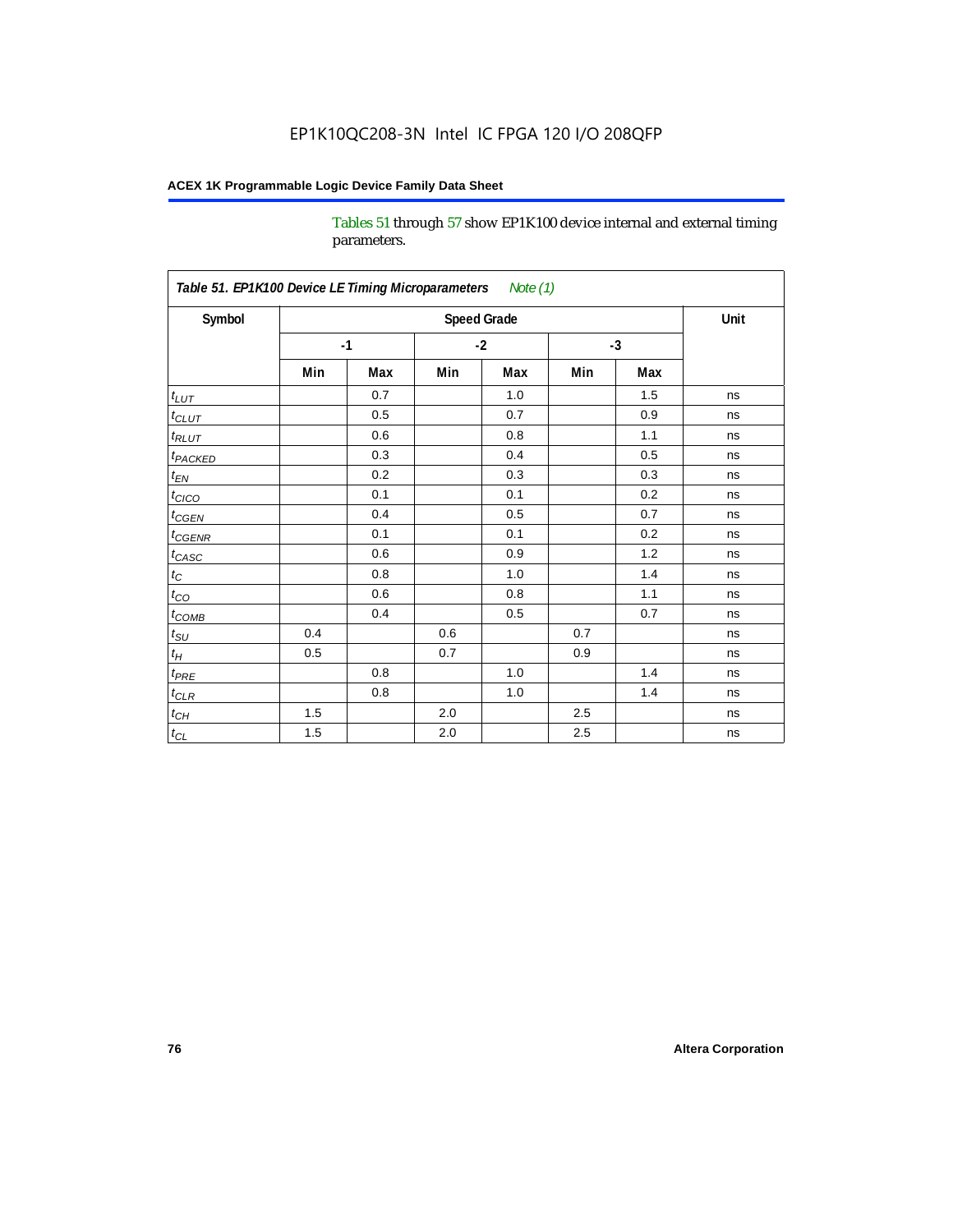Tables 51 through 57 show EP1K100 device internal and external timing parameters.

| Table 51. EP1K100 Device LE Timing Microparameters *Note (1)* | | | | | | | |
|---|---|---|---|---|---|---|---|
| Symbol | Speed Grade | | | | | | Unit |
| | -1 | | -2 | | -3 | | |
| | Min | Max | Min | Max | Min | Max | |
| $t_{LUT}$ | | 0.7 | | 1.0 | | 1.5 | ns |
| $t_{CLUT}$ | | 0.5 | | 0.7 | | 0.9 | ns |
| $t_{RLUT}$ | | 0.6 | | 0.8 | | 1.1 | ns |
| $t_{PACKED}$ | | 0.3 | | 0.4 | | 0.5 | ns |
| $t_{EN}$ | | 0.2 | | 0.3 | | 0.3 | ns |
| $t_{CICO}$ | | 0.1 | | 0.1 | | 0.2 | ns |
| $t_{CGEN}$ | | 0.4 | | 0.5 | | 0.7 | ns |
| $t_{CGENR}$ | | 0.1 | | 0.1 | | 0.2 | ns |
| $t_{CASC}$ | | 0.6 | | 0.9 | | 1.2 | ns |
| $t_{C}$ | | 0.8 | | 1.0 | | 1.4 | ns |
| $t_{CO}$ | | 0.6 | | 0.8 | | 1.1 | ns |
| $t_{COMB}$ | | 0.4 | | 0.5 | | 0.7 | ns |
| $t_{SU}$ | 0.4 | | 0.6 | | 0.7 | | ns |
| $t_{H}$ | 0.5 | | 0.7 | | 0.9 | | ns |
| $t_{PRE}$ | | 0.8 | | 1.0 | | 1.4 | ns |
| $t_{CLR}$ | | 0.8 | | 1.0 | | 1.4 | ns |
| $t_{CH}$ | 1.5 | | 2.0 | | 2.5 | | ns |
| $t_{CL}$ | 1.5 | | 2.0 | | 2.5 | | ns |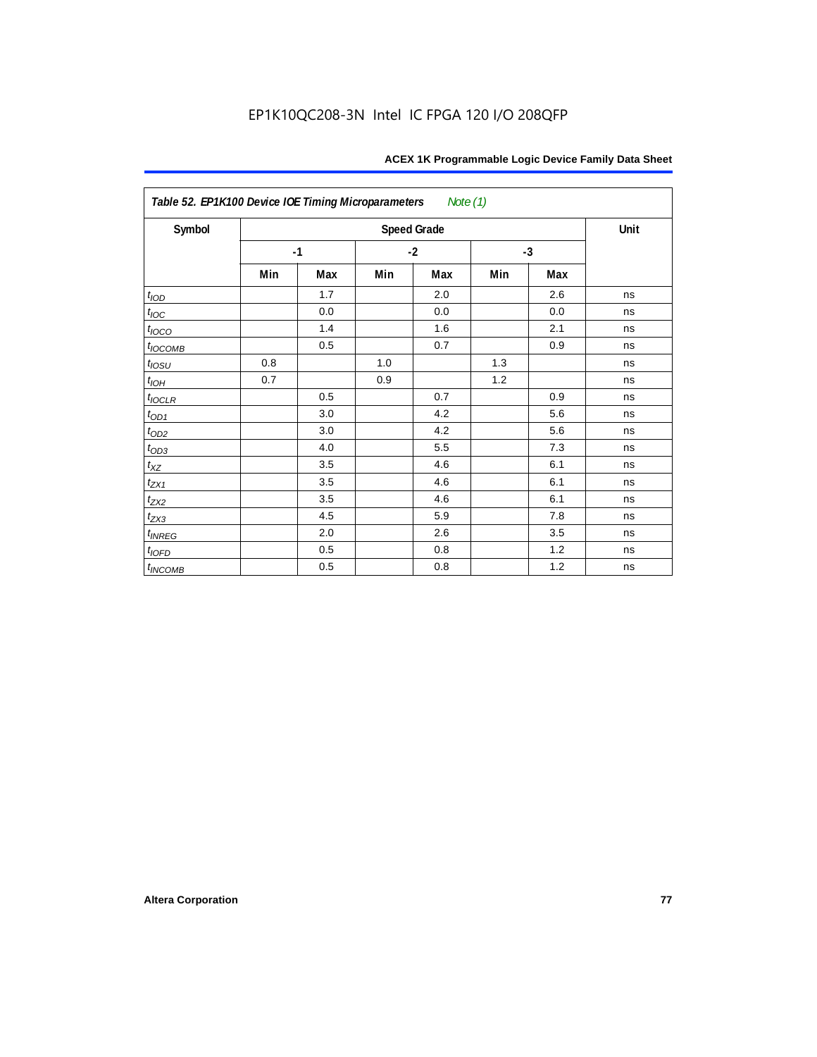*Table 52. EP1K100 Device IOE Timing Microparameters Note (1)*

| Symbol | Speed Grade | | | | | | Unit |
|---|---|---|---|---|---|---|---|
| | -1 | | -2 | | -3 | | |
| | Min | Max | Min | Max | Min | Max | |
| $t_{IOD}$ | | 1.7 | | 2.0 | | 2.6 | ns |
| $t_{IOC}$ | | 0.0 | | 0.0 | | 0.0 | ns |
| $t_{IOCO}$ | | 1.4 | | 1.6 | | 2.1 | ns |
| $t_{IOCOMB}$ | | 0.5 | | 0.7 | | 0.9 | ns |
| $t_{IOSU}$ | 0.8 | | 1.0 | | 1.3 | | ns |
| $t_{IOH}$ | 0.7 | | 0.9 | | 1.2 | | ns |
| $t_{IOCLR}$ | | 0.5 | | 0.7 | | 0.9 | ns |
| $t_{OD1}$ | | 3.0 | | 4.2 | | 5.6 | ns |
| $t_{OD2}$ | | 3.0 | | 4.2 | | 5.6 | ns |
| $t_{OD3}$ | | 4.0 | | 5.5 | | 7.3 | ns |
| $t_{XZ}$ | | 3.5 | | 4.6 | | 6.1 | ns |
| $t_{ZX1}$ | | 3.5 | | 4.6 | | 6.1 | ns |
| $t_{ZX2}$ | | 3.5 | | 4.6 | | 6.1 | ns |
| $t_{ZX3}$ | | 4.5 | | 5.9 | | 7.8 | ns |
| $t_{INREG}$ | | 2.0 | | 2.6 | | 3.5 | ns |
| $t_{IOFD}$ | | 0.5 | | 0.8 | | 1.2 | ns |
| $t_{INCOMB}$ | | 0.5 | | 0.8 | | 1.2 | ns |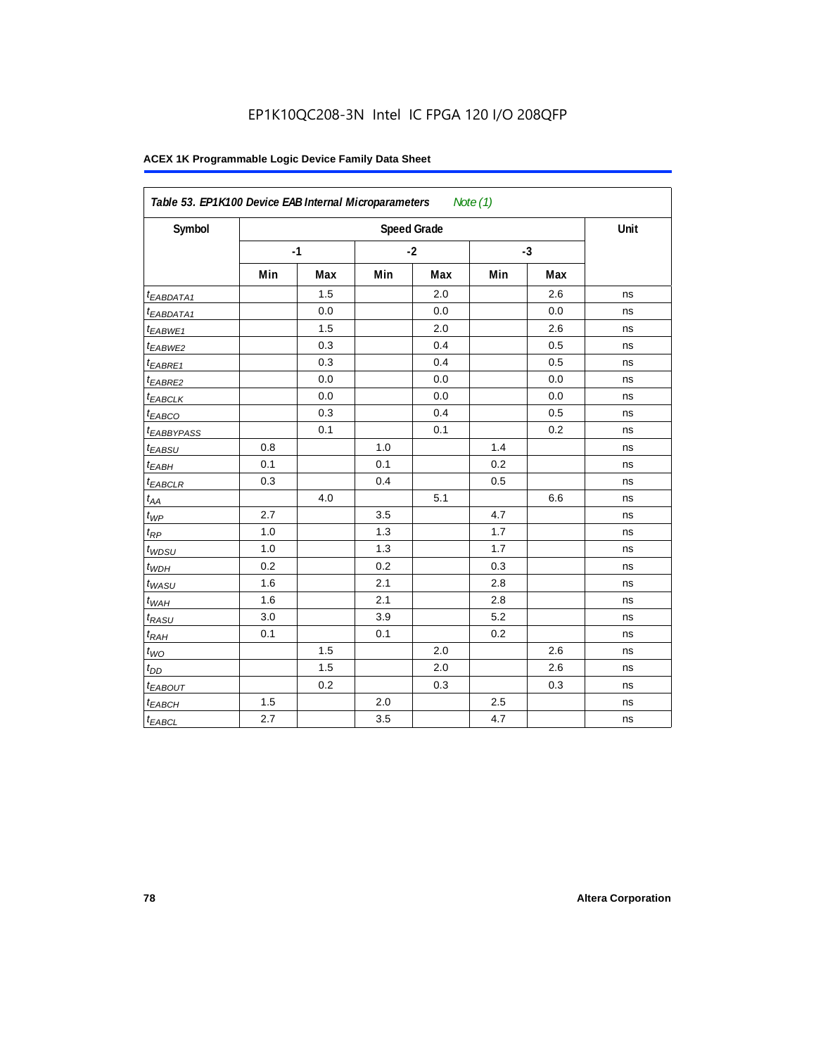EP1K10QC208-3N Intel IC FPGA 120 I/O 208QFP

**Table 53. EP1K100 Device EAB Internal Microparameters** *Note (1)*

| Symbol | Speed Grade | | | | | | Unit |
|---|---|---|---|---|---|---|---|
| | -1 | | -2 | | -3 | | |
| | Min | Max | Min | Max | Min | Max | |
| $t_{EABDATA1}$ | | 1.5 | | 2.0 | | 2.6 | ns |
| $t_{EABDATA1}$ | | 0.0 | | 0.0 | | 0.0 | ns |
| $t_{EABWE1}$ | | 1.5 | | 2.0 | | 2.6 | ns |
| $t_{EABWE2}$ | | 0.3 | | 0.4 | | 0.5 | ns |
| $t_{EABRE1}$ | | 0.3 | | 0.4 | | 0.5 | ns |
| $t_{EABRE2}$ | | 0.0 | | 0.0 | | 0.0 | ns |
| $t_{EABCLK}$ | | 0.0 | | 0.0 | | 0.0 | ns |
| $t_{EABCO}$ | | 0.3 | | 0.4 | | 0.5 | ns |
| $t_{EABBYPASS}$ | | 0.1 | | 0.1 | | 0.2 | ns |
| $t_{EABSU}$ | 0.8 | | 1.0 | | 1.4 | | ns |
| $t_{EABH}$ | 0.1 | | 0.1 | | 0.2 | | ns |
| $t_{EABCLR}$ | 0.3 | | 0.4 | | 0.5 | | ns |
| $t_{AA}$ | | 4.0 | | 5.1 | | 6.6 | ns |
| $t_{WP}$ | 2.7 | | 3.5 | | 4.7 | | ns |
| $t_{RP}$ | 1.0 | | 1.3 | | 1.7 | | ns |
| $t_{WDSU}$ | 1.0 | | 1.3 | | 1.7 | | ns |
| $t_{WDH}$ | 0.2 | | 0.2 | | 0.3 | | ns |
| $t_{WASU}$ | 1.6 | | 2.1 | | 2.8 | | ns |
| $t_{WAH}$ | 1.6 | | 2.1 | | 2.8 | | ns |
| $t_{RASU}$ | 3.0 | | 3.9 | | 5.2 | | ns |
| $t_{RAH}$ | 0.1 | | 0.1 | | 0.2 | | ns |
| $t_{WO}$ | | 1.5 | | 2.0 | | 2.6 | ns |
| $t_{DD}$ | | 1.5 | | 2.0 | | 2.6 | ns |
| $t_{EABOUT}$ | | 0.2 | | 0.3 | | 0.3 | ns |
| $t_{EABCH}$ | 1.5 | | 2.0 | | 2.5 | | ns |
| $t_{EABCL}$ | 2.7 | | 3.5 | | 4.7 | | ns |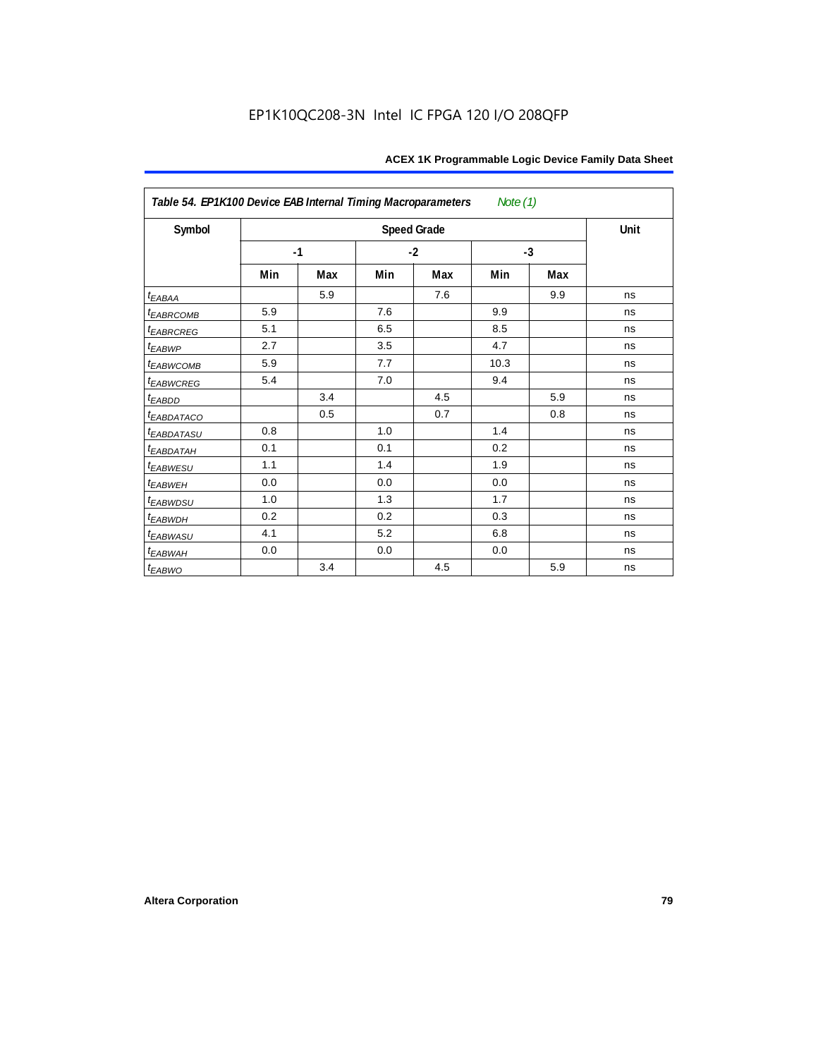| *Table 54. EP1K100 Device EAB Internal Timing Macroparameters* *Note (1)* | | | | | | | |
|---|---|---|---|---|---|---|---|
| Symbol | Speed Grade | | | | | | Unit |
| | -1 | | -2 | | -3 | | |
| | Min | Max | Min | Max | Min | Max | |
| $t_{EABAA}$ | | 5.9 | | 7.6 | | 9.9 | ns |
| $t_{EABRCOMB}$ | 5.9 | | 7.6 | | 9.9 | | ns |
| $t_{EABRCREG}$ | 5.1 | | 6.5 | | 8.5 | | ns |
| $t_{EABWP}$ | 2.7 | | 3.5 | | 4.7 | | ns |
| $t_{EABWCOMB}$ | 5.9 | | 7.7 | | 10.3 | | ns |
| $t_{EABWCREG}$ | 5.4 | | 7.0 | | 9.4 | | ns |
| $t_{EABDD}$ | | 3.4 | | 4.5 | | 5.9 | ns |
| $t_{EABDATACO}$ | | 0.5 | | 0.7 | | 0.8 | ns |
| $t_{EABDATASU}$ | 0.8 | | 1.0 | | 1.4 | | ns |
| $t_{EABDATAH}$ | 0.1 | | 0.1 | | 0.2 | | ns |
| $t_{EABWESU}$ | 1.1 | | 1.4 | | 1.9 | | ns |
| $t_{EABWEH}$ | 0.0 | | 0.0 | | 0.0 | | ns |
| $t_{EABWDSU}$ | 1.0 | | 1.3 | | 1.7 | | ns |
| $t_{EABWDH}$ | 0.2 | | 0.2 | | 0.3 | | ns |
| $t_{EABWASU}$ | 4.1 | | 5.2 | | 6.8 | | ns |
| $t_{EABWAH}$ | 0.0 | | 0.0 | | 0.0 | | ns |
| $t_{EABWO}$ | | 3.4 | | 4.5 | | 5.9 | ns |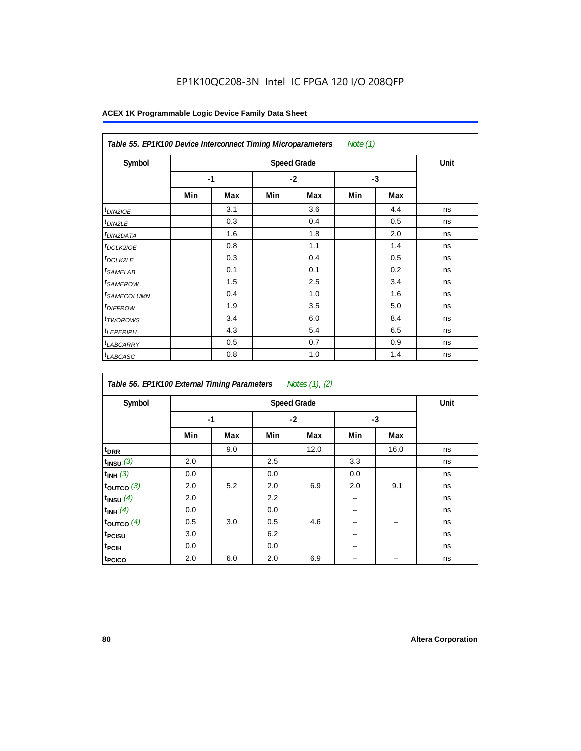EP1K10QC208-3N Intel IC FPGA 120 I/O 208QFP

**ACEX 1K Programmable Logic Device Family Data Sheet**

| *Table 55. EP1K100 Device Interconnect Timing Microparameters* *Note (1)* | | | | | | | |
|---|---|---|---|---|---|---|---|
| **Symbol** | **Speed Grade** | | | | | | **Unit** |
| | **-1** | | **-2** | | **-3** | | |
| | **Min** | **Max** | **Min** | **Max** | **Min** | **Max** | |
| $t_{DIN2IOE}$ | | 3.1 | | 3.6 | | 4.4 | ns |
| $t_{DIN2LE}$ | | 0.3 | | 0.4 | | 0.5 | ns |
| $t_{DIN2DATA}$ | | 1.6 | | 1.8 | | 2.0 | ns |
| $t_{DCLK2IOE}$ | | 0.8 | | 1.1 | | 1.4 | ns |
| $t_{DCLK2LE}$ | | 0.3 | | 0.4 | | 0.5 | ns |
| $t_{SAMELAB}$ | | 0.1 | | 0.1 | | 0.2 | ns |
| $t_{SAMEROW}$ | | 1.5 | | 2.5 | | 3.4 | ns |
| $t_{SAMECOLUMN}$ | | 0.4 | | 1.0 | | 1.6 | ns |
| $t_{DIFFROW}$ | | 1.9 | | 3.5 | | 5.0 | ns |
| $t_{TWOROWS}$ | | 3.4 | | 6.0 | | 8.4 | ns |
| $t_{LEPERIPH}$ | | 4.3 | | 5.4 | | 6.5 | ns |
| $t_{LABCARRY}$ | | 0.5 | | 0.7 | | 0.9 | ns |
| $t_{LABCASC}$ | | 0.8 | | 1.0 | | 1.4 | ns |

| *Table 56. EP1K100 External Timing Parameters* *Notes (1), (2)* | | | | | | | |
|---|---|---|---|---|---|---|---|
| **Symbol** | **Speed Grade** | | | | | | **Unit** |
| | **-1** | | **-2** | | **-3** | | |
| | **Min** | **Max** | **Min** | **Max** | **Min** | **Max** | |
| $t_{DRR}$ | | 9.0 | | 12.0 | | 16.0 | ns |
| $t_{INSU}$ *(3)* | 2.0 | | 2.5 | | 3.3 | | ns |
| $t_{INH}$ *(3)* | 0.0 | | 0.0 | | 0.0 | | ns |
| $t_{OUTCO}$ *(3)* | 2.0 | 5.2 | 2.0 | 6.9 | 2.0 | 9.1 | ns |
| $t_{INSU}$ *(4)* | 2.0 | | 2.2 | | – | | ns |
| $t_{INH}$ *(4)* | 0.0 | | 0.0 | | – | | ns |
| $t_{OUTCO}$ *(4)* | 0.5 | 3.0 | 0.5 | 4.6 | – | – | ns |
| $t_{PCISU}$ | 3.0 | | 6.2 | | – | | ns |
| $t_{PCIH}$ | 0.0 | | 0.0 | | – | | ns |
| $t_{PCICO}$ | 2.0 | 6.0 | 2.0 | 6.9 | – | – | ns |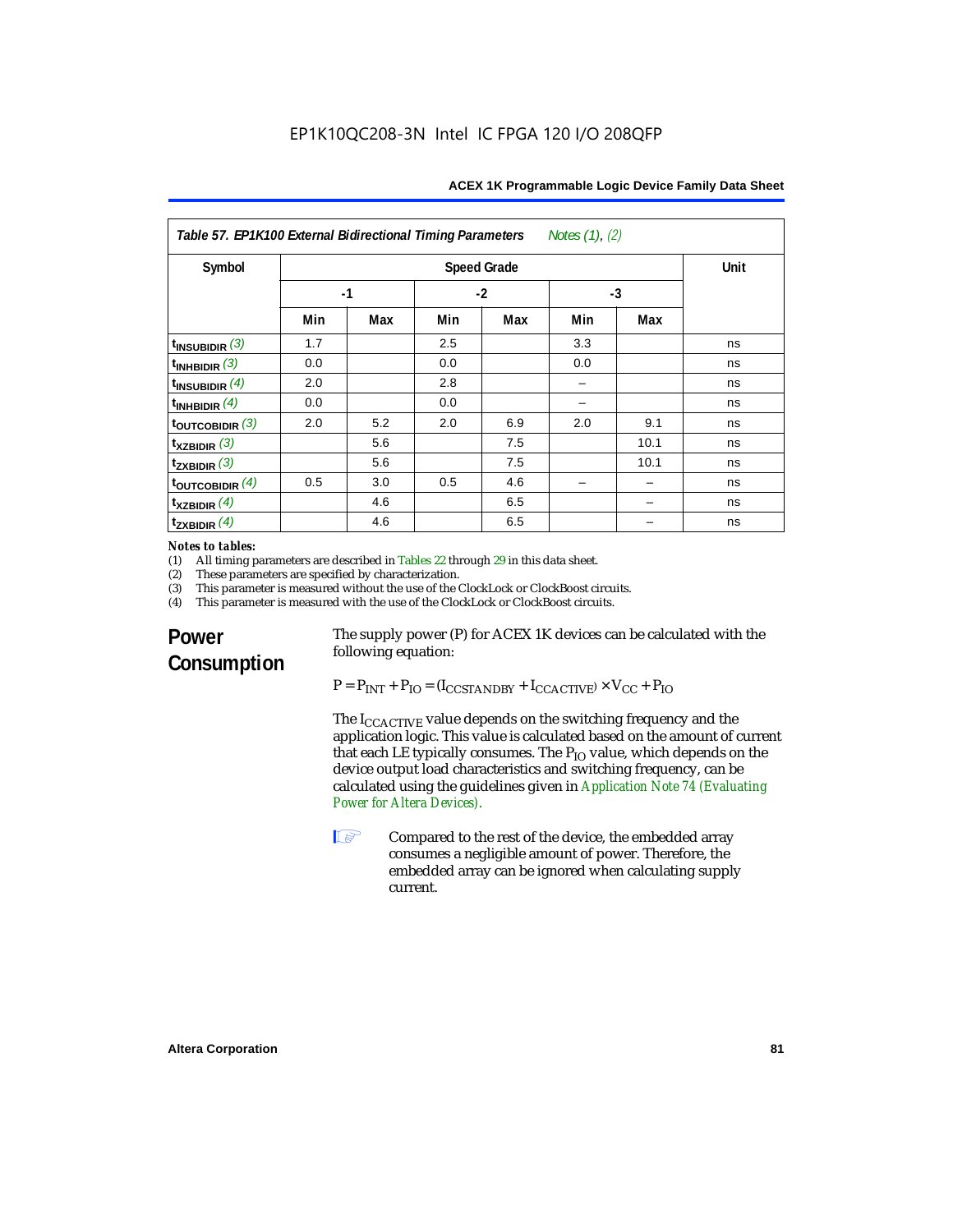**Table 57. EP1K100 External Bidirectional Timing Parameters** *Notes (1), (2)*

| Symbol | Speed Grade | | | | | | Unit |
|---|---|---|---|---|---|---|---|
| | -1 | | -2 | | -3 | | |
| | Min | Max | Min | Max | Min | Max | |
| $t_{INSUBIDIR}$ (3) | 1.7 | | 2.5 | | 3.3 | | ns |
| $t_{INHBIDIR}$ (3) | 0.0 | | 0.0 | | 0.0 | | ns |
| $t_{INSUBIDIR}$ (4) | 2.0 | | 2.8 | | – | | ns |
| $t_{INHBIDIR}$ (4) | 0.0 | | 0.0 | | – | | ns |
| $t_{OUTCOBIDIR}$ (3) | 2.0 | 5.2 | 2.0 | 6.9 | 2.0 | 9.1 | ns |
| $t_{XZBIDIR}$ (3) | | 5.6 | | 7.5 | | 10.1 | ns |
| $t_{ZXBIDIR}$ (3) | | 5.6 | | 7.5 | | 10.1 | ns |
| $t_{OUTCOBIDIR}$ (4) | 0.5 | 3.0 | 0.5 | 4.6 | – | – | ns |
| $t_{XZBIDIR}$ (4) | | 4.6 | | 6.5 | | – | ns |
| $t_{ZXBIDIR}$ (4) | | 4.6 | | 6.5 | | – | ns |

*Notes to tables:*

(1) All timing parameters are described in Tables 22 through 29 in this data sheet.
(2) These parameters are specified by characterization.
(3) This parameter is measured without the use of the ClockLock or ClockBoost circuits.
(4) This parameter is measured with the use of the ClockLock or ClockBoost circuits.

## Power Consumption

The supply power (P) for ACEX 1K devices can be calculated with the following equation:

$$P = P_{INT} + P_{IO} = (I_{CCSTANDBY} + I_{CCACTIVE}) \times V_{CC} + P_{IO}$$

The $I_{CCACTIVE}$ value depends on the switching frequency and the application logic. This value is calculated based on the amount of current that each LE typically consumes. The $P_{IO}$ value, which depends on the device output load characteristics and switching frequency, can be calculated using the guidelines given in Application Note 74 (Evaluating Power for Altera Devices).

Compared to the rest of the device, the embedded array consumes a negligible amount of power. Therefore, the embedded array can be ignored when calculating supply current.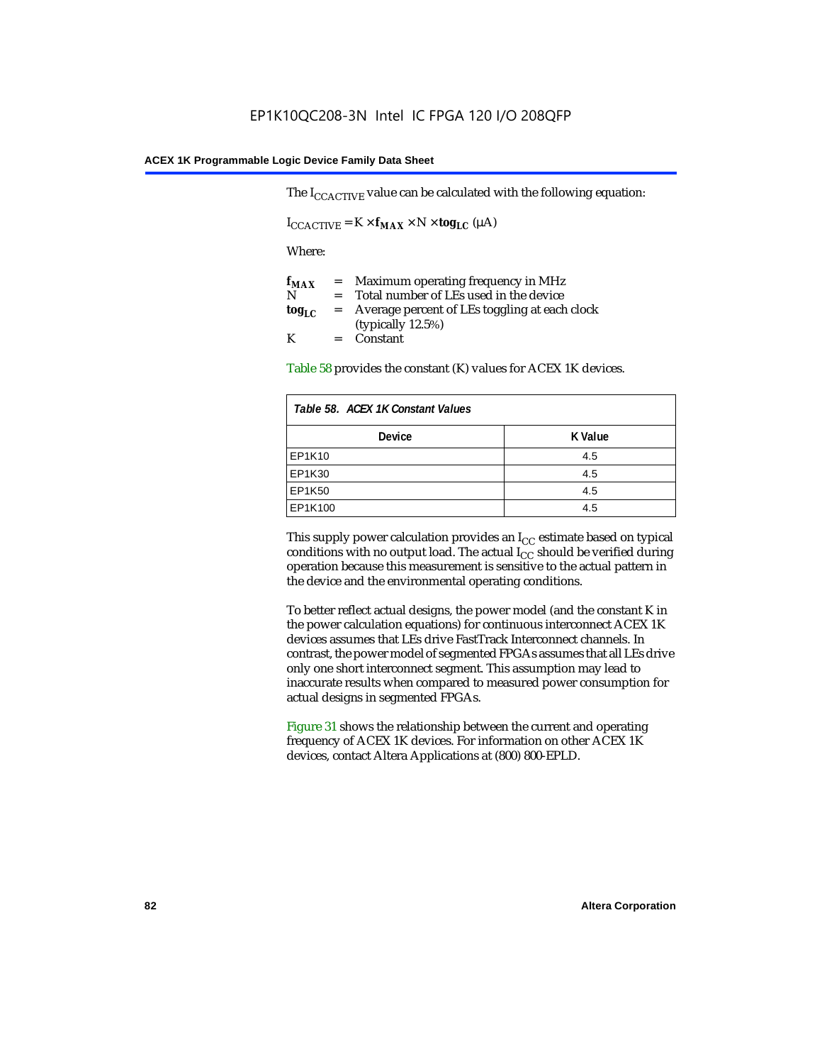The $I_{CCACTIVE}$ value can be calculated with the following equation:

$$I_{CCACTIVE} = K \times \mathbf{f_{MAX}} \times N \times \mathbf{tog_{LC}} \ (\mu A)$$

Where:

| | | |
|---|---|---|
| $\mathbf{f_{MAX}}$ | = | Maximum operating frequency in MHz |
| N | = | Total number of LEs used in the device |
| $\mathbf{tog_{LC}}$ | = | Average percent of LEs toggling at each clock (typically 12.5%) |
| K | = | Constant |

Table 58 provides the constant (K) values for ACEX 1K devices.

*Table 58. ACEX 1K Constant Values*

| Device | K Value |
|---|---|
| EP1K10 | 4.5 |
| EP1K30 | 4.5 |
| EP1K50 | 4.5 |
| EP1K100 | 4.5 |

This supply power calculation provides an $I_{CC}$ estimate based on typical conditions with no output load. The actual $I_{CC}$ should be verified during operation because this measurement is sensitive to the actual pattern in the device and the environmental operating conditions.

To better reflect actual designs, the power model (and the constant K in the power calculation equations) for continuous interconnect ACEX 1K devices assumes that LEs drive FastTrack Interconnect channels. In contrast, the power model of segmented FPGAs assumes that all LEs drive only one short interconnect segment. This assumption may lead to inaccurate results when compared to measured power consumption for actual designs in segmented FPGAs.

Figure 31 shows the relationship between the current and operating frequency of ACEX 1K devices. For information on other ACEX 1K devices, contact Altera Applications at (800) 800-EPLD.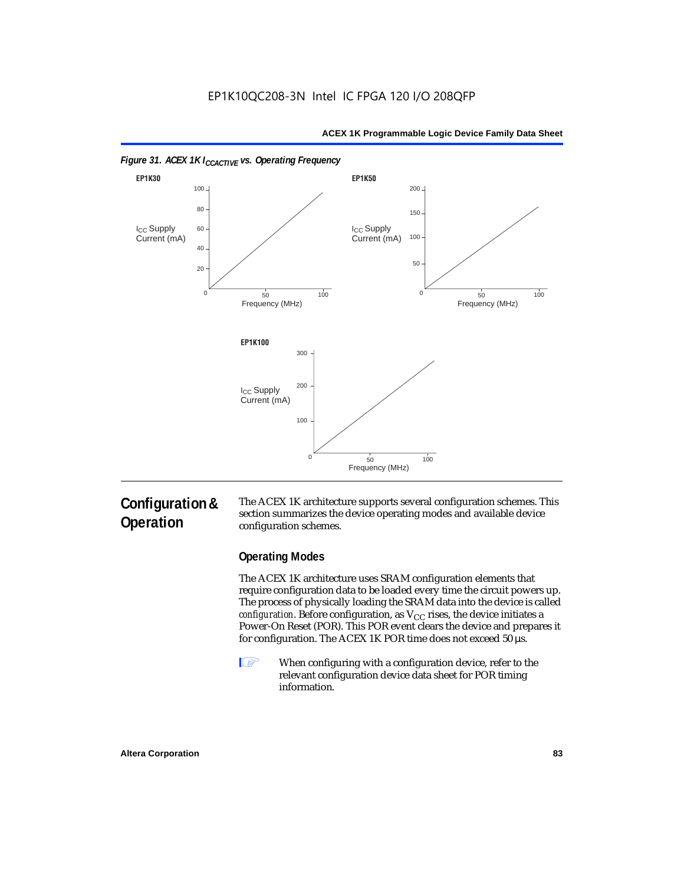*Figure 31. ACEX 1K $I_{CCACTIVE}$ vs. Operating Frequency*

EP1K30

| Frequency (MHz) | $I_{CC}$ Supply Current (mA) |
|---|---|
| 0 | 0 |
| 100 | ~97 |

EP1K50

| Frequency (MHz) | $I_{CC}$ Supply Current (mA) |
|---|---|
| 0 | 0 |
| 100 | ~165 |

EP1K100

| Frequency (MHz) | $I_{CC}$ Supply Current (mA) |
|---|---|
| 0 | 0 |
| 100 | ~280 |

# Configuration & Operation

The ACEX 1K architecture supports several configuration schemes. This section summarizes the device operating modes and available device configuration schemes.

## Operating Modes

The ACEX 1K architecture uses SRAM configuration elements that require configuration data to be loaded every time the circuit powers up. The process of physically loading the SRAM data into the device is called *configuration*. Before configuration, as $V_{CC}$ rises, the device initiates a Power-On Reset (POR). This POR event clears the device and prepares it for configuration. The ACEX 1K POR time does not exceed 50 µs.

When configuring with a configuration device, refer to the relevant configuration device data sheet for POR timing information.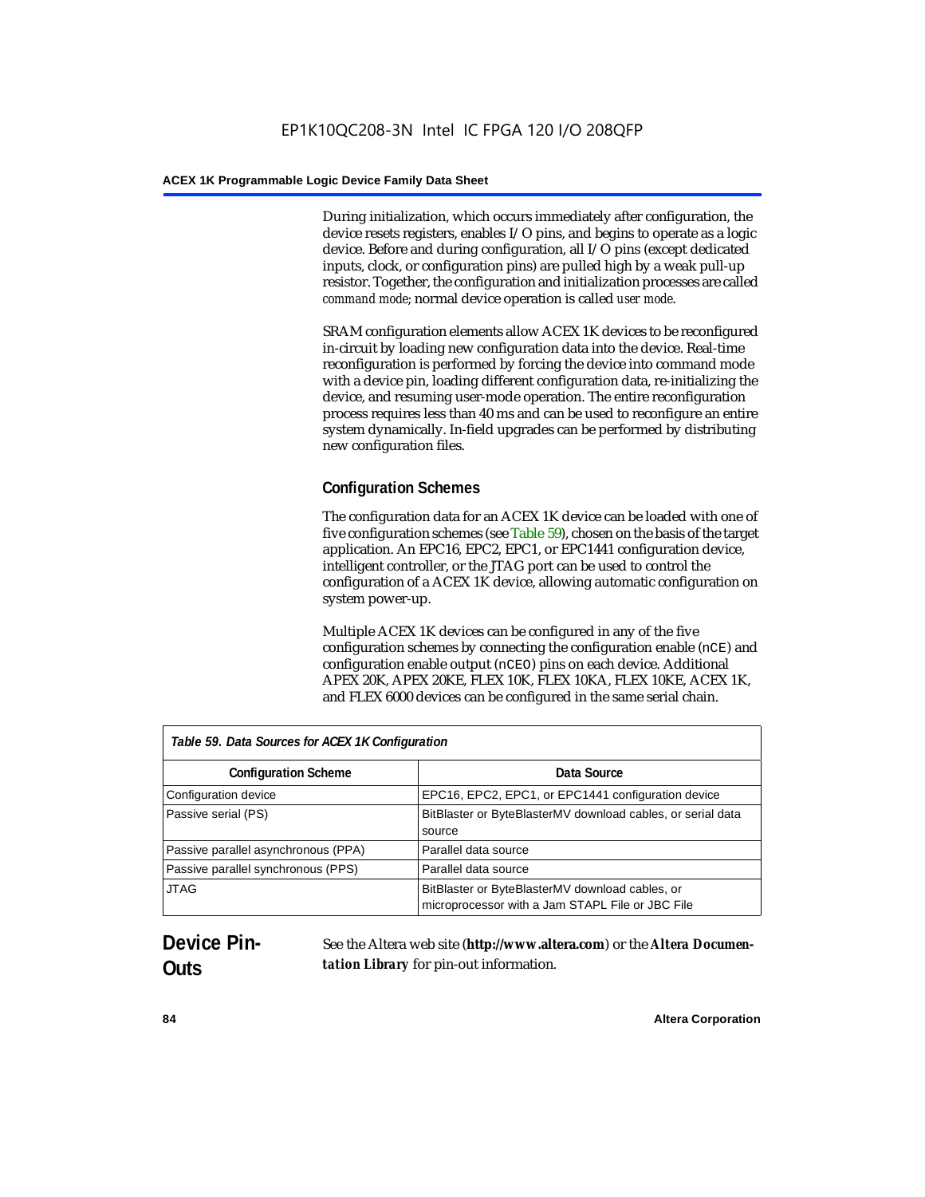During initialization, which occurs immediately after configuration, the device resets registers, enables I/O pins, and begins to operate as a logic device. Before and during configuration, all I/O pins (except dedicated inputs, clock, or configuration pins) are pulled high by a weak pull-up resistor. Together, the configuration and initialization processes are called *command mode*; normal device operation is called *user mode*.

SRAM configuration elements allow ACEX 1K devices to be reconfigured in-circuit by loading new configuration data into the device. Real-time reconfiguration is performed by forcing the device into command mode with a device pin, loading different configuration data, re-initializing the device, and resuming user-mode operation. The entire reconfiguration process requires less than 40 ms and can be used to reconfigure an entire system dynamically. In-field upgrades can be performed by distributing new configuration files.

### Configuration Schemes

The configuration data for an ACEX 1K device can be loaded with one of five configuration schemes (see Table 59), chosen on the basis of the target application. An EPC16, EPC2, EPC1, or EPC1441 configuration device, intelligent controller, or the JTAG port can be used to control the configuration of a ACEX 1K device, allowing automatic configuration on system power-up.

Multiple ACEX 1K devices can be configured in any of the five configuration schemes by connecting the configuration enable (`nCE`) and configuration enable output (`nCEO`) pins on each device. Additional APEX 20K, APEX 20KE, FLEX 10K, FLEX 10KA, FLEX 10KE, ACEX 1K, and FLEX 6000 devices can be configured in the same serial chain.

*Table 59. Data Sources for ACEX 1K Configuration*

| Configuration Scheme | Data Source |
|---|---|
| Configuration device | EPC16, EPC2, EPC1, or EPC1441 configuration device |
| Passive serial (PS) | BitBlaster or ByteBlasterMV download cables, or serial data source |
| Passive parallel asynchronous (PPA) | Parallel data source |
| Passive parallel synchronous (PPS) | Parallel data source |
| JTAG | BitBlaster or ByteBlasterMV download cables, or microprocessor with a Jam STAPL File or JBC File |

## Device Pin-Outs

See the Altera web site (**http://www.altera.com**) or the ***Altera Documentation Library*** for pin-out information.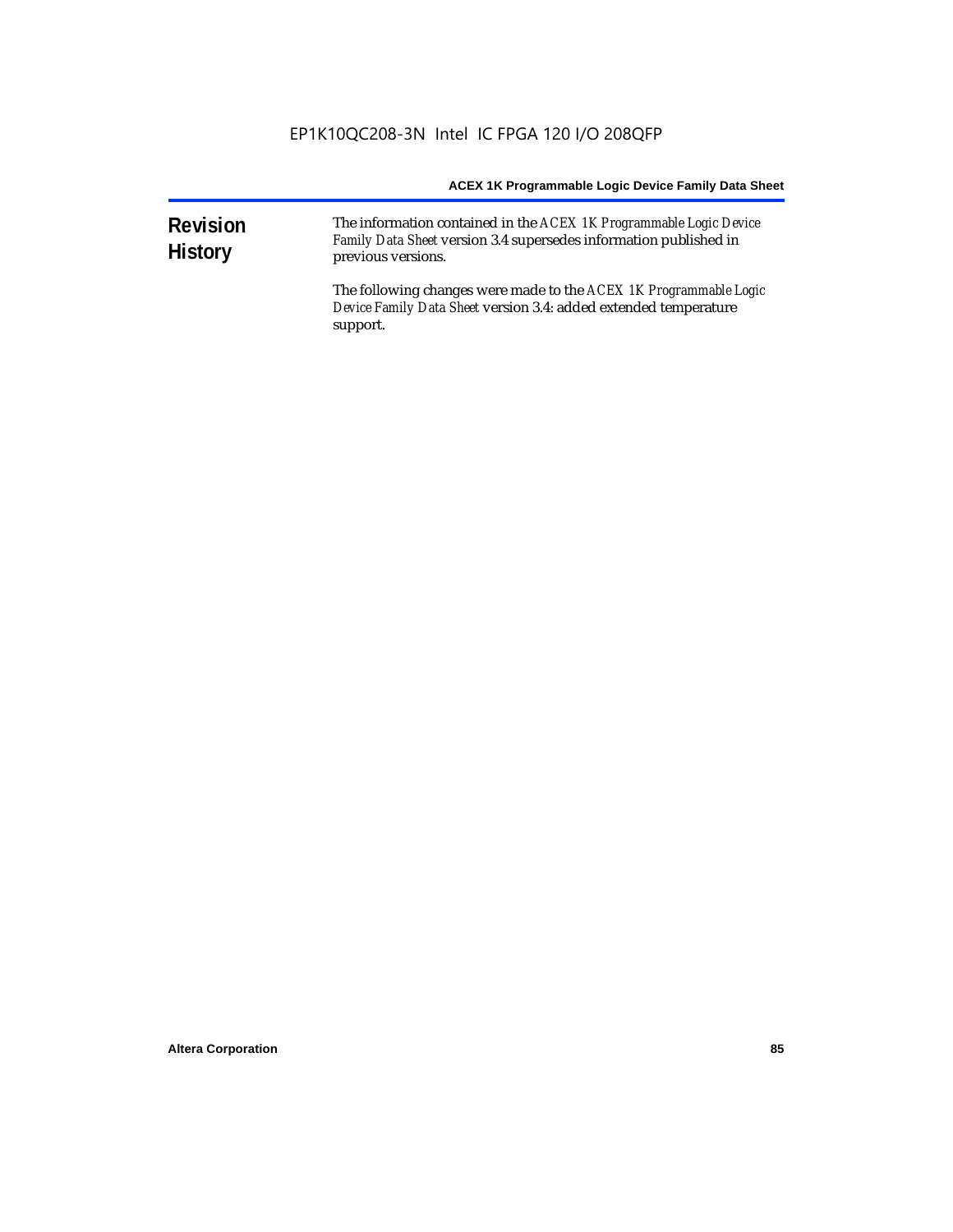## Revision History

The information contained in the *ACEX 1K Programmable Logic Device Family Data Sheet* version 3.4 supersedes information published in previous versions.

The following changes were made to the *ACEX 1K Programmable Logic Device Family Data Sheet* version 3.4: added extended temperature support.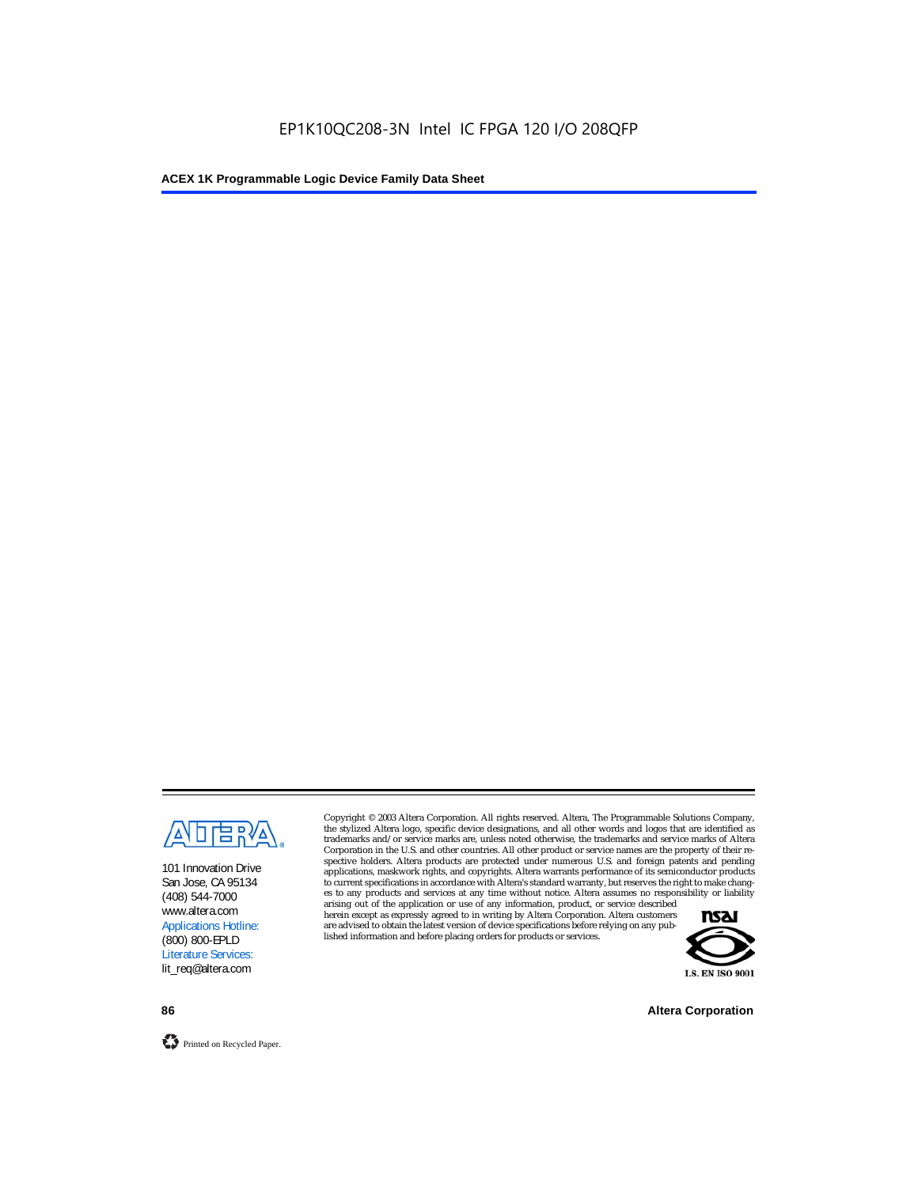101 Innovation Drive
San Jose, CA 95134
(408) 544-7000
www.altera.com
Applications Hotline:
(800) 800-EPLD
Literature Services:
lit_req@altera.com

Copyright © 2003 Altera Corporation. All rights reserved. Altera, The Programmable Solutions Company, the stylized Altera logo, specific device designations, and all other words and logos that are identified as trademarks and/or service marks are, unless noted otherwise, the trademarks and service marks of Altera Corporation in the U.S. and other countries. All other product or service names are the property of their respective holders. Altera products are protected under numerous U.S. and foreign patents and pending applications, maskwork rights, and copyrights. Altera warrants performance of its semiconductor products to current specifications in accordance with Altera's standard warranty, but reserves the right to make changes to any products and services at any time without notice. Altera assumes no responsibility or liability arising out of the application or use of any information, product, or service described herein except as expressly agreed to in writing by Altera Corporation. Altera customers are advised to obtain the latest version of device specifications before relying on any published information and before placing orders for products or services.

I.S. EN ISO 9001

Printed on Recycled Paper.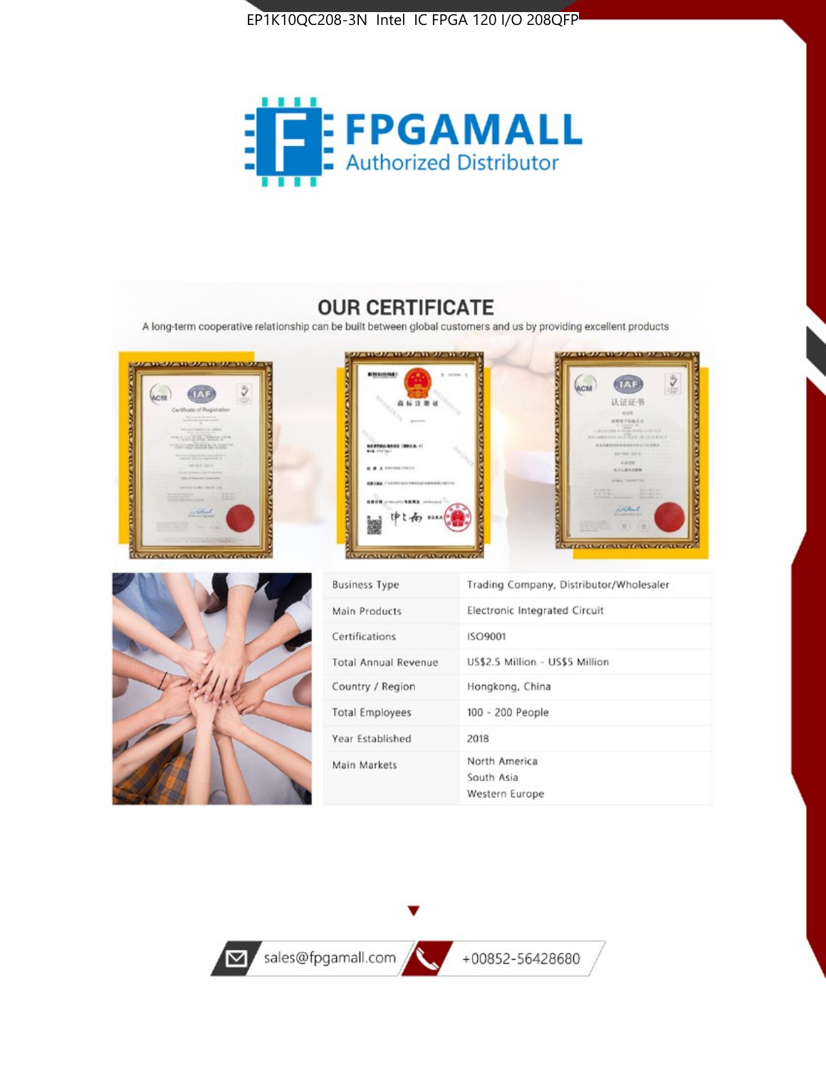FPGAMALL
Authorized Distributor

## OUR CERTIFICATE

A long-term cooperative relationship can be built between global customers and us by providing excellent products

| | |
|---|---|
| Business Type | Trading Company, Distributor/Wholesaler |
| Main Products | Electronic Integrated Circuit |
| Certifications | ISO9001 |
| Total Annual Revenue | US$2.5 Million - US$5 Million |
| Country / Region | Hongkong, China |
| Total Employees | 100 - 200 People |
| Year Established | 2018 |
| Main Markets | North America<br>South Asia<br>Western Europe |

sales@fpgamall.com

+00852-56428680